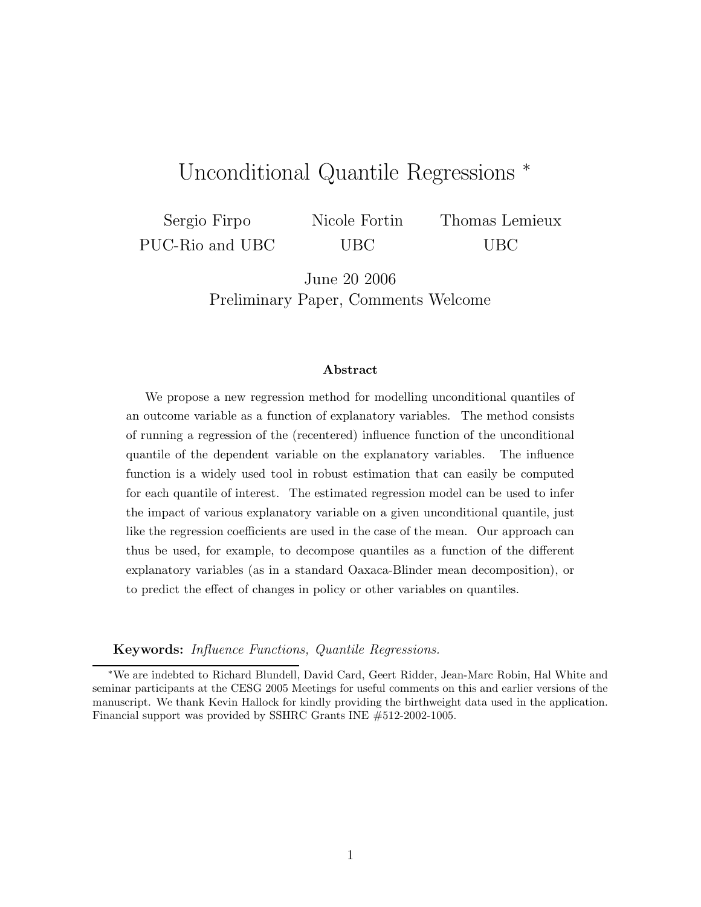# Unconditional Quantile Regressions *

Sergio Firpo — PUC-Rio and UBC

Nicole Fortin — UBC

Thomas Lemieux — UBC

June 20 2006

Preliminary Paper, Comments Welcome

### Abstract

We propose a new regression method for modelling unconditional quantiles of an outcome variable as a function of explanatory variables. The method consists of running a regression of the (recentered) influence function of the unconditional quantile of the dependent variable on the explanatory variables. The influence function is a widely used tool in robust estimation that can easily be computed for each quantile of interest. The estimated regression model can be used to infer the impact of various explanatory variable on a given unconditional quantile, just like the regression coefficients are used in the case of the mean. Our approach can thus be used, for example, to decompose quantiles as a function of the different explanatory variables (as in a standard Oaxaca-Blinder mean decomposition), or to predict the effect of changes in policy or other variables on quantiles.

**Keywords:** *Influence Functions, Quantile Regressions.*

*We are indebted to Richard Blundell, David Card, Geert Ridder, Jean-Marc Robin, Hal White and seminar participants at the CESG 2005 Meetings for useful comments on this and earlier versions of the manuscript. We thank Kevin Hallock for kindly providing the birthweight data used in the application. Financial support was provided by SSHRC Grants INE #512-2002-1005.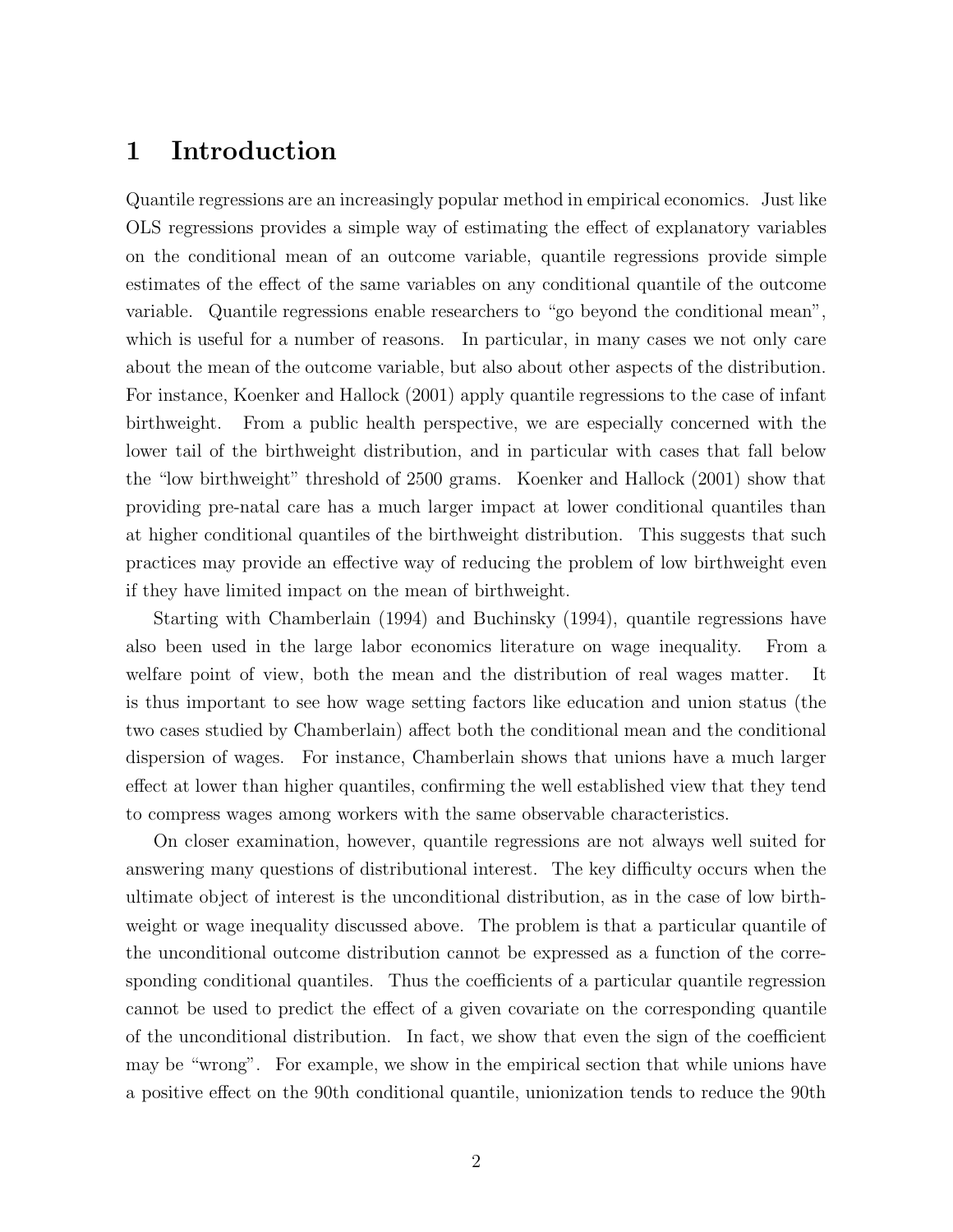# 1 Introduction

Quantile regressions are an increasingly popular method in empirical economics. Just like OLS regressions provides a simple way of estimating the effect of explanatory variables on the conditional mean of an outcome variable, quantile regressions provide simple estimates of the effect of the same variables on any conditional quantile of the outcome variable. Quantile regressions enable researchers to "go beyond the conditional mean", which is useful for a number of reasons. In particular, in many cases we not only care about the mean of the outcome variable, but also about other aspects of the distribution. For instance, Koenker and Hallock (2001) apply quantile regressions to the case of infant birthweight. From a public health perspective, we are especially concerned with the lower tail of the birthweight distribution, and in particular with cases that fall below the "low birthweight" threshold of 2500 grams. Koenker and Hallock (2001) show that providing pre-natal care has a much larger impact at lower conditional quantiles than at higher conditional quantiles of the birthweight distribution. This suggests that such practices may provide an effective way of reducing the problem of low birthweight even if they have limited impact on the mean of birthweight.

Starting with Chamberlain (1994) and Buchinsky (1994), quantile regressions have also been used in the large labor economics literature on wage inequality. From a welfare point of view, both the mean and the distribution of real wages matter. It is thus important to see how wage setting factors like education and union status (the two cases studied by Chamberlain) affect both the conditional mean and the conditional dispersion of wages. For instance, Chamberlain shows that unions have a much larger effect at lower than higher quantiles, confirming the well established view that they tend to compress wages among workers with the same observable characteristics.

On closer examination, however, quantile regressions are not always well suited for answering many questions of distributional interest. The key difficulty occurs when the ultimate object of interest is the unconditional distribution, as in the case of low birthweight or wage inequality discussed above. The problem is that a particular quantile of the unconditional outcome distribution cannot be expressed as a function of the corresponding conditional quantiles. Thus the coefficients of a particular quantile regression cannot be used to predict the effect of a given covariate on the corresponding quantile of the unconditional distribution. In fact, we show that even the sign of the coefficient may be "wrong". For example, we show in the empirical section that while unions have a positive effect on the 90th conditional quantile, unionization tends to reduce the 90th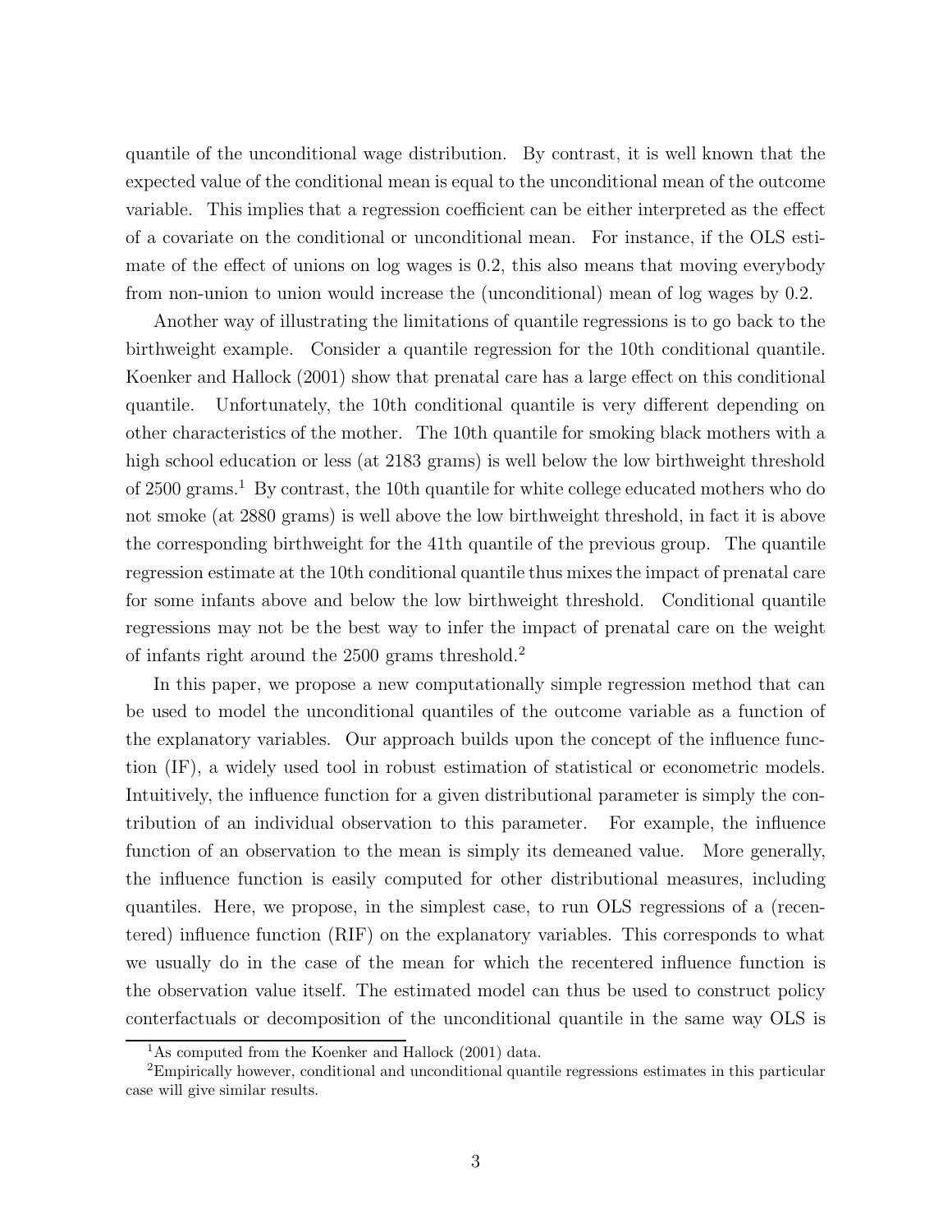quantile of the unconditional wage distribution. By contrast, it is well known that the expected value of the conditional mean is equal to the unconditional mean of the outcome variable. This implies that a regression coefficient can be either interpreted as the effect of a covariate on the conditional or unconditional mean. For instance, if the OLS estimate of the effect of unions on log wages is 0.2, this also means that moving everybody from non-union to union would increase the (unconditional) mean of log wages by 0.2.

Another way of illustrating the limitations of quantile regressions is to go back to the birthweight example. Consider a quantile regression for the 10th conditional quantile. Koenker and Hallock (2001) show that prenatal care has a large effect on this conditional quantile. Unfortunately, the 10th conditional quantile is very different depending on other characteristics of the mother. The 10th quantile for smoking black mothers with a high school education or less (at 2183 grams) is well below the low birthweight threshold of 2500 grams.[1] By contrast, the 10th quantile for white college educated mothers who do not smoke (at 2880 grams) is well above the low birthweight threshold, in fact it is above the corresponding birthweight for the 41th quantile of the previous group. The quantile regression estimate at the 10th conditional quantile thus mixes the impact of prenatal care for some infants above and below the low birthweight threshold. Conditional quantile regressions may not be the best way to infer the impact of prenatal care on the weight of infants right around the 2500 grams threshold.[2]

In this paper, we propose a new computationally simple regression method that can be used to model the unconditional quantiles of the outcome variable as a function of the explanatory variables. Our approach builds upon the concept of the influence function (IF), a widely used tool in robust estimation of statistical or econometric models. Intuitively, the influence function for a given distributional parameter is simply the contribution of an individual observation to this parameter. For example, the influence function of an observation to the mean is simply its demeaned value. More generally, the influence function is easily computed for other distributional measures, including quantiles. Here, we propose, in the simplest case, to run OLS regressions of a (recentered) influence function (RIF) on the explanatory variables. This corresponds to what we usually do in the case of the mean for which the recentered influence function is the observation value itself. The estimated model can thus be used to construct policy conterfactuals or decomposition of the unconditional quantile in the same way OLS is

[1] As computed from the Koenker and Hallock (2001) data.

[2] Empirically however, conditional and unconditional quantile regressions estimates in this particular case will give similar results.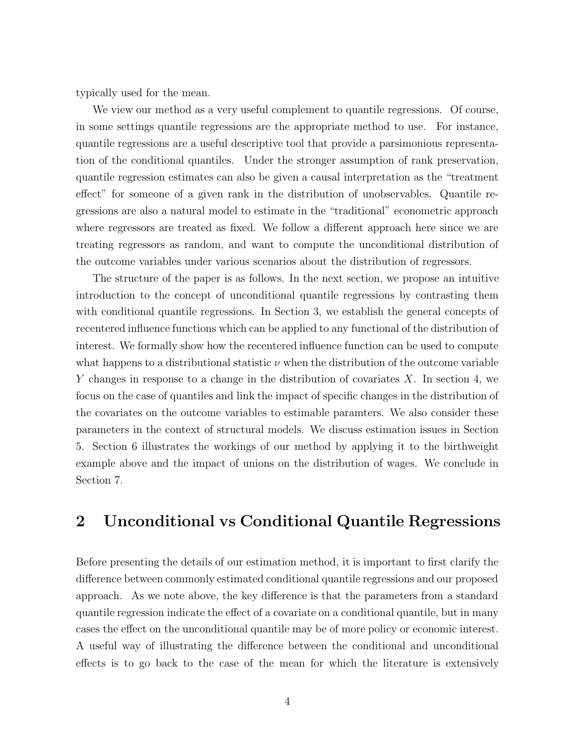typically used for the mean.

We view our method as a very useful complement to quantile regressions. Of course, in some settings quantile regressions are the appropriate method to use. For instance, quantile regressions are a useful descriptive tool that provide a parsimonious representation of the conditional quantiles. Under the stronger assumption of rank preservation, quantile regression estimates can also be given a causal interpretation as the "treatment effect" for someone of a given rank in the distribution of unobservables. Quantile regressions are also a natural model to estimate in the "traditional" econometric approach where regressors are treated as fixed. We follow a different approach here since we are treating regressors as random, and want to compute the unconditional distribution of the outcome variables under various scenarios about the distribution of regressors.

The structure of the paper is as follows. In the next section, we propose an intuitive introduction to the concept of unconditional quantile regressions by contrasting them with conditional quantile regressions. In Section 3, we establish the general concepts of recentered influence functions which can be applied to any functional of the distribution of interest. We formally show how the recentered influence function can be used to compute what happens to a distributional statistic $\nu$ when the distribution of the outcome variable $Y$ changes in response to a change in the distribution of covariates $X$. In section 4, we focus on the case of quantiles and link the impact of specific changes in the distribution of the covariates on the outcome variables to estimable paramters. We also consider these parameters in the context of structural models. We discuss estimation issues in Section 5. Section 6 illustrates the workings of our method by applying it to the birthweight example above and the impact of unions on the distribution of wages. We conclude in Section 7.

## 2 Unconditional vs Conditional Quantile Regressions

Before presenting the details of our estimation method, it is important to first clarify the difference between commonly estimated conditional quantile regressions and our proposed approach. As we note above, the key difference is that the parameters from a standard quantile regression indicate the effect of a covariate on a conditional quantile, but in many cases the effect on the unconditional quantile may be of more policy or economic interest. A useful way of illustrating the difference between the conditional and unconditional effects is to go back to the case of the mean for which the literature is extensively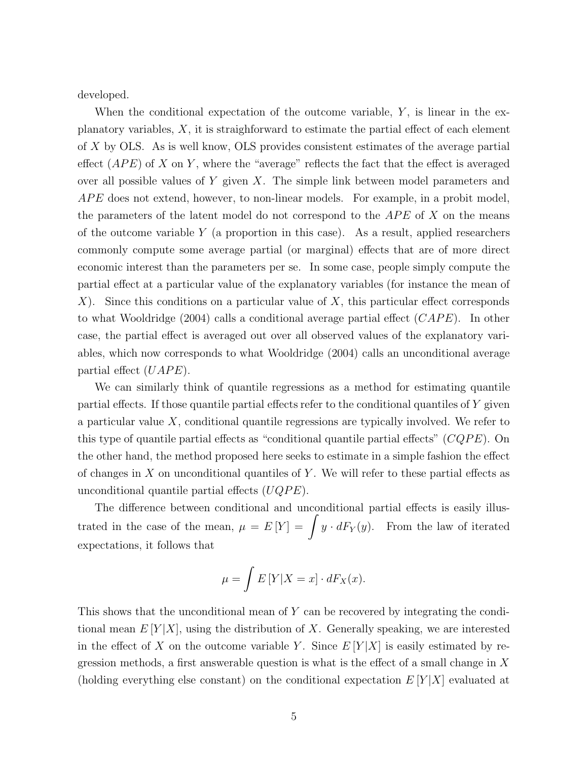developed.

When the conditional expectation of the outcome variable, $Y$, is linear in the explanatory variables, $X$, it is straighforward to estimate the partial effect of each element of $X$ by OLS. As is well know, OLS provides consistent estimates of the average partial effect ($APE$) of $X$ on $Y$, where the "average" reflects the fact that the effect is averaged over all possible values of $Y$ given $X$. The simple link between model parameters and $APE$ does not extend, however, to non-linear models. For example, in a probit model, the parameters of the latent model do not correspond to the $APE$ of $X$ on the means of the outcome variable $Y$ (a proportion in this case). As a result, applied researchers commonly compute some average partial (or marginal) effects that are of more direct economic interest than the parameters per se. In some case, people simply compute the partial effect at a particular value of the explanatory variables (for instance the mean of $X$). Since this conditions on a particular value of $X$, this particular effect corresponds to what Wooldridge (2004) calls a conditional average partial effect ($CAPE$). In other case, the partial effect is averaged out over all observed values of the explanatory variables, which now corresponds to what Wooldridge (2004) calls an unconditional average partial effect ($UAPE$).

We can similarly think of quantile regressions as a method for estimating quantile partial effects. If those quantile partial effects refer to the conditional quantiles of $Y$ given a particular value $X$, conditional quantile regressions are typically involved. We refer to this type of quantile partial effects as "conditional quantile partial effects" ($CQPE$). On the other hand, the method proposed here seeks to estimate in a simple fashion the effect of changes in $X$ on unconditional quantiles of $Y$. We will refer to these partial effects as unconditional quantile partial effects ($UQPE$).

The difference between conditional and unconditional partial effects is easily illustrated in the case of the mean, $\mu = E[Y] = \int y \cdot dF_Y(y)$. From the law of iterated expectations, it follows that

$$\mu = \int E[Y|X = x] \cdot dF_X(x).$$

This shows that the unconditional mean of $Y$ can be recovered by integrating the conditional mean $E[Y|X]$, using the distribution of $X$. Generally speaking, we are interested in the effect of $X$ on the outcome variable $Y$. Since $E[Y|X]$ is easily estimated by regression methods, a first answerable question is what is the effect of a small change in $X$ (holding everything else constant) on the conditional expectation $E[Y|X]$ evaluated at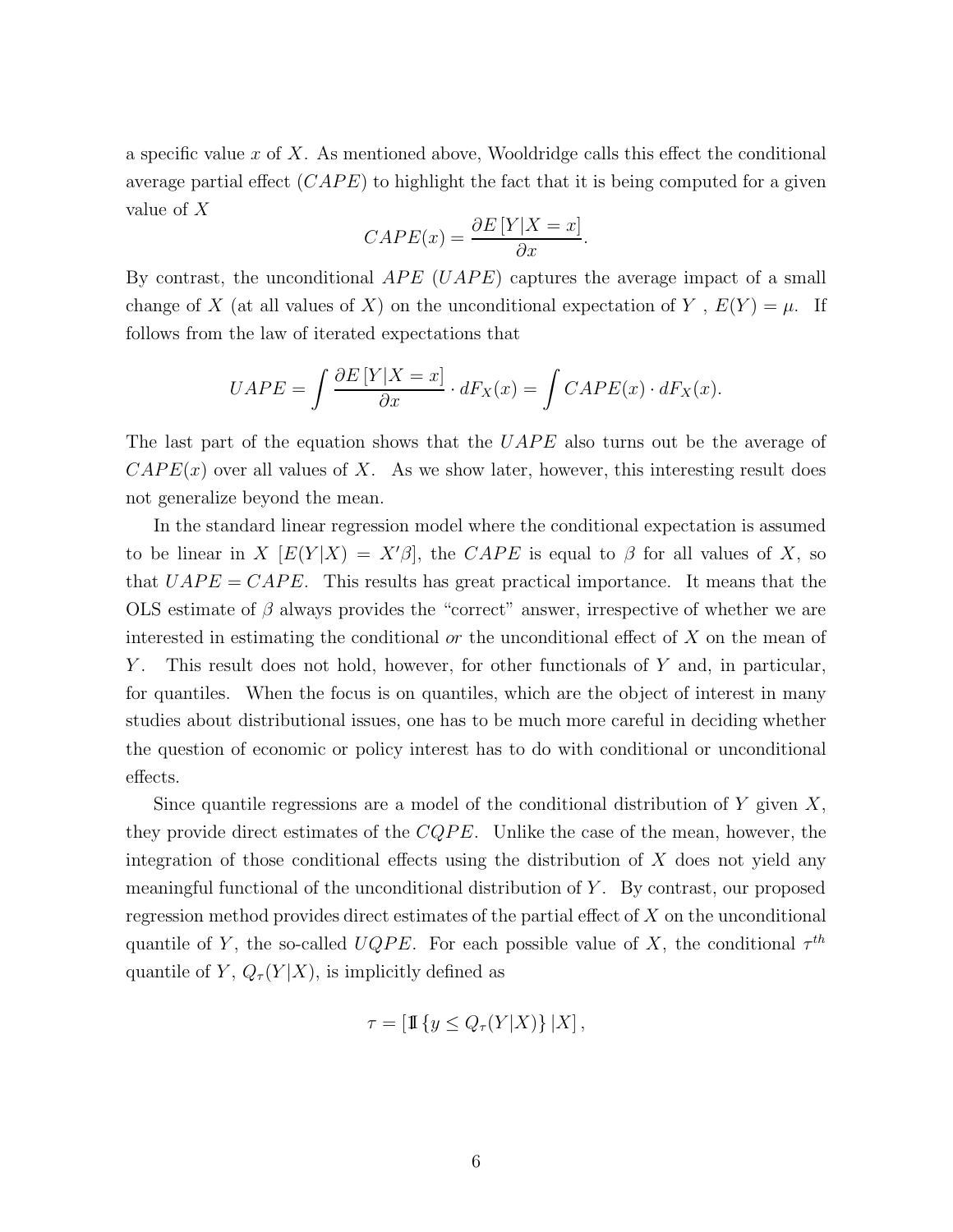a specific value $x$ of $X$. As mentioned above, Wooldridge calls this effect the conditional average partial effect ($CAPE$) to highlight the fact that it is being computed for a given value of $X$

$$CAPE(x) = \frac{\partial E\left[Y|X=x\right]}{\partial x}.$$

By contrast, the unconditional $APE$ ($UAPE$) captures the average impact of a small change of $X$ (at all values of $X$) on the unconditional expectation of $Y$ , $E(Y) = \mu$. If follows from the law of iterated expectations that

$$UAPE = \int \frac{\partial E\left[Y|X=x\right]}{\partial x} \cdot dF_X(x) = \int CAPE(x) \cdot dF_X(x).$$

The last part of the equation shows that the $UAPE$ also turns out be the average of $CAPE(x)$ over all values of $X$. As we show later, however, this interesting result does not generalize beyond the mean.

In the standard linear regression model where the conditional expectation is assumed to be linear in $X$ $[E(Y|X) = X'\beta]$, the $CAPE$ is equal to $\beta$ for all values of $X$, so that $UAPE = CAPE$. This results has great practical importance. It means that the OLS estimate of $\beta$ always provides the "correct" answer, irrespective of whether we are interested in estimating the conditional *or* the unconditional effect of $X$ on the mean of $Y$. This result does not hold, however, for other functionals of $Y$ and, in particular, for quantiles. When the focus is on quantiles, which are the object of interest in many studies about distributional issues, one has to be much more careful in deciding whether the question of economic or policy interest has to do with conditional or unconditional effects.

Since quantile regressions are a model of the conditional distribution of $Y$ given $X$, they provide direct estimates of the $CQPE$. Unlike the case of the mean, however, the integration of those conditional effects using the distribution of $X$ does not yield any meaningful functional of the unconditional distribution of $Y$. By contrast, our proposed regression method provides direct estimates of the partial effect of $X$ on the unconditional quantile of $Y$, the so-called $UQPE$. For each possible value of $X$, the conditional $\tau^{th}$ quantile of $Y$, $Q_\tau(Y|X)$, is implicitly defined as

$$\tau = \left[\mathbb{1}\left\{y \leq Q_\tau(Y|X)\right\}|X\right],$$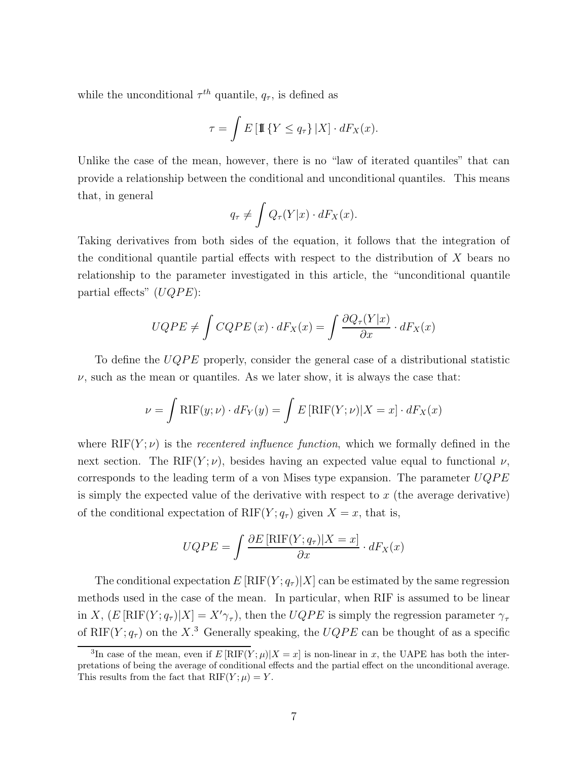while the unconditional $\tau^{th}$ quantile, $q_\tau$, is defined as

$$\tau = \int E\left[\mathbb{1}\left\{Y \leq q_\tau\right\}|X\right] \cdot dF_X(x).$$

Unlike the case of the mean, however, there is no "law of iterated quantiles" that can provide a relationship between the conditional and unconditional quantiles. This means that, in general

$$q_\tau \neq \int Q_\tau(Y|x) \cdot dF_X(x).$$

Taking derivatives from both sides of the equation, it follows that the integration of the conditional quantile partial effects with respect to the distribution of $X$ bears no relationship to the parameter investigated in this article, the "unconditional quantile partial effects" ($UQPE$):

$$UQPE \neq \int CQPE\left(x\right) \cdot dF_X(x) = \int \frac{\partial Q_\tau(Y|x)}{\partial x} \cdot dF_X(x)$$

To define the $UQPE$ properly, consider the general case of a distributional statistic $\nu$, such as the mean or quantiles. As we later show, it is always the case that:

$$\nu = \int \text{RIF}(y;\nu) \cdot dF_Y(y) = \int E\left[\text{RIF}(Y;\nu)|X = x\right] \cdot dF_X(x)$$

where $\text{RIF}(Y;\nu)$ is the *recentered influence function*, which we formally defined in the next section. The $\text{RIF}(Y;\nu)$, besides having an expected value equal to functional $\nu$, corresponds to the leading term of a von Mises type expansion. The parameter $UQPE$ is simply the expected value of the derivative with respect to $x$ (the average derivative) of the conditional expectation of $\text{RIF}(Y;q_\tau)$ given $X = x$, that is,

$$UQPE = \int \frac{\partial E\left[\text{RIF}(Y;q_\tau)|X = x\right]}{\partial x} \cdot dF_X(x)$$

The conditional expectation $E\left[\text{RIF}(Y;q_\tau)|X\right]$ can be estimated by the same regression methods used in the case of the mean. In particular, when RIF is assumed to be linear in $X$, ($E\left[\text{RIF}(Y;q_\tau)|X\right] = X'\gamma_\tau$), then the $UQPE$ is simply the regression parameter $\gamma_\tau$ of $\text{RIF}(Y;q_\tau)$ on the $X$.[3] Generally speaking, the $UQPE$ can be thought of as a specific

[3] In case of the mean, even if $E\left[\text{RIF}(Y;\mu)|X = x\right]$ is non-linear in $x$, the UAPE has both the interpretations of being the average of conditional effects and the partial effect on the unconditional average. This results from the fact that $\text{RIF}(Y;\mu) = Y$.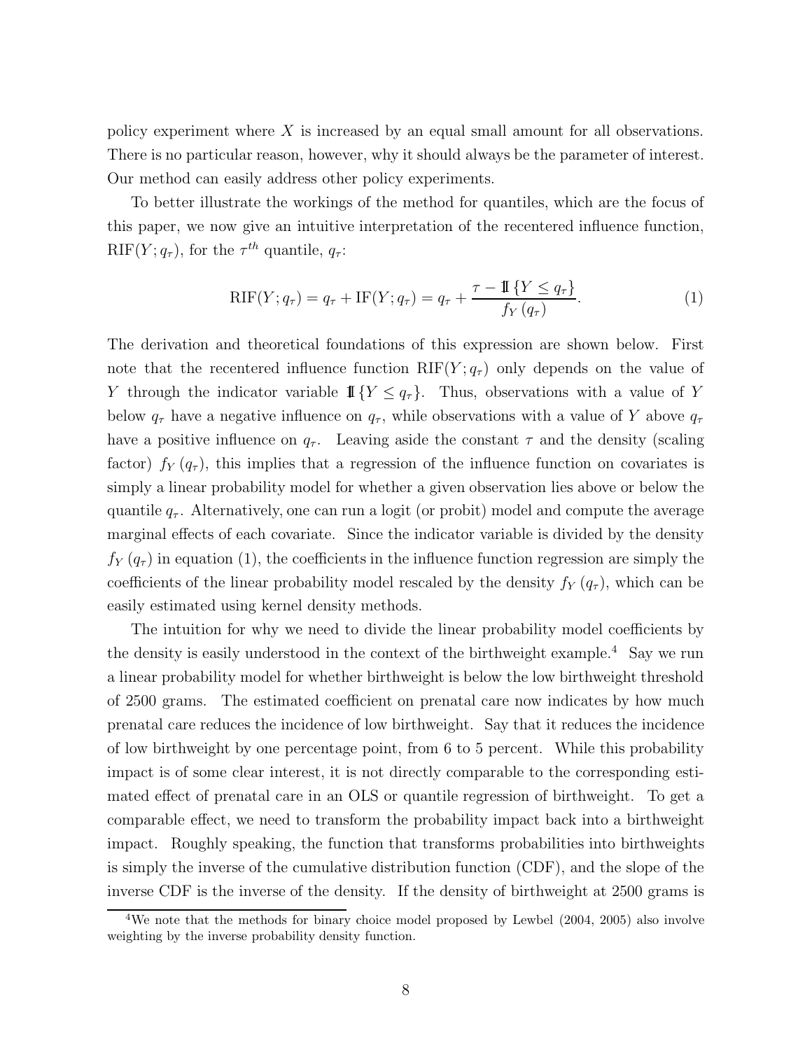policy experiment where $X$ is increased by an equal small amount for all observations. There is no particular reason, however, why it should always be the parameter of interest. Our method can easily address other policy experiments.

To better illustrate the workings of the method for quantiles, which are the focus of this paper, we now give an intuitive interpretation of the recentered influence function, $\text{RIF}(Y; q_\tau)$, for the $\tau^{th}$ quantile, $q_\tau$:

$$\text{RIF}(Y; q_\tau) = q_\tau + \text{IF}(Y; q_\tau) = q_\tau + \frac{\tau - \mathbb{1}\{Y \leq q_\tau\}}{f_Y(q_\tau)}. \tag{1}$$

The derivation and theoretical foundations of this expression are shown below. First note that the recentered influence function $\text{RIF}(Y; q_\tau)$ only depends on the value of $Y$ through the indicator variable $\mathbb{1}\{Y \leq q_\tau\}$. Thus, observations with a value of $Y$ below $q_\tau$ have a negative influence on $q_\tau$, while observations with a value of $Y$ above $q_\tau$ have a positive influence on $q_\tau$. Leaving aside the constant $\tau$ and the density (scaling factor) $f_Y(q_\tau)$, this implies that a regression of the influence function on covariates is simply a linear probability model for whether a given observation lies above or below the quantile $q_\tau$. Alternatively, one can run a logit (or probit) model and compute the average marginal effects of each covariate. Since the indicator variable is divided by the density $f_Y(q_\tau)$ in equation (1), the coefficients in the influence function regression are simply the coefficients of the linear probability model rescaled by the density $f_Y(q_\tau)$, which can be easily estimated using kernel density methods.

The intuition for why we need to divide the linear probability model coefficients by the density is easily understood in the context of the birthweight example.[4] Say we run a linear probability model for whether birthweight is below the low birthweight threshold of 2500 grams. The estimated coefficient on prenatal care now indicates by how much prenatal care reduces the incidence of low birthweight. Say that it reduces the incidence of low birthweight by one percentage point, from 6 to 5 percent. While this probability impact is of some clear interest, it is not directly comparable to the corresponding estimated effect of prenatal care in an OLS or quantile regression of birthweight. To get a comparable effect, we need to transform the probability impact back into a birthweight impact. Roughly speaking, the function that transforms probabilities into birthweights is simply the inverse of the cumulative distribution function (CDF), and the slope of the inverse CDF is the inverse of the density. If the density of birthweight at 2500 grams is

[4] We note that the methods for binary choice model proposed by Lewbel (2004, 2005) also involve weighting by the inverse probability density function.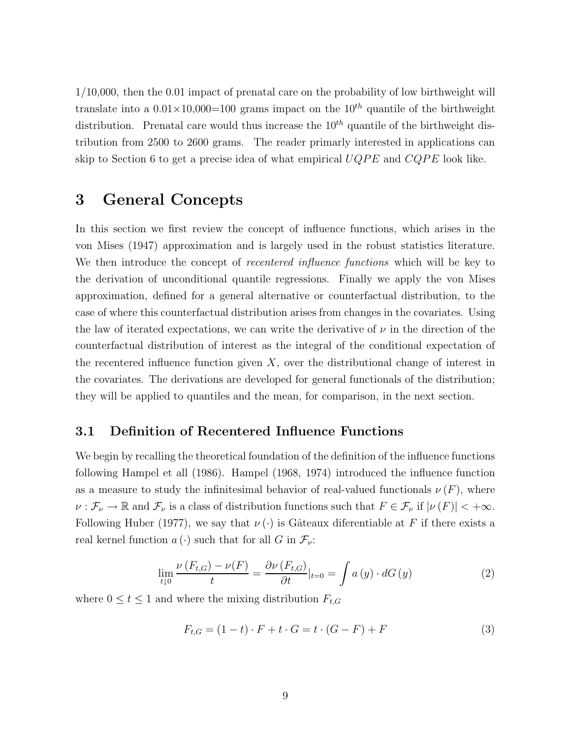1/10,000, then the 0.01 impact of prenatal care on the probability of low birthweight will translate into a 0.01×10,000=100 grams impact on the $10^{th}$ quantile of the birthweight distribution. Prenatal care would thus increase the $10^{th}$ quantile of the birthweight distribution from 2500 to 2600 grams. The reader primarily interested in applications can skip to Section 6 to get a precise idea of what empirical $UQPE$ and $CQPE$ look like.

# 3 General Concepts

In this section we first review the concept of influence functions, which arises in the von Mises (1947) approximation and is largely used in the robust statistics literature. We then introduce the concept of *recentered influence functions* which will be key to the derivation of unconditional quantile regressions. Finally we apply the von Mises approximation, defined for a general alternative or counterfactual distribution, to the case of where this counterfactual distribution arises from changes in the covariates. Using the law of iterated expectations, we can write the derivative of $\nu$ in the direction of the counterfactual distribution of interest as the integral of the conditional expectation of the recentered influence function given $X$, over the distributional change of interest in the covariates. The derivations are developed for general functionals of the distribution; they will be applied to quantiles and the mean, for comparison, in the next section.

## 3.1 Definition of Recentered Influence Functions

We begin by recalling the theoretical foundation of the definition of the influence functions following Hampel et all (1986). Hampel (1968, 1974) introduced the influence function as a measure to study the infinitesimal behavior of real-valued functionals $\nu(F)$, where $\nu : \mathcal{F}_{\nu} \rightarrow \mathbb{R}$ and $\mathcal{F}_{\nu}$ is a class of distribution functions such that $F \in \mathcal{F}_{\nu}$ if $|\nu(F)| < +\infty$. Following Huber (1977), we say that $\nu(\cdot)$ is Gâteaux diferentiable at $F$ if there exists a real kernel function $a(\cdot)$ such that for all $G$ in $\mathcal{F}_{\nu}$:

$$\lim_{t \downarrow 0} \frac{\nu(F_{t,G}) - \nu(F)}{t} = \frac{\partial \nu(F_{t,G})}{\partial t}|_{t=0} = \int a(y) \cdot dG(y) \tag{2}$$

where $0 \leq t \leq 1$ and where the mixing distribution $F_{t,G}$

$$F_{t,G} = (1-t) \cdot F + t \cdot G = t \cdot (G - F) + F \tag{3}$$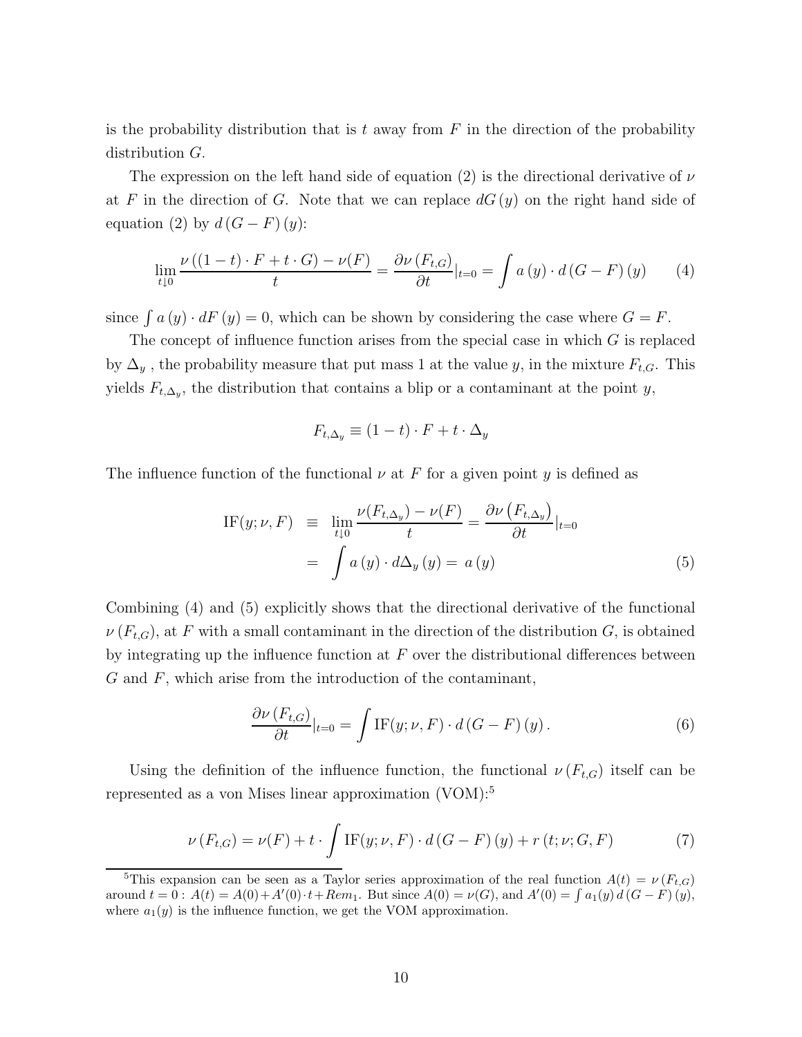is the probability distribution that is $t$ away from $F$ in the direction of the probability distribution $G$.

The expression on the left hand side of equation (2) is the directional derivative of $\nu$ at $F$ in the direction of $G$. Note that we can replace $dG(y)$ on the right hand side of equation (2) by $d(G-F)(y)$:

$$\lim_{t \downarrow 0} \frac{\nu((1-t)\cdot F + t \cdot G) - \nu(F)}{t} = \frac{\partial \nu(F_{t,G})}{\partial t}|_{t=0} = \int a(y) \cdot d(G-F)(y) \qquad (4)$$

since $\int a(y) \cdot dF(y) = 0$, which can be shown by considering the case where $G = F$.

The concept of influence function arises from the special case in which $G$ is replaced by $\Delta_y$ , the probability measure that put mass 1 at the value $y$, in the mixture $F_{t,G}$. This yields $F_{t,\Delta_y}$, the distribution that contains a blip or a contaminant at the point $y$,

$$F_{t,\Delta_y} \equiv (1-t)\cdot F + t \cdot \Delta_y$$

The influence function of the functional $\nu$ at $F$ for a given point $y$ is defined as

$$\begin{aligned} \text{IF}(y; \nu, F) &\equiv \lim_{t \downarrow 0} \frac{\nu(F_{t,\Delta_y}) - \nu(F)}{t} = \frac{\partial \nu\left(F_{t,\Delta_y}\right)}{\partial t}|_{t=0} \\ &= \int a(y) \cdot d\Delta_y(y) = a(y) \end{aligned} \qquad (5)$$

Combining (4) and (5) explicitly shows that the directional derivative of the functional $\nu(F_{t,G})$, at $F$ with a small contaminant in the direction of the distribution $G$, is obtained by integrating up the influence function at $F$ over the distributional differences between $G$ and $F$, which arise from the introduction of the contaminant,

$$\frac{\partial \nu(F_{t,G})}{\partial t}|_{t=0} = \int \text{IF}(y; \nu, F) \cdot d(G-F)(y). \qquad (6)$$

Using the definition of the influence function, the functional $\nu(F_{t,G})$ itself can be represented as a von Mises linear approximation (VOM):[5]

$$\nu(F_{t,G}) = \nu(F) + t \cdot \int \text{IF}(y; \nu, F) \cdot d(G-F)(y) + r(t; \nu; G, F) \qquad (7)$$

[5]This expansion can be seen as a Taylor series approximation of the real function $A(t) = \nu(F_{t,G})$ around $t = 0$ : $A(t) = A(0) + A'(0) \cdot t + Rem_1$. But since $A(0) = \nu(G)$, and $A'(0) = \int a_1(y)\, d(G-F)(y)$, where $a_1(y)$ is the influence function, we get the VOM approximation.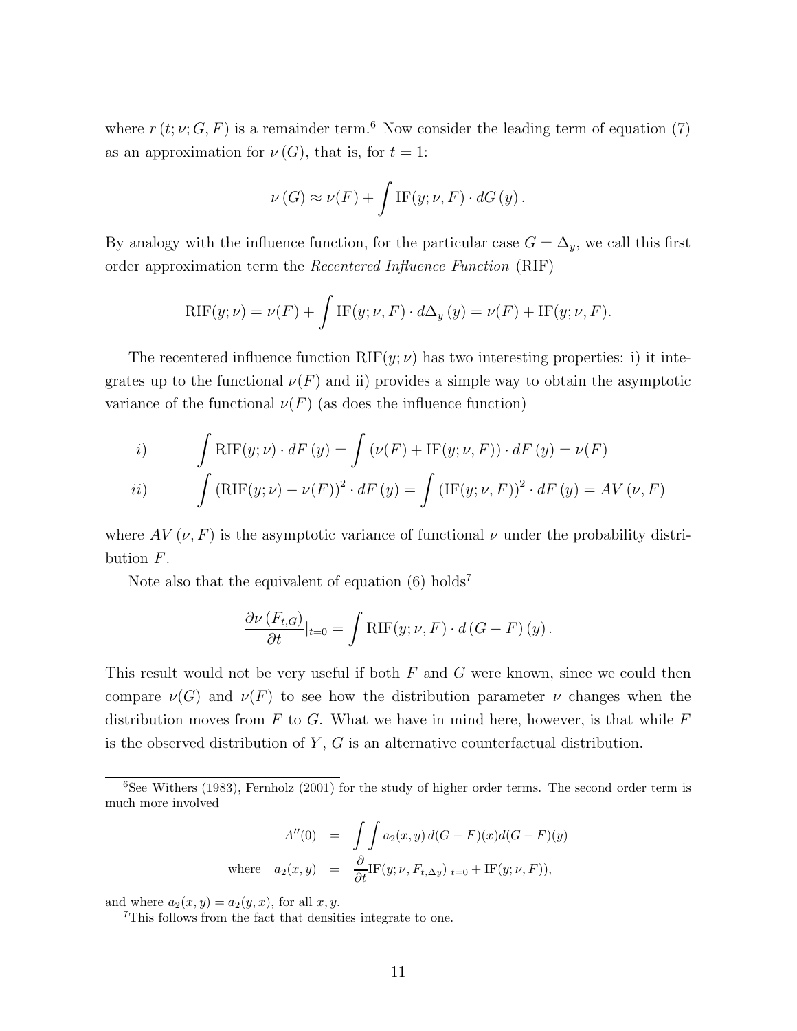where $r(t;\nu;G,F)$ is a remainder term.[6] Now consider the leading term of equation (7) as an approximation for $\nu(G)$, that is, for $t=1$:

$$\nu(G) \approx \nu(F) + \int \mathrm{IF}(y;\nu,F) \cdot dG(y).$$

By analogy with the influence function, for the particular case $G=\Delta_y$, we call this first order approximation term the *Recentered Influence Function* (RIF)

$$\mathrm{RIF}(y;\nu) = \nu(F) + \int \mathrm{IF}(y;\nu,F) \cdot d\Delta_y(y) = \nu(F) + \mathrm{IF}(y;\nu,F).$$

The recentered influence function $\mathrm{RIF}(y;\nu)$ has two interesting properties: i) it integrates up to the functional $\nu(F)$ and ii) provides a simple way to obtain the asymptotic variance of the functional $\nu(F)$ (as does the influence function)

$$
\begin{aligned}
i) \qquad & \int \mathrm{RIF}(y;\nu) \cdot dF(y) = \int \left(\nu(F) + \mathrm{IF}(y;\nu,F)\right) \cdot dF(y) = \nu(F) \\
ii) \qquad & \int \left(\mathrm{RIF}(y;\nu) - \nu(F)\right)^2 \cdot dF(y) = \int \left(\mathrm{IF}(y;\nu,F)\right)^2 \cdot dF(y) = AV(\nu,F)
\end{aligned}
$$

where $AV(\nu,F)$ is the asymptotic variance of functional $\nu$ under the probability distribution $F$.

Note also that the equivalent of equation (6) holds[7]

$$\frac{\partial \nu(F_{t,G})}{\partial t}|_{t=0} = \int \mathrm{RIF}(y;\nu,F) \cdot d(G-F)(y).$$

This result would not be very useful if both $F$ and $G$ were known, since we could then compare $\nu(G)$ and $\nu(F)$ to see how the distribution parameter $\nu$ changes when the distribution moves from $F$ to $G$. What we have in mind here, however, is that while $F$ is the observed distribution of $Y$, $G$ is an alternative counterfactual distribution.

---

[6] See Withers (1983), Fernholz (2001) for the study of higher order terms. The second order term is much more involved

$$
\begin{aligned}
A''(0) &= \int\int a_2(x,y)\, d(G-F)(x) d(G-F)(y) \\
\text{where} \quad a_2(x,y) &= \frac{\partial}{\partial t} \mathrm{IF}(y;\nu,F_{t,\Delta y})|_{t=0} + \mathrm{IF}(y;\nu,F)),
\end{aligned}
$$

and where $a_2(x,y) = a_2(y,x)$, for all $x,y$.

[7] This follows from the fact that densities integrate to one.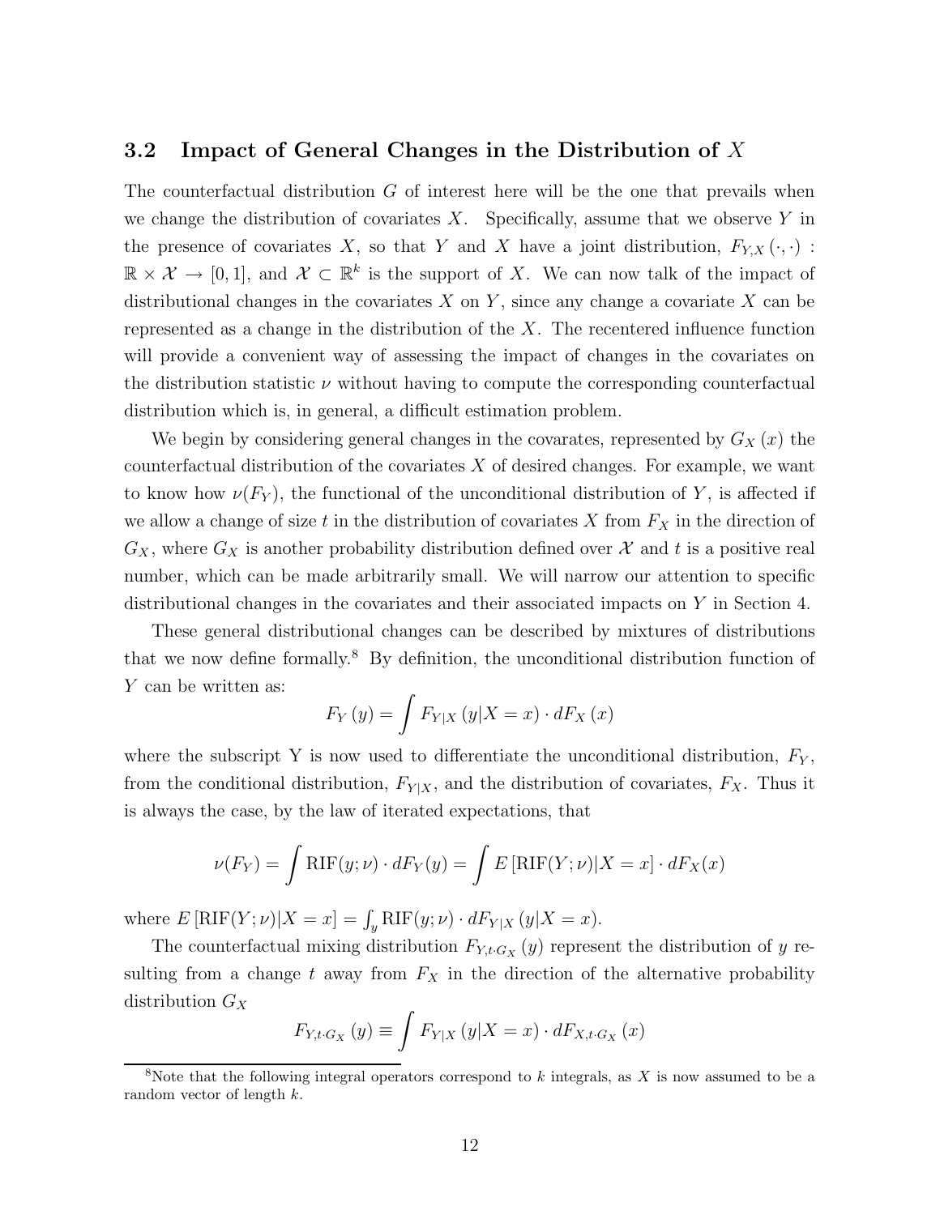### 3.2 Impact of General Changes in the Distribution of $X$

The counterfactual distribution $G$ of interest here will be the one that prevails when we change the distribution of covariates $X$. Specifically, assume that we observe $Y$ in the presence of covariates $X$, so that $Y$ and $X$ have a joint distribution, $F_{Y,X}(\cdot,\cdot) : \mathbb{R} \times \mathcal{X} \rightarrow [0,1]$, and $\mathcal{X} \subset \mathbb{R}^k$ is the support of $X$. We can now talk of the impact of distributional changes in the covariates $X$ on $Y$, since any change a covariate $X$ can be represented as a change in the distribution of the $X$. The recentered influence function will provide a convenient way of assessing the impact of changes in the covariates on the distribution statistic $\nu$ without having to compute the corresponding counterfactual distribution which is, in general, a difficult estimation problem.

We begin by considering general changes in the covarates, represented by $G_X(x)$ the counterfactual distribution of the covariates $X$ of desired changes. For example, we want to know how $\nu(F_Y)$, the functional of the unconditional distribution of $Y$, is affected if we allow a change of size $t$ in the distribution of covariates $X$ from $F_X$ in the direction of $G_X$, where $G_X$ is another probability distribution defined over $\mathcal{X}$ and $t$ is a positive real number, which can be made arbitrarily small. We will narrow our attention to specific distributional changes in the covariates and their associated impacts on $Y$ in Section 4.

These general distributional changes can be described by mixtures of distributions that we now define formally.[8] By definition, the unconditional distribution function of $Y$ can be written as:

$$F_Y(y) = \int F_{Y|X}(y|X=x) \cdot dF_X(x)$$

where the subscript Y is now used to differentiate the unconditional distribution, $F_Y$, from the conditional distribution, $F_{Y|X}$, and the distribution of covariates, $F_X$. Thus it is always the case, by the law of iterated expectations, that

$$\nu(F_Y) = \int \text{RIF}(y;\nu) \cdot dF_Y(y) = \int E\left[\text{RIF}(Y;\nu)|X=x\right] \cdot dF_X(x)$$

where $E\left[\text{RIF}(Y;\nu)|X=x\right] = \int_y \text{RIF}(y;\nu) \cdot dF_{Y|X}(y|X=x)$.

The counterfactual mixing distribution $F_{Y,t\cdot G_X}(y)$ represent the distribution of $y$ resulting from a change $t$ away from $F_X$ in the direction of the alternative probability distribution $G_X$

$$F_{Y,t\cdot G_X}(y) \equiv \int F_{Y|X}(y|X=x) \cdot dF_{X,t\cdot G_X}(x)$$

[8] Note that the following integral operators correspond to $k$ integrals, as $X$ is now assumed to be a random vector of length $k$.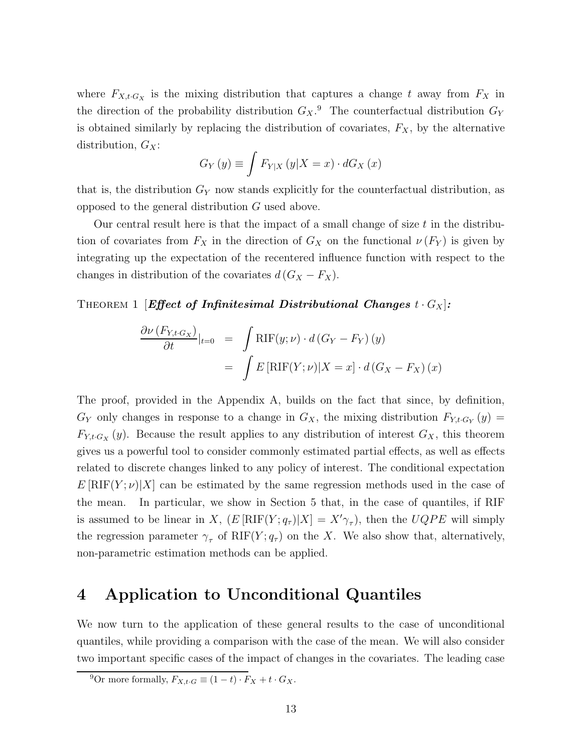where $F_{X,t\cdot G_X}$ is the mixing distribution that captures a change $t$ away from $F_X$ in the direction of the probability distribution $G_X$.[9] The counterfactual distribution $G_Y$ is obtained similarly by replacing the distribution of covariates, $F_X$, by the alternative distribution, $G_X$:

$$G_Y(y) \equiv \int F_{Y|X}(y|X=x) \cdot dG_X(x)$$

that is, the distribution $G_Y$ now stands explicitly for the counterfactual distribution, as opposed to the general distribution $G$ used above.

Our central result here is that the impact of a small change of size $t$ in the distribution of covariates from $F_X$ in the direction of $G_X$ on the functional $\nu(F_Y)$ is given by integrating up the expectation of the recentered influence function with respect to the changes in distribution of the covariates $d(G_X - F_X)$.

Theorem 1 [***Effect of Infinitesimal Distributional Changes*** $t \cdot G_X$]***:***

$$\begin{aligned}
\frac{\partial \nu(F_{Y,t\cdot G_X})}{\partial t}|_{t=0} &= \int \text{RIF}(y;\nu) \cdot d(G_Y - F_Y)(y) \\
&= \int E[\text{RIF}(Y;\nu)|X=x] \cdot d(G_X - F_X)(x)
\end{aligned}$$

The proof, provided in the Appendix A, builds on the fact that since, by definition, $G_Y$ only changes in response to a change in $G_X$, the mixing distribution $F_{Y,t\cdot G_Y}(y) = F_{Y,t\cdot G_X}(y)$. Because the result applies to any distribution of interest $G_X$, this theorem gives us a powerful tool to consider commonly estimated partial effects, as well as effects related to discrete changes linked to any policy of interest. The conditional expectation $E[\text{RIF}(Y;\nu)|X]$ can be estimated by the same regression methods used in the case of the mean. In particular, we show in Section 5 that, in the case of quantiles, if RIF is assumed to be linear in $X$, ($E[\text{RIF}(Y;q_\tau)|X] = X'\gamma_\tau$), then the $UQPE$ will simply the regression parameter $\gamma_\tau$ of $\text{RIF}(Y;q_\tau)$ on the $X$. We also show that, alternatively, non-parametric estimation methods can be applied.

# 4 Application to Unconditional Quantiles

We now turn to the application of these general results to the case of unconditional quantiles, while providing a comparison with the case of the mean. We will also consider two important specific cases of the impact of changes in the covariates. The leading case

[9] Or more formally, $F_{X,t\cdot G} \equiv (1-t) \cdot F_X + t \cdot G_X$.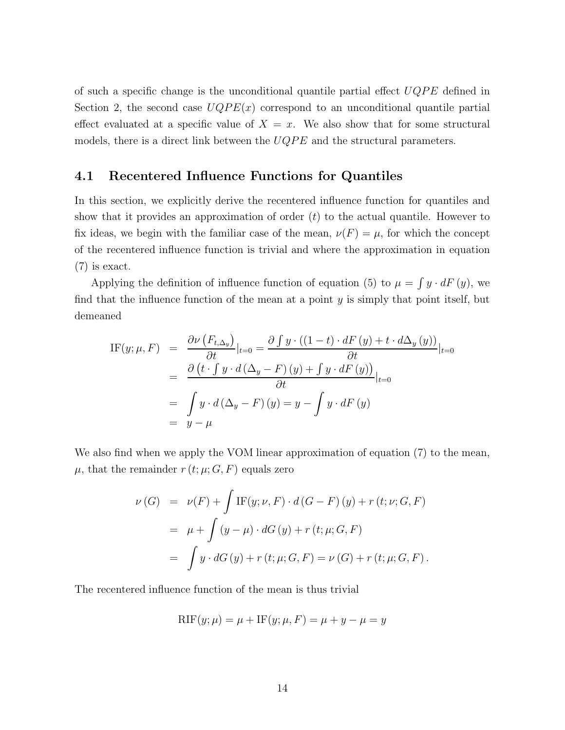of such a specific change is the unconditional quantile partial effect $UQPE$ defined in Section 2, the second case $UQPE(x)$ correspond to an unconditional quantile partial effect evaluated at a specific value of $X = x$. We also show that for some structural models, there is a direct link between the $UQPE$ and the structural parameters.

## 4.1 Recentered Influence Functions for Quantiles

In this section, we explicitly derive the recentered influence function for quantiles and show that it provides an approximation of order $(t)$ to the actual quantile. However to fix ideas, we begin with the familiar case of the mean, $\nu(F) = \mu$, for which the concept of the recentered influence function is trivial and where the approximation in equation (7) is exact.

Applying the definition of influence function of equation (5) to $\mu = \int y \cdot dF(y)$, we find that the influence function of the mean at a point $y$ is simply that point itself, but demeaned

$$
\begin{aligned}
\text{IF}(y;\mu,F) &= \frac{\partial \nu\left(F_{t,\Delta_y}\right)}{\partial t}|_{t=0} = \frac{\partial \int y \cdot \left((1-t)\cdot dF(y) + t \cdot d\Delta_y(y)\right)}{\partial t}|_{t=0} \\
&= \frac{\partial \left(t \cdot \int y \cdot d\left(\Delta_y - F\right)(y) + \int y \cdot dF(y)\right)}{\partial t}|_{t=0} \\
&= \int y \cdot d\left(\Delta_y - F\right)(y) = y - \int y \cdot dF(y) \\
&= y - \mu
\end{aligned}
$$

We also find when we apply the VOM linear approximation of equation (7) to the mean, $\mu$, that the remainder $r(t;\mu;G,F)$ equals zero

$$
\begin{aligned}
\nu(G) &= \nu(F) + \int \text{IF}(y;\nu,F)\cdot d(G-F)(y) + r(t;\nu;G,F) \\
&= \mu + \int (y-\mu)\cdot dG(y) + r(t;\mu;G,F) \\
&= \int y \cdot dG(y) + r(t;\mu;G,F) = \nu(G) + r(t;\mu;G,F).
\end{aligned}
$$

The recentered influence function of the mean is thus trivial

$$
\text{RIF}(y;\mu) = \mu + \text{IF}(y;\mu,F) = \mu + y - \mu = y
$$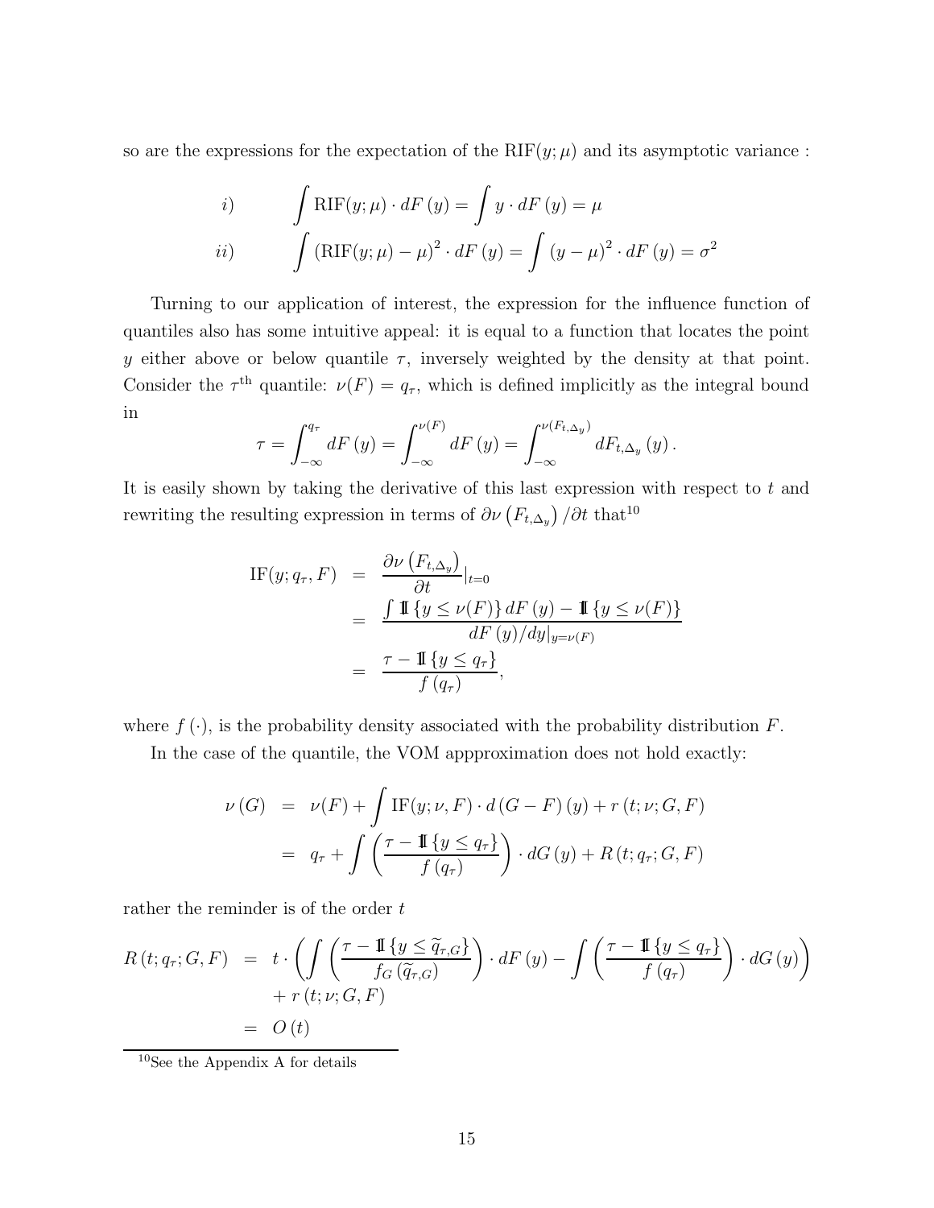so are the expressions for the expectation of the $\text{RIF}(y;\mu)$ and its asymptotic variance :

$$
\begin{array}{ll}
i) & \displaystyle\int \text{RIF}(y;\mu)\cdot dF(y) = \int y\cdot dF(y) = \mu \\
ii) & \displaystyle\int \left(\text{RIF}(y;\mu)-\mu\right)^2\cdot dF(y) = \int (y-\mu)^2\cdot dF(y) = \sigma^2
\end{array}
$$

Turning to our application of interest, the expression for the influence function of quantiles also has some intuitive appeal: it is equal to a function that locates the point $y$ either above or below quantile $\tau$, inversely weighted by the density at that point. Consider the $\tau^{\text{th}}$ quantile: $\nu(F) = q_\tau$, which is defined implicitly as the integral bound in

$$
\tau = \int_{-\infty}^{q_\tau} dF(y) = \int_{-\infty}^{\nu(F)} dF(y) = \int_{-\infty}^{\nu(F_{t,\Delta_y})} dF_{t,\Delta_y}(y).
$$

It is easily shown by taking the derivative of this last expression with respect to $t$ and rewriting the resulting expression in terms of $\partial\nu\left(F_{t,\Delta_y}\right)/\partial t$ that[10]

$$
\begin{aligned}
\text{IF}(y;q_\tau,F) &= \frac{\partial\nu\left(F_{t,\Delta_y}\right)}{\partial t}|_{t=0} \\
&= \frac{\int \mathbb{1}\{y\leq\nu(F)\}\,dF(y) - \mathbb{1}\{y\leq\nu(F)\}}{dF(y)/dy|_{y=\nu(F)}} \\
&= \frac{\tau-\mathbb{1}\{y\leq q_\tau\}}{f(q_\tau)},
\end{aligned}
$$

where $f(\cdot)$, is the probability density associated with the probability distribution $F$.

In the case of the quantile, the VOM appproximation does not hold exactly:

$$
\begin{aligned}
\nu(G) &= \nu(F) + \int \text{IF}(y;\nu,F)\cdot d(G-F)(y) + r(t;\nu;G,F) \\
&= q_\tau + \int\left(\frac{\tau-\mathbb{1}\{y\leq q_\tau\}}{f(q_\tau)}\right)\cdot dG(y) + R(t;q_\tau;G,F)
\end{aligned}
$$

rather the reminder is of the order $t$

$$
\begin{aligned}
R(t;q_\tau;G,F) &= t\cdot\left(\int\left(\frac{\tau-\mathbb{1}\{y\leq\widetilde{q}_{\tau,G}\}}{f_G(\widetilde{q}_{\tau,G})}\right)\cdot dF(y) - \int\left(\frac{\tau-\mathbb{1}\{y\leq q_\tau\}}{f(q_\tau)}\right)\cdot dG(y)\right) \\
&\quad + r(t;\nu;G,F) \\
&= O(t)
\end{aligned}
$$

[10] See the Appendix A for details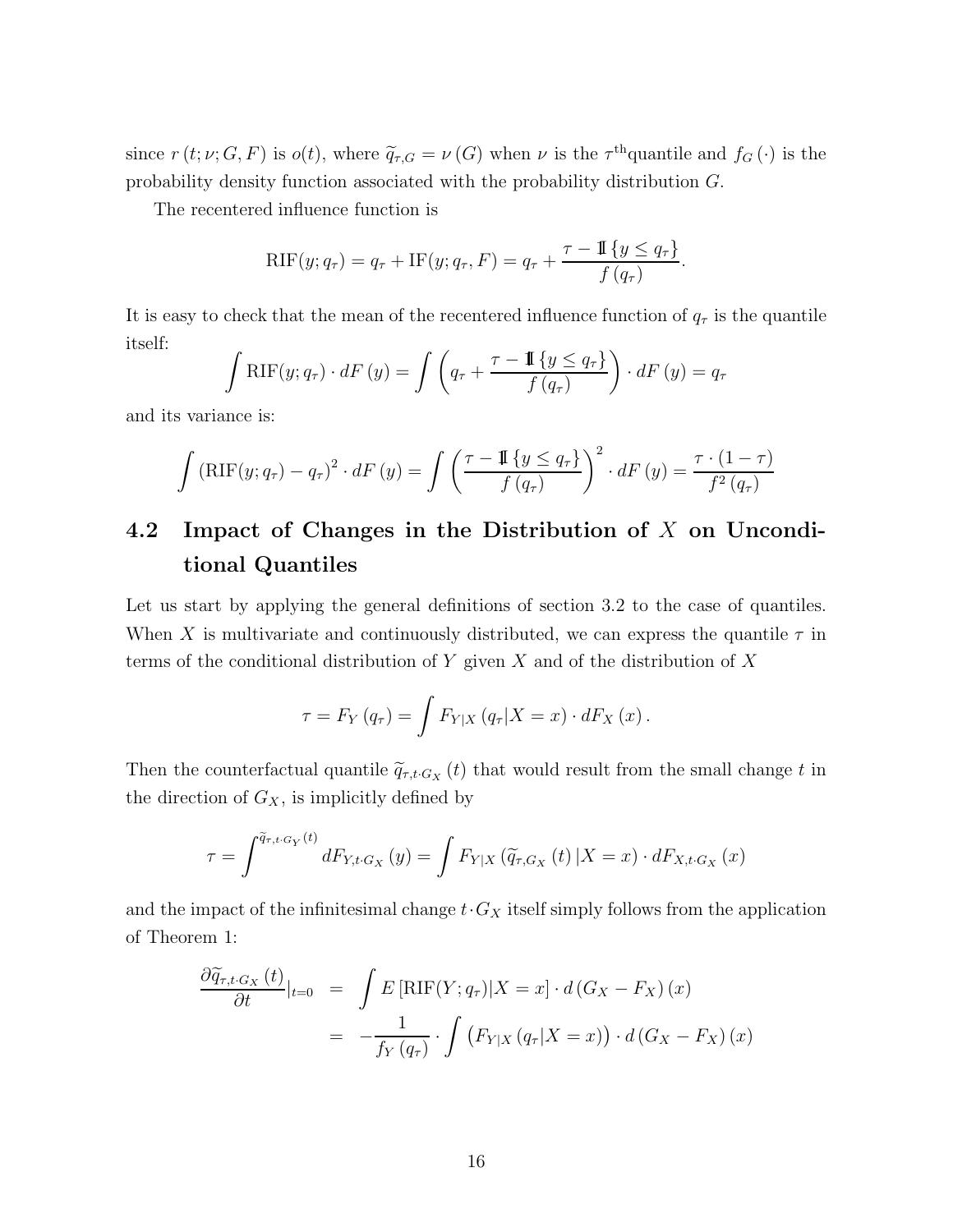since $r(t;\nu;G,F)$ is $o(t)$, where $\widetilde{q}_{\tau,G} = \nu(G)$ when $\nu$ is the $\tau^{\text{th}}$quantile and $f_G(\cdot)$ is the probability density function associated with the probability distribution $G$.

The recentered influence function is

$$\text{RIF}(y; q_\tau) = q_\tau + \text{IF}(y; q_\tau, F) = q_\tau + \frac{\tau - \mathbb{1}\{y \leq q_\tau\}}{f(q_\tau)}.$$

It is easy to check that the mean of the recentered influence function of $q_\tau$ is the quantile itself:

$$\int \text{RIF}(y; q_\tau) \cdot dF(y) = \int \left( q_\tau + \frac{\tau - \mathbb{1}\{y \leq q_\tau\}}{f(q_\tau)} \right) \cdot dF(y) = q_\tau$$

and its variance is:

$$\int (\text{RIF}(y; q_\tau) - q_\tau)^2 \cdot dF(y) = \int \left( \frac{\tau - \mathbb{1}\{y \leq q_\tau\}}{f(q_\tau)} \right)^2 \cdot dF(y) = \frac{\tau \cdot (1-\tau)}{f^2(q_\tau)}$$

## 4.2 Impact of Changes in the Distribution of $X$ on Unconditional Quantiles

Let us start by applying the general definitions of section 3.2 to the case of quantiles. When $X$ is multivariate and continuously distributed, we can express the quantile $\tau$ in terms of the conditional distribution of $Y$ given $X$ and of the distribution of $X$

$$\tau = F_Y(q_\tau) = \int F_{Y|X}(q_\tau | X = x) \cdot dF_X(x).$$

Then the counterfactual quantile $\widetilde{q}_{\tau,t \cdot G_X}(t)$ that would result from the small change $t$ in the direction of $G_X$, is implicitly defined by

$$\tau = \int^{\widetilde{q}_{\tau,t \cdot G_Y}(t)} dF_{Y,t \cdot G_X}(y) = \int F_{Y|X}(\widetilde{q}_{\tau,G_X}(t) | X = x) \cdot dF_{X,t \cdot G_X}(x)$$

and the impact of the infinitesimal change $t \cdot G_X$ itself simply follows from the application of Theorem 1:

$$\begin{aligned}
\frac{\partial \widetilde{q}_{\tau,t \cdot G_X}(t)}{\partial t}|_{t=0} &= \int E[\text{RIF}(Y; q_\tau) | X = x] \cdot d(G_X - F_X)(x) \\
&= -\frac{1}{f_Y(q_\tau)} \cdot \int \left( F_{Y|X}(q_\tau | X = x) \right) \cdot d(G_X - F_X)(x)
\end{aligned}$$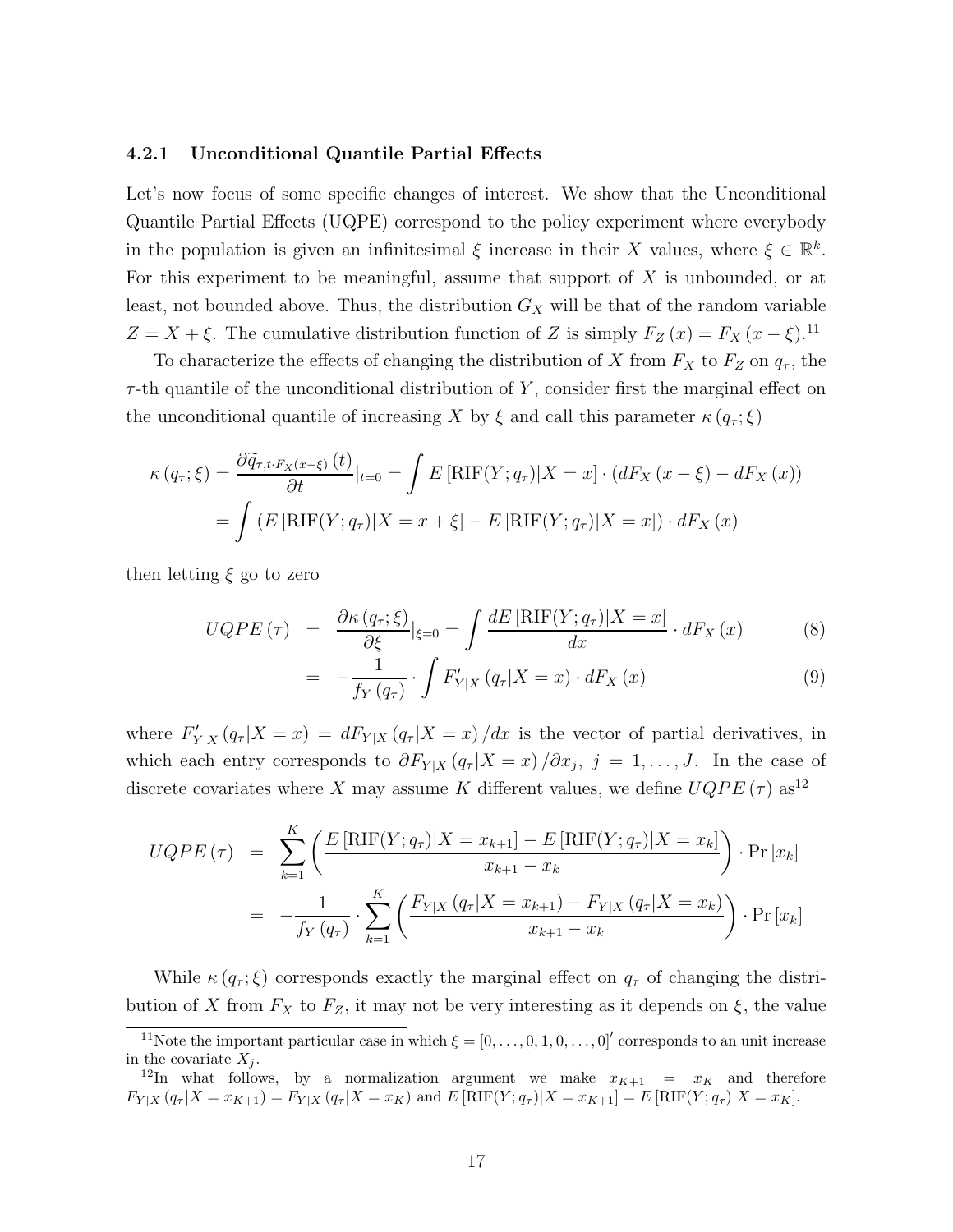### 4.2.1 Unconditional Quantile Partial Effects

Let's now focus of some specific changes of interest. We show that the Unconditional Quantile Partial Effects (UQPE) correspond to the policy experiment where everybody in the population is given an infinitesimal $\xi$ increase in their $X$ values, where $\xi \in \mathbb{R}^k$. For this experiment to be meaningful, assume that support of $X$ is unbounded, or at least, not bounded above. Thus, the distribution $G_X$ will be that of the random variable $Z = X + \xi$. The cumulative distribution function of $Z$ is simply $F_Z(x) = F_X(x - \xi)$.[11]

To characterize the effects of changing the distribution of $X$ from $F_X$ to $F_Z$ on $q_\tau$, the $\tau$-th quantile of the unconditional distribution of $Y$, consider first the marginal effect on the unconditional quantile of increasing $X$ by $\xi$ and call this parameter $\kappa(q_\tau; \xi)$

$$
\begin{aligned}
\kappa(q_\tau; \xi) = \frac{\partial \widetilde{q}_{\tau, t \cdot F_X(x-\xi)}(t)}{\partial t}|_{t=0} &= \int E[\text{RIF}(Y; q_\tau)|X = x] \cdot (dF_X(x - \xi) - dF_X(x)) \\
&= \int (E[\text{RIF}(Y; q_\tau)|X = x + \xi] - E[\text{RIF}(Y; q_\tau)|X = x]) \cdot dF_X(x)
\end{aligned}
$$

then letting $\xi$ go to zero

$$
\begin{aligned}
UQPE(\tau) &= \frac{\partial \kappa(q_\tau; \xi)}{\partial \xi}|_{\xi=0} = \int \frac{dE[\text{RIF}(Y; q_\tau)|X = x]}{dx} \cdot dF_X(x) \qquad (8) \\
&= -\frac{1}{f_Y(q_\tau)} \cdot \int F'_{Y|X}(q_\tau|X = x) \cdot dF_X(x) \qquad (9)
\end{aligned}
$$

where $F'_{Y|X}(q_\tau|X = x) = dF_{Y|X}(q_\tau|X = x)/dx$ is the vector of partial derivatives, in which each entry corresponds to $\partial F_{Y|X}(q_\tau|X = x)/\partial x_j$, $j = 1, \ldots, J$. In the case of discrete covariates where $X$ may assume $K$ different values, we define $UQPE(\tau)$ as[12]

$$
\begin{aligned}
UQPE(\tau) &= \sum_{k=1}^{K} \left( \frac{E[\text{RIF}(Y; q_\tau)|X = x_{k+1}] - E[\text{RIF}(Y; q_\tau)|X = x_k]}{x_{k+1} - x_k} \right) \cdot \Pr[x_k] \\
&= -\frac{1}{f_Y(q_\tau)} \cdot \sum_{k=1}^{K} \left( \frac{F_{Y|X}(q_\tau|X = x_{k+1}) - F_{Y|X}(q_\tau|X = x_k)}{x_{k+1} - x_k} \right) \cdot \Pr[x_k]
\end{aligned}
$$

While $\kappa(q_\tau; \xi)$ corresponds exactly the marginal effect on $q_\tau$ of changing the distribution of $X$ from $F_X$ to $F_Z$, it may not be very interesting as it depends on $\xi$, the value

[11] Note the important particular case in which $\xi = [0, \ldots, 0, 1, 0, \ldots, 0]'$ corresponds to an unit increase in the covariate $X_j$.

[12] In what follows, by a normalization argument we make $x_{K+1} = x_K$ and therefore $F_{Y|X}(q_\tau|X = x_{K+1}) = F_{Y|X}(q_\tau|X = x_K)$ and $E[\text{RIF}(Y; q_\tau)|X = x_{K+1}] = E[\text{RIF}(Y; q_\tau)|X = x_K]$.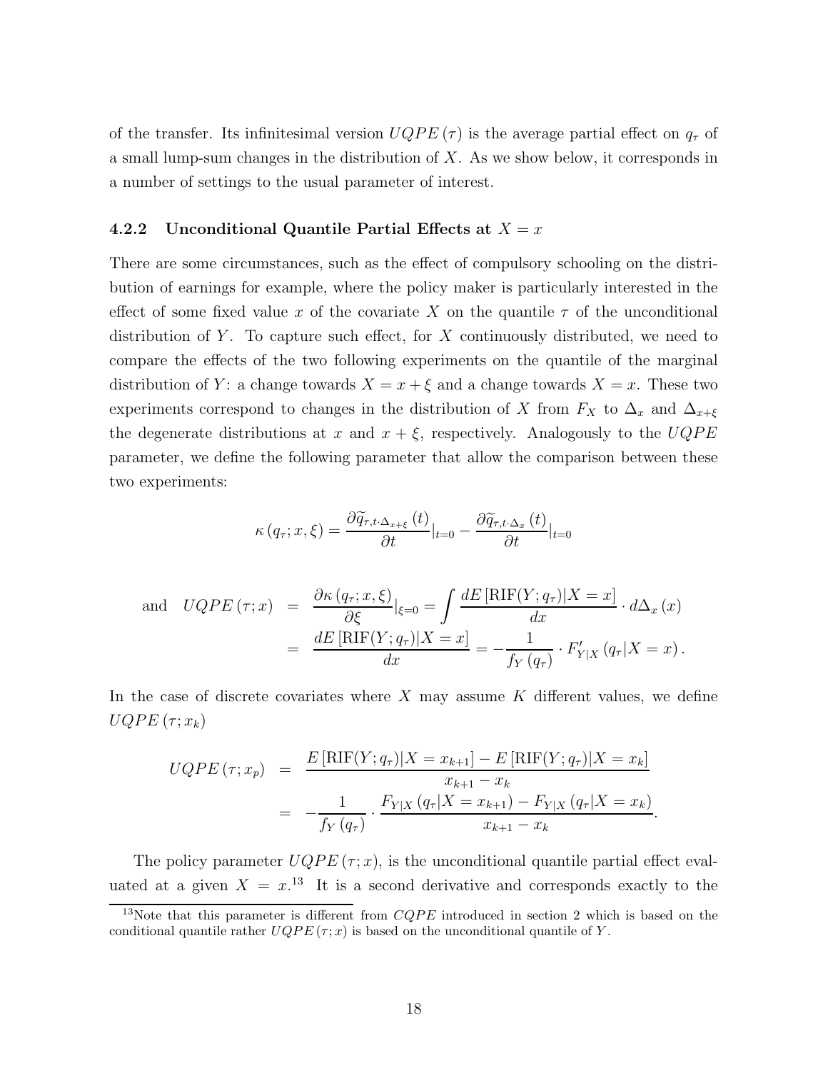of the transfer. Its infinitesimal version $UQPE(\tau)$ is the average partial effect on $q_\tau$ of a small lump-sum changes in the distribution of $X$. As we show below, it corresponds in a number of settings to the usual parameter of interest.

### 4.2.2 Unconditional Quantile Partial Effects at $X = x$

There are some circumstances, such as the effect of compulsory schooling on the distribution of earnings for example, where the policy maker is particularly interested in the effect of some fixed value $x$ of the covariate $X$ on the quantile $\tau$ of the unconditional distribution of $Y$. To capture such effect, for $X$ continuously distributed, we need to compare the effects of the two following experiments on the quantile of the marginal distribution of $Y$: a change towards $X = x + \xi$ and a change towards $X = x$. These two experiments correspond to changes in the distribution of $X$ from $F_X$ to $\Delta_x$ and $\Delta_{x+\xi}$ the degenerate distributions at $x$ and $x + \xi$, respectively. Analogously to the $UQPE$ parameter, we define the following parameter that allow the comparison between these two experiments:

$$\kappa(q_\tau; x, \xi) = \frac{\partial \widetilde{q}_{\tau, t\cdot\Delta_{x+\xi}}(t)}{\partial t}|_{t=0} - \frac{\partial \widetilde{q}_{\tau, t\cdot\Delta_x}(t)}{\partial t}|_{t=0}$$

$$\begin{aligned} \text{and} \quad UQPE(\tau; x) &= \frac{\partial \kappa(q_\tau; x, \xi)}{\partial \xi}|_{\xi=0} = \int \frac{dE[\text{RIF}(Y; q_\tau)|X = x]}{dx} \cdot d\Delta_x(x) \\ &= \frac{dE[\text{RIF}(Y; q_\tau)|X = x]}{dx} = -\frac{1}{f_Y(q_\tau)} \cdot F'_{Y|X}(q_\tau|X = x). \end{aligned}$$

In the case of discrete covariates where $X$ may assume $K$ different values, we define $UQPE(\tau; x_k)$

$$\begin{aligned} UQPE(\tau; x_p) &= \frac{E[\text{RIF}(Y; q_\tau)|X = x_{k+1}] - E[\text{RIF}(Y; q_\tau)|X = x_k]}{x_{k+1} - x_k} \\ &= -\frac{1}{f_Y(q_\tau)} \cdot \frac{F_{Y|X}(q_\tau|X = x_{k+1}) - F_{Y|X}(q_\tau|X = x_k)}{x_{k+1} - x_k}. \end{aligned}$$

The policy parameter $UQPE(\tau; x)$, is the unconditional quantile partial effect evaluated at a given $X = x$.[13] It is a second derivative and corresponds exactly to the

[13] Note that this parameter is different from $CQPE$ introduced in section 2 which is based on the conditional quantile rather $UQPE(\tau; x)$ is based on the unconditional quantile of $Y$.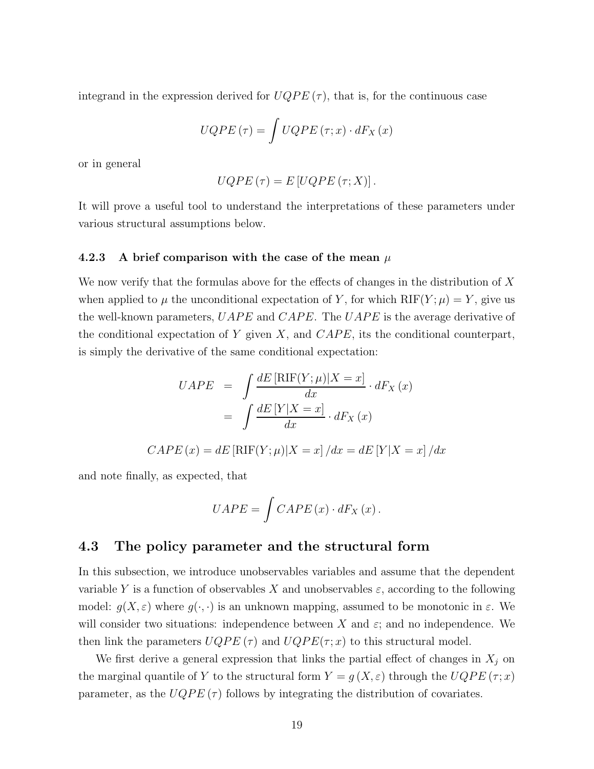integrand in the expression derived for $UQPE(\tau)$, that is, for the continuous case

$$UQPE(\tau) = \int UQPE(\tau; x) \cdot dF_X(x)$$

or in general

$$UQPE(\tau) = E[UQPE(\tau; X)].$$

It will prove a useful tool to understand the interpretations of these parameters under various structural assumptions below.

### 4.2.3 A brief comparison with the case of the mean $\mu$

We now verify that the formulas above for the effects of changes in the distribution of $X$ when applied to $\mu$ the unconditional expectation of $Y$, for which $\text{RIF}(Y;\mu) = Y$, give us the well-known parameters, $UAPE$ and $CAPE$. The $UAPE$ is the average derivative of the conditional expectation of $Y$ given $X$, and $CAPE$, its the conditional counterpart, is simply the derivative of the same conditional expectation:

$$\begin{aligned} UAPE &= \int \frac{dE[\text{RIF}(Y;\mu)|X=x]}{dx} \cdot dF_X(x) \\ &= \int \frac{dE[Y|X=x]}{dx} \cdot dF_X(x) \end{aligned}$$

$$CAPE(x) = dE[\text{RIF}(Y;\mu)|X=x]/dx = dE[Y|X=x]/dx$$

and note finally, as expected, that

$$UAPE = \int CAPE(x) \cdot dF_X(x).$$

## 4.3 The policy parameter and the structural form

In this subsection, we introduce unobservables variables and assume that the dependent variable $Y$ is a function of observables $X$ and unobservables $\varepsilon$, according to the following model: $g(X, \varepsilon)$ where $g(\cdot, \cdot)$ is an unknown mapping, assumed to be monotonic in $\varepsilon$. We will consider two situations: independence between $X$ and $\varepsilon$; and no independence. We then link the parameters $UQPE(\tau)$ and $UQPE(\tau; x)$ to this structural model.

We first derive a general expression that links the partial effect of changes in $X_j$ on the marginal quantile of $Y$ to the structural form $Y = g(X, \varepsilon)$ through the $UQPE(\tau; x)$ parameter, as the $UQPE(\tau)$ follows by integrating the distribution of covariates.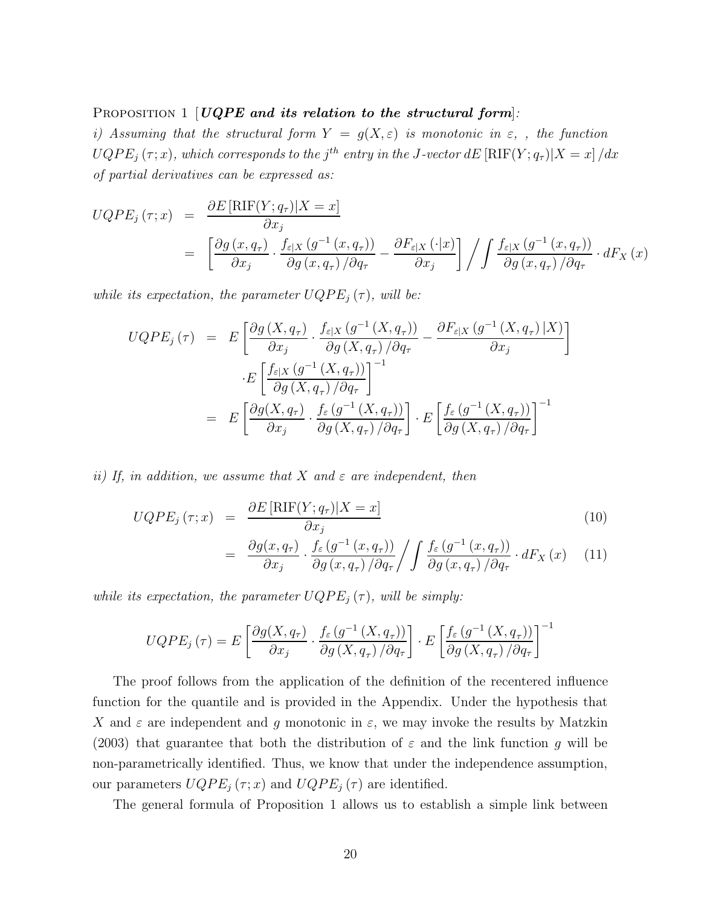Proposition 1 [***UQPE and its relation to the structural form***]:

*i) Assuming that the structural form $Y = g(X, \varepsilon)$ is monotonic in $\varepsilon$, , the function $UQPE_j(\tau; x)$, which corresponds to the $j^{th}$ entry in the J-vector $dE[\text{RIF}(Y; q_\tau)|X = x]/dx$ of partial derivatives can be expressed as:*

$$
\begin{aligned}
UQPE_j(\tau; x) &= \frac{\partial E[\text{RIF}(Y; q_\tau)|X = x]}{\partial x_j} \\
&= \left[ \frac{\partial g(x, q_\tau)}{\partial x_j} \cdot \frac{f_{\varepsilon|X}(g^{-1}(x, q_\tau))}{\partial g(x, q_\tau)/\partial q_\tau} - \frac{\partial F_{\varepsilon|X}(\cdot|x)}{\partial x_j} \right] \Bigg/ \int \frac{f_{\varepsilon|X}(g^{-1}(x, q_\tau))}{\partial g(x, q_\tau)/\partial q_\tau} \cdot dF_X(x)
\end{aligned}
$$

*while its expectation, the parameter $UQPE_j(\tau)$, will be:*

$$
\begin{aligned}
UQPE_j(\tau) &= E\left[ \frac{\partial g(X, q_\tau)}{\partial x_j} \cdot \frac{f_{\varepsilon|X}(g^{-1}(X, q_\tau))}{\partial g(X, q_\tau)/\partial q_\tau} - \frac{\partial F_{\varepsilon|X}(g^{-1}(X, q_\tau)|X)}{\partial x_j} \right] \\
&\quad \cdot E\left[ \frac{f_{\varepsilon|X}(g^{-1}(X, q_\tau))}{\partial g(X, q_\tau)/\partial q_\tau} \right]^{-1} \\
&= E\left[ \frac{\partial g(X, q_\tau)}{\partial x_j} \cdot \frac{f_\varepsilon(g^{-1}(X, q_\tau))}{\partial g(X, q_\tau)/\partial q_\tau} \right] \cdot E\left[ \frac{f_\varepsilon(g^{-1}(X, q_\tau))}{\partial g(X, q_\tau)/\partial q_\tau} \right]^{-1}
\end{aligned}
$$

*ii) If, in addition, we assume that $X$ and $\varepsilon$ are independent, then*

$$
\begin{aligned}
UQPE_j(\tau; x) &= \frac{\partial E[\text{RIF}(Y; q_\tau)|X = x]}{\partial x_j} & (10) \\
&= \frac{\partial g(x, q_\tau)}{\partial x_j} \cdot \frac{f_\varepsilon(g^{-1}(x, q_\tau))}{\partial g(x, q_\tau)/\partial q_\tau} \Bigg/ \int \frac{f_\varepsilon(g^{-1}(x, q_\tau))}{\partial g(x, q_\tau)/\partial q_\tau} \cdot dF_X(x) & (11)
\end{aligned}
$$

*while its expectation, the parameter $UQPE_j(\tau)$, will be simply:*

$$
UQPE_j(\tau) = E\left[ \frac{\partial g(X, q_\tau)}{\partial x_j} \cdot \frac{f_\varepsilon(g^{-1}(X, q_\tau))}{\partial g(X, q_\tau)/\partial q_\tau} \right] \cdot E\left[ \frac{f_\varepsilon(g^{-1}(X, q_\tau))}{\partial g(X, q_\tau)/\partial q_\tau} \right]^{-1}
$$

The proof follows from the application of the definition of the recentered influence function for the quantile and is provided in the Appendix. Under the hypothesis that $X$ and $\varepsilon$ are independent and $g$ monotonic in $\varepsilon$, we may invoke the results by Matzkin (2003) that guarantee that both the distribution of $\varepsilon$ and the link function $g$ will be non-parametrically identified. Thus, we know that under the independence assumption, our parameters $UQPE_j(\tau; x)$ and $UQPE_j(\tau)$ are identified.

The general formula of Proposition 1 allows us to establish a simple link between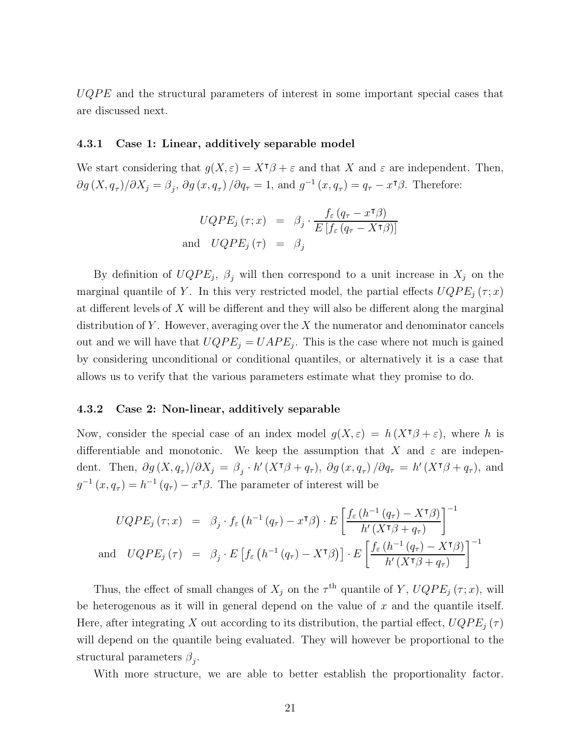$UQPE$ and the structural parameters of interest in some important special cases that are discussed next.

### 4.3.1 Case 1: Linear, additively separable model

We start considering that $g(X, \varepsilon) = X^{\intercal}\beta + \varepsilon$ and that $X$ and $\varepsilon$ are independent. Then, $\partial g(X, q_\tau)/\partial X_j = \beta_j$, $\partial g(x, q_\tau)/\partial q_\tau = 1$, and $g^{-1}(x, q_\tau) = q_\tau - x^{\intercal}\beta$. Therefore:

$$
\begin{aligned}
UQPE_j(\tau; x) &= \beta_j \cdot \frac{f_\varepsilon(q_\tau - x^{\intercal}\beta)}{E\left[f_\varepsilon(q_\tau - X^{\intercal}\beta)\right]} \\
\text{and} \quad UQPE_j(\tau) &= \beta_j
\end{aligned}
$$

By definition of $UQPE_j$, $\beta_j$ will then correspond to a unit increase in $X_j$ on the marginal quantile of $Y$. In this very restricted model, the partial effects $UQPE_j(\tau; x)$ at different levels of $X$ will be different and they will also be different along the marginal distribution of $Y$. However, averaging over the $X$ the numerator and denominator cancels out and we will have that $UQPE_j = UAPE_j$. This is the case where not much is gained by considering unconditional or conditional quantiles, or alternatively it is a case that allows us to verify that the various parameters estimate what they promise to do.

### 4.3.2 Case 2: Non-linear, additively separable

Now, consider the special case of an index model $g(X, \varepsilon) = h(X^{\intercal}\beta + \varepsilon)$, where $h$ is differentiable and monotonic. We keep the assumption that $X$ and $\varepsilon$ are independent. Then, $\partial g(X, q_\tau)/\partial X_j = \beta_j \cdot h'(X^{\intercal}\beta + q_\tau)$, $\partial g(x, q_\tau)/\partial q_\tau = h'(X^{\intercal}\beta + q_\tau)$, and $g^{-1}(x, q_\tau) = h^{-1}(q_\tau) - x^{\intercal}\beta$. The parameter of interest will be

$$
\begin{aligned}
UQPE_j(\tau; x) &= \beta_j \cdot f_\varepsilon\left(h^{-1}(q_\tau) - x^{\intercal}\beta\right) \cdot E\left[\frac{f_\varepsilon(h^{-1}(q_\tau) - X^{\intercal}\beta)}{h'(X^{\intercal}\beta + q_\tau)}\right]^{-1} \\
\text{and} \quad UQPE_j(\tau) &= \beta_j \cdot E\left[f_\varepsilon\left(h^{-1}(q_\tau) - X^{\intercal}\beta\right)\right] \cdot E\left[\frac{f_\varepsilon(h^{-1}(q_\tau) - X^{\intercal}\beta)}{h'(X^{\intercal}\beta + q_\tau)}\right]^{-1}
\end{aligned}
$$

Thus, the effect of small changes of $X_j$ on the $\tau^{\text{th}}$ quantile of $Y$, $UQPE_j(\tau; x)$, will be heterogenous as it will in general depend on the value of $x$ and the quantile itself. Here, after integrating $X$ out according to its distribution, the partial effect, $UQPE_j(\tau)$ will depend on the quantile being evaluated. They will however be proportional to the structural parameters $\beta_j$.

With more structure, we are able to better establish the proportionality factor.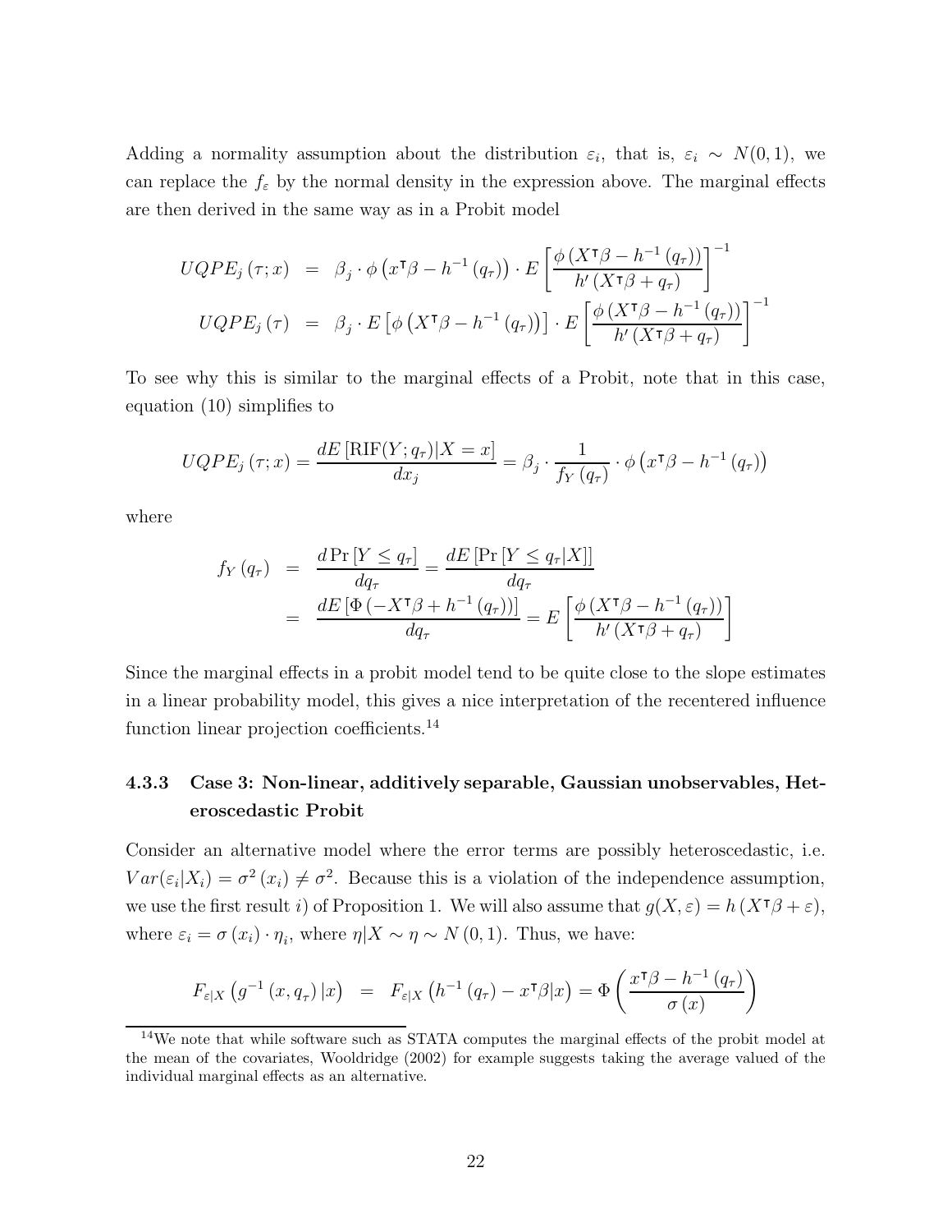Adding a normality assumption about the distribution $\varepsilon_i$, that is, $\varepsilon_i \sim N(0,1)$, we can replace the $f_\varepsilon$ by the normal density in the expression above. The marginal effects are then derived in the same way as in a Probit model

$$
\begin{aligned}
UQPE_j(\tau; x) &= \beta_j \cdot \phi\left(x^{\intercal}\beta - h^{-1}(q_\tau)\right) \cdot E\left[\frac{\phi\left(X^{\intercal}\beta - h^{-1}(q_\tau)\right)}{h'\left(X^{\intercal}\beta + q_\tau\right)}\right]^{-1} \\
UQPE_j(\tau) &= \beta_j \cdot E\left[\phi\left(X^{\intercal}\beta - h^{-1}(q_\tau)\right)\right] \cdot E\left[\frac{\phi\left(X^{\intercal}\beta - h^{-1}(q_\tau)\right)}{h'\left(X^{\intercal}\beta + q_\tau\right)}\right]^{-1}
\end{aligned}
$$

To see why this is similar to the marginal effects of a Probit, note that in this case, equation (10) simplifies to

$$
UQPE_j(\tau; x) = \frac{dE\left[\text{RIF}(Y; q_\tau)|X = x\right]}{dx_j} = \beta_j \cdot \frac{1}{f_Y(q_\tau)} \cdot \phi\left(x^{\intercal}\beta - h^{-1}(q_\tau)\right)
$$

where

$$
\begin{aligned}
f_Y(q_\tau) &= \frac{d\Pr\left[Y \leq q_\tau\right]}{dq_\tau} = \frac{dE\left[\Pr\left[Y \leq q_\tau|X\right]\right]}{dq_\tau} \\
&= \frac{dE\left[\Phi\left(-X^{\intercal}\beta + h^{-1}(q_\tau)\right)\right]}{dq_\tau} = E\left[\frac{\phi\left(X^{\intercal}\beta - h^{-1}(q_\tau)\right)}{h'\left(X^{\intercal}\beta + q_\tau\right)}\right]
\end{aligned}
$$

Since the marginal effects in a probit model tend to be quite close to the slope estimates in a linear probability model, this gives a nice interpretation of the recentered influence function linear projection coefficients.[14]

### 4.3.3 Case 3: Non-linear, additively separable, Gaussian unobservables, Heteroscedastic Probit

Consider an alternative model where the error terms are possibly heteroscedastic, i.e. $Var(\varepsilon_i|X_i) = \sigma^2(x_i) \neq \sigma^2$. Because this is a violation of the independence assumption, we use the first result *i*) of Proposition 1. We will also assume that $g(X,\varepsilon) = h\left(X^{\intercal}\beta + \varepsilon\right)$, where $\varepsilon_i = \sigma(x_i) \cdot \eta_i$, where $\eta|X \sim \eta \sim N(0,1)$. Thus, we have:

$$
F_{\varepsilon|X}\left(g^{-1}(x, q_\tau)|x\right) = F_{\varepsilon|X}\left(h^{-1}(q_\tau) - x^{\intercal}\beta|x\right) = \Phi\left(\frac{x^{\intercal}\beta - h^{-1}(q_\tau)}{\sigma(x)}\right)
$$

[14] We note that while software such as STATA computes the marginal effects of the probit model at the mean of the covariates, Wooldridge (2002) for example suggests taking the average valued of the individual marginal effects as an alternative.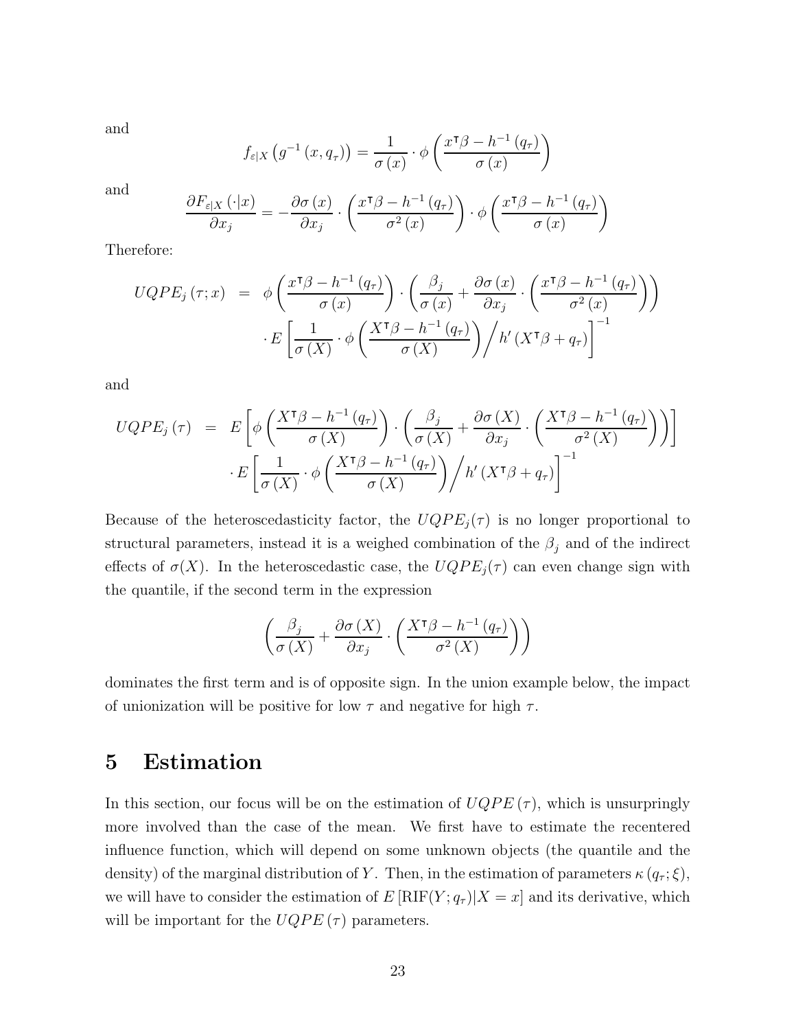and

$$f_{\varepsilon|X}\left(g^{-1}\left(x,q_{\tau}\right)\right)=\frac{1}{\sigma\left(x\right)}\cdot\phi\left(\frac{x^{\intercal}\beta-h^{-1}\left(q_{\tau}\right)}{\sigma\left(x\right)}\right)$$

and

$$\frac{\partial F_{\varepsilon|X}\left(\cdot|x\right)}{\partial x_{j}}=-\frac{\partial\sigma\left(x\right)}{\partial x_{j}}\cdot\left(\frac{x^{\intercal}\beta-h^{-1}\left(q_{\tau}\right)}{\sigma^{2}\left(x\right)}\right)\cdot\phi\left(\frac{x^{\intercal}\beta-h^{-1}\left(q_{\tau}\right)}{\sigma\left(x\right)}\right)$$

Therefore:

$$\begin{aligned}UQPE_{j}\left(\tau;x\right) &= \phi\left(\frac{x^{\intercal}\beta-h^{-1}\left(q_{\tau}\right)}{\sigma\left(x\right)}\right)\cdot\left(\frac{\beta_{j}}{\sigma\left(x\right)}+\frac{\partial\sigma\left(x\right)}{\partial x_{j}}\cdot\left(\frac{x^{\intercal}\beta-h^{-1}\left(q_{\tau}\right)}{\sigma^{2}\left(x\right)}\right)\right)\\ &\quad\cdot E\left[\frac{1}{\sigma\left(X\right)}\cdot\phi\left(\frac{X^{\intercal}\beta-h^{-1}\left(q_{\tau}\right)}{\sigma\left(X\right)}\right)\Big/h'\left(X^{\intercal}\beta+q_{\tau}\right)\right]^{-1}\end{aligned}$$

and

$$\begin{aligned}UQPE_{j}\left(\tau\right) &= E\left[\phi\left(\frac{X^{\intercal}\beta-h^{-1}\left(q_{\tau}\right)}{\sigma\left(X\right)}\right)\cdot\left(\frac{\beta_{j}}{\sigma\left(X\right)}+\frac{\partial\sigma\left(X\right)}{\partial x_{j}}\cdot\left(\frac{X^{\intercal}\beta-h^{-1}\left(q_{\tau}\right)}{\sigma^{2}\left(X\right)}\right)\right)\right]\\ &\quad\cdot E\left[\frac{1}{\sigma\left(X\right)}\cdot\phi\left(\frac{X^{\intercal}\beta-h^{-1}\left(q_{\tau}\right)}{\sigma\left(X\right)}\right)\Big/h'\left(X^{\intercal}\beta+q_{\tau}\right)\right]^{-1}\end{aligned}$$

Because of the heteroscedasticity factor, the $UQPE_j(\tau)$ is no longer proportional to structural parameters, instead it is a weighed combination of the $\beta_j$ and of the indirect effects of $\sigma(X)$. In the heteroscedastic case, the $UQPE_j(\tau)$ can even change sign with the quantile, if the second term in the expression

$$\left(\frac{\beta_{j}}{\sigma\left(X\right)}+\frac{\partial\sigma\left(X\right)}{\partial x_{j}}\cdot\left(\frac{X^{\intercal}\beta-h^{-1}\left(q_{\tau}\right)}{\sigma^{2}\left(X\right)}\right)\right)$$

dominates the first term and is of opposite sign. In the union example below, the impact of unionization will be positive for low $\tau$ and negative for high $\tau$.

# 5 Estimation

In this section, our focus will be on the estimation of $UQPE\left(\tau\right)$, which is unsurpringly more involved than the case of the mean. We first have to estimate the recentered influence function, which will depend on some unknown objects (the quantile and the density) of the marginal distribution of $Y$. Then, in the estimation of parameters $\kappa\left(q_{\tau};\xi\right)$, we will have to consider the estimation of $E\left[\mathrm{RIF}(Y;q_{\tau})|X=x\right]$ and its derivative, which will be important for the $UQPE\left(\tau\right)$ parameters.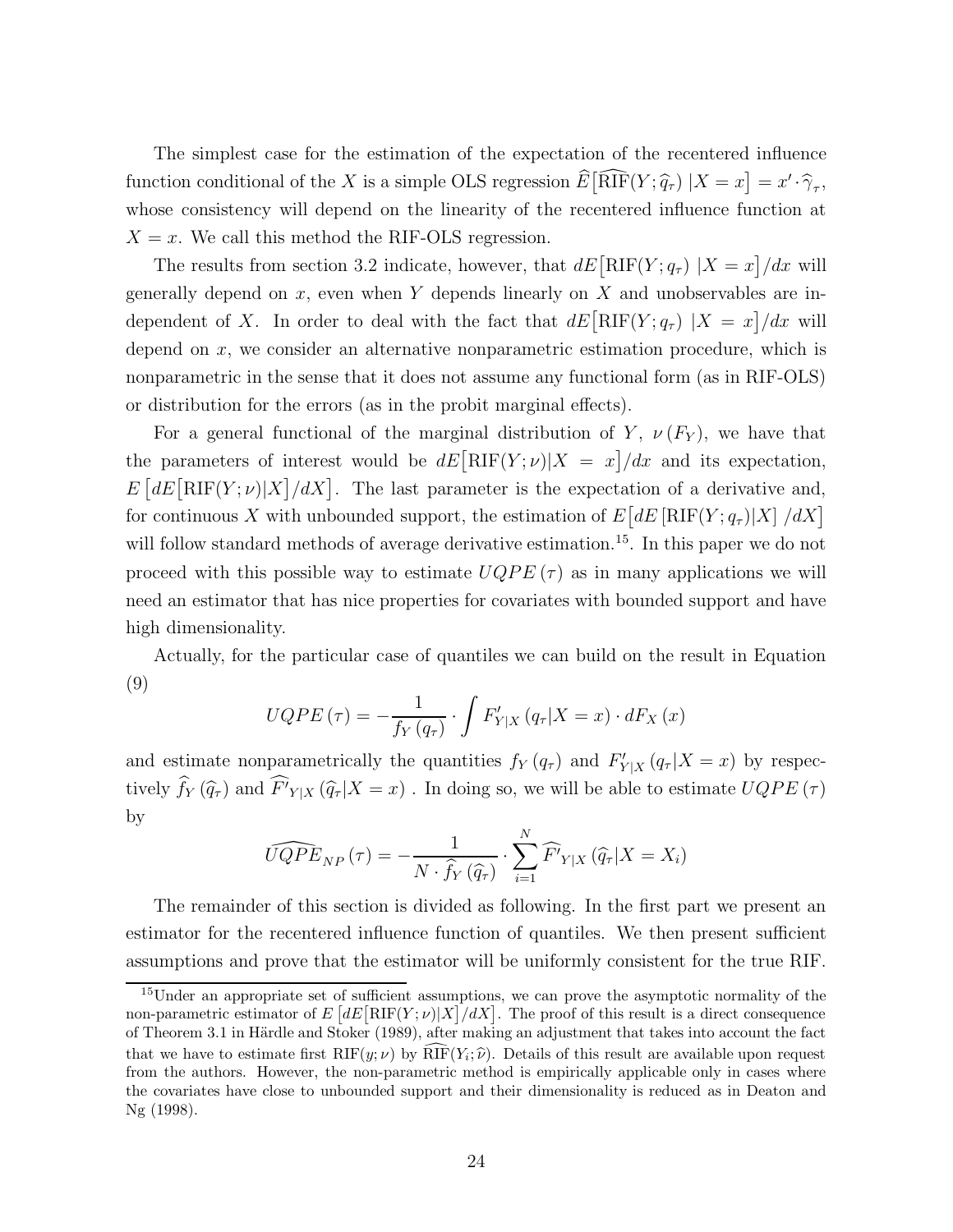The simplest case for the estimation of the expectation of the recentered influence function conditional of the $X$ is a simple OLS regression $\widehat{E}\left[\widehat{\text{RIF}}(Y;\widehat{q}_\tau)\ |X=x\right]=x'\cdot\widehat{\gamma}_\tau$, whose consistency will depend on the linearity of the recentered influence function at $X=x$. We call this method the RIF-OLS regression.

The results from section 3.2 indicate, however, that $dE\left[\text{RIF}(Y;q_\tau)\ |X=x\right]/dx$ will generally depend on $x$, even when $Y$ depends linearly on $X$ and unobservables are independent of $X$. In order to deal with the fact that $dE\left[\text{RIF}(Y;q_\tau)\ |X=x\right]/dx$ will depend on $x$, we consider an alternative nonparametric estimation procedure, which is nonparametric in the sense that it does not assume any functional form (as in RIF-OLS) or distribution for the errors (as in the probit marginal effects).

For a general functional of the marginal distribution of $Y$, $\nu(F_Y)$, we have that the parameters of interest would be $dE\left[\text{RIF}(Y;\nu)|X=x\right]/dx$ and its expectation, $E\left[dE\left[\text{RIF}(Y;\nu)|X\right]/dX\right]$. The last parameter is the expectation of a derivative and, for continuous $X$ with unbounded support, the estimation of $E\left[dE\left[\text{RIF}(Y;q_\tau)|X\right]/dX\right]$ will follow standard methods of average derivative estimation.[15]. In this paper we do not proceed with this possible way to estimate $UQPE(\tau)$ as in many applications we will need an estimator that has nice properties for covariates with bounded support and have high dimensionality.

Actually, for the particular case of quantiles we can build on the result in Equation (9)

$$UQPE(\tau)=-\frac{1}{f_Y(q_\tau)}\cdot\int F'_{Y|X}(q_\tau|X=x)\cdot dF_X(x)$$

and estimate nonparametrically the quantities $f_Y(q_\tau)$ and $F'_{Y|X}(q_\tau|X=x)$ by respectively $\widehat{f}_Y(\widehat{q}_\tau)$ and $\widehat{F'}_{Y|X}(\widehat{q}_\tau|X=x)$ . In doing so, we will be able to estimate $UQPE(\tau)$ by

$$\widehat{UQPE}_{NP}(\tau)=-\frac{1}{N\cdot\widehat{f}_Y(\widehat{q}_\tau)}\cdot\sum_{i=1}^{N}\widehat{F'}_{Y|X}(\widehat{q}_\tau|X=X_i)$$

The remainder of this section is divided as following. In the first part we present an estimator for the recentered influence function of quantiles. We then present sufficient assumptions and prove that the estimator will be uniformly consistent for the true RIF.

[15] Under an appropriate set of sufficient assumptions, we can prove the asymptotic normality of the non-parametric estimator of $E\left[dE\left[\text{RIF}(Y;\nu)|X\right]/dX\right]$. The proof of this result is a direct consequence of Theorem 3.1 in Härdle and Stoker (1989), after making an adjustment that takes into account the fact that we have to estimate first $\text{RIF}(y;\nu)$ by $\widehat{\text{RIF}}(Y_i;\widehat{\nu})$. Details of this result are available upon request from the authors. However, the non-parametric method is empirically applicable only in cases where the covariates have close to unbounded support and their dimensionality is reduced as in Deaton and Ng (1998).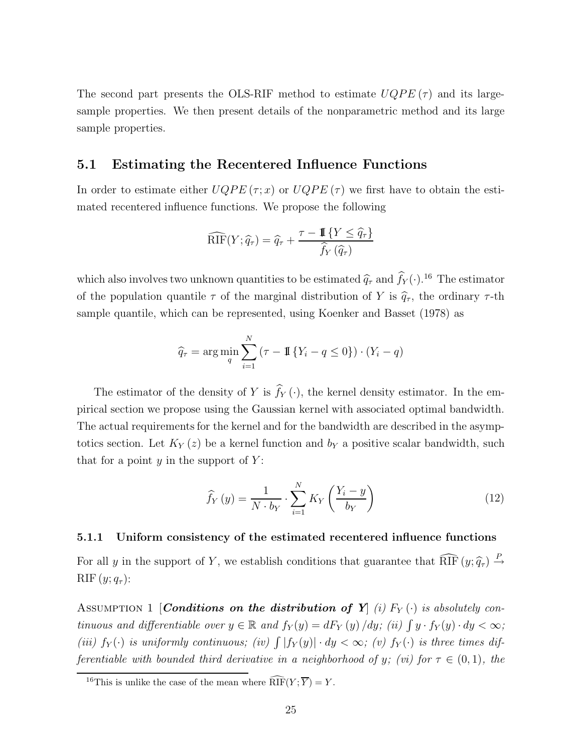The second part presents the OLS-RIF method to estimate $UQPE(\tau)$ and its large-sample properties. We then present details of the nonparametric method and its large sample properties.

## 5.1 Estimating the Recentered Influence Functions

In order to estimate either $UQPE(\tau; x)$ or $UQPE(\tau)$ we first have to obtain the estimated recentered influence functions. We propose the following

$$\widehat{\mathrm{RIF}}(Y; \widehat{q}_\tau) = \widehat{q}_\tau + \frac{\tau - \mathbb{1}\{Y \leq \widehat{q}_\tau\}}{\widehat{f}_Y(\widehat{q}_\tau)}$$

which also involves two unknown quantities to be estimated $\widehat{q}_\tau$ and $\widehat{f}_Y(\cdot)$.[16] The estimator of the population quantile $\tau$ of the marginal distribution of $Y$ is $\widehat{q}_\tau$, the ordinary $\tau$-th sample quantile, which can be represented, using Koenker and Basset (1978) as

$$\widehat{q}_\tau = \arg\min_q \sum_{i=1}^{N} (\tau - \mathbb{1}\{Y_i - q \leq 0\}) \cdot (Y_i - q)$$

The estimator of the density of $Y$ is $\widehat{f}_Y(\cdot)$, the kernel density estimator. In the empirical section we propose using the Gaussian kernel with associated optimal bandwidth. The actual requirements for the kernel and for the bandwidth are described in the asymptotics section. Let $K_Y(z)$ be a kernel function and $b_Y$ a positive scalar bandwidth, such that for a point $y$ in the support of $Y$:

$$\widehat{f}_Y(y) = \frac{1}{N \cdot b_Y} \cdot \sum_{i=1}^{N} K_Y\left(\frac{Y_i - y}{b_Y}\right) \tag{12}$$

### 5.1.1 Uniform consistency of the estimated recentered influence functions

For all $y$ in the support of $Y$, we establish conditions that guarantee that $\widehat{\mathrm{RIF}}(y; \widehat{q}_\tau) \xrightarrow{P} \mathrm{RIF}(y; q_\tau)$:

Assumption 1 [***Conditions on the distribution of Y***] *(i) $F_Y(\cdot)$ is absolutely continuous and differentiable over $y \in \mathbb{R}$ and $f_Y(y) = dF_Y(y)/dy$; (ii) $\int y \cdot f_Y(y) \cdot dy < \infty$; (iii) $f_Y(\cdot)$ is uniformly continuous; (iv) $\int |f_Y(y)| \cdot dy < \infty$; (v) $f_Y(\cdot)$ is three times differentiable with bounded third derivative in a neighborhood of $y$; (vi) for $\tau \in (0, 1)$, the*

[16] This is unlike the case of the mean where $\widehat{\mathrm{RIF}}(Y; \overline{Y}) = Y$.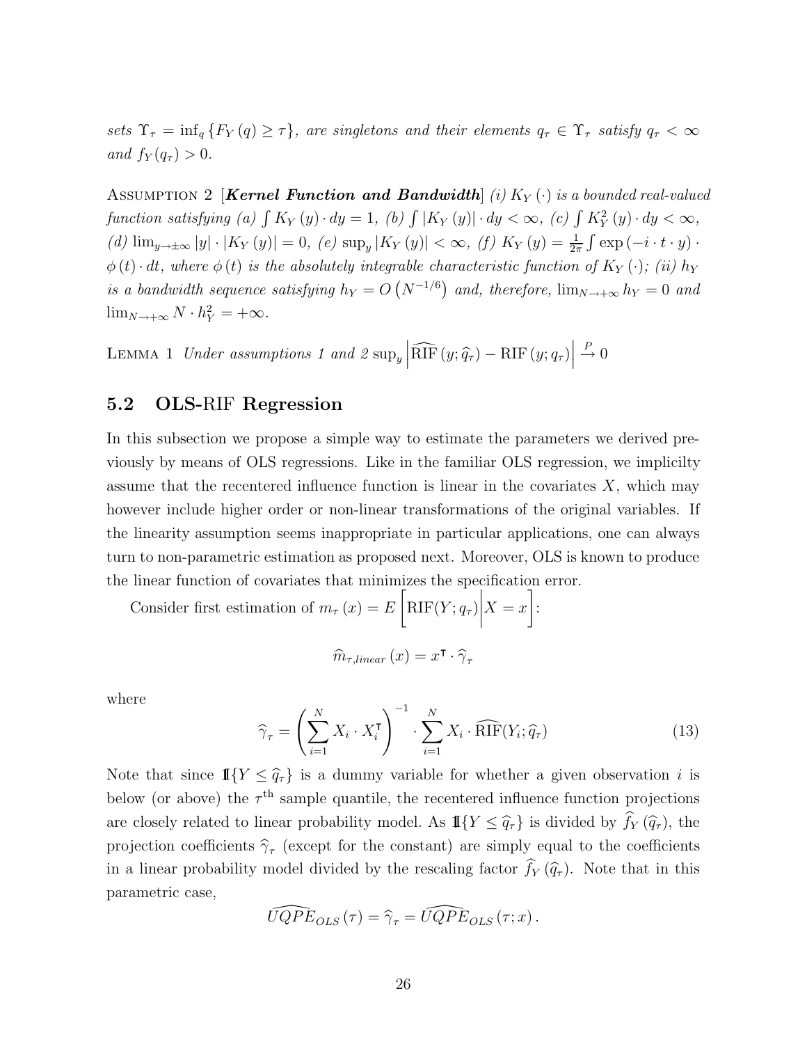*sets $\Upsilon_\tau = \inf_q \{F_Y(q) \geq \tau\}$, are singletons and their elements $q_\tau \in \Upsilon_\tau$ satisfy $q_\tau < \infty$ and $f_Y(q_\tau) > 0$.*

Assumption 2 [***Kernel Function and Bandwidth***] *(i) $K_Y(\cdot)$ is a bounded real-valued function satisfying (a) $\int K_Y(y) \cdot dy = 1$, (b) $\int |K_Y(y)| \cdot dy < \infty$, (c) $\int K_Y^2(y) \cdot dy < \infty$, (d) $\lim_{y \to \pm\infty} |y| \cdot |K_Y(y)| = 0$, (e) $\sup_y |K_Y(y)| < \infty$, (f) $K_Y(y) = \frac{1}{2\pi} \int \exp(-i \cdot t \cdot y) \cdot \phi(t) \cdot dt$, where $\phi(t)$ is the absolutely integrable characteristic function of $K_Y(\cdot)$; (ii) $h_Y$ is a bandwidth sequence satisfying $h_Y = O\left(N^{-1/6}\right)$ and, therefore, $\lim_{N \to +\infty} h_Y = 0$ and $\lim_{N \to +\infty} N \cdot h_Y^2 = +\infty$.*

Lemma 1 *Under assumptions 1 and 2* $\sup_y \left| \widehat{\mathrm{RIF}}(y; \widehat{q}_\tau) - \mathrm{RIF}(y; q_\tau) \right| \xrightarrow{P} 0$

## 5.2 OLS-RIF Regression

In this subsection we propose a simple way to estimate the parameters we derived previously by means of OLS regressions. Like in the familiar OLS regression, we implicilty assume that the recentered influence function is linear in the covariates $X$, which may however include higher order or non-linear transformations of the original variables. If the linearity assumption seems inappropriate in particular applications, one can always turn to non-parametric estimation as proposed next. Moreover, OLS is known to produce the linear function of covariates that minimizes the specification error.

Consider first estimation of $m_\tau(x) = E\left[\mathrm{RIF}(Y; q_\tau) \middle| X = x\right]$:

$$\widehat{m}_{\tau,linear}(x) = x^\intercal \cdot \widehat{\gamma}_\tau$$

where

$$\widehat{\gamma}_\tau = \left(\sum_{i=1}^{N} X_i \cdot X_i^\intercal\right)^{-1} \cdot \sum_{i=1}^{N} X_i \cdot \widehat{\mathrm{RIF}}(Y_i; \widehat{q}_\tau) \tag{13}$$

Note that since $\mathbb{1}\{Y \leq \widehat{q}_\tau\}$ is a dummy variable for whether a given observation $i$ is below (or above) the $\tau^{\text{th}}$ sample quantile, the recentered influence function projections are closely related to linear probability model. As $\mathbb{1}\{Y \leq \widehat{q}_\tau\}$ is divided by $\widehat{f}_Y(\widehat{q}_\tau)$, the projection coefficients $\widehat{\gamma}_\tau$ (except for the constant) are simply equal to the coefficients in a linear probability model divided by the rescaling factor $\widehat{f}_Y(\widehat{q}_\tau)$. Note that in this parametric case,

$$\widehat{UQPE}_{OLS}(\tau) = \widehat{\gamma}_\tau = \widehat{UQPE}_{OLS}(\tau; x).$$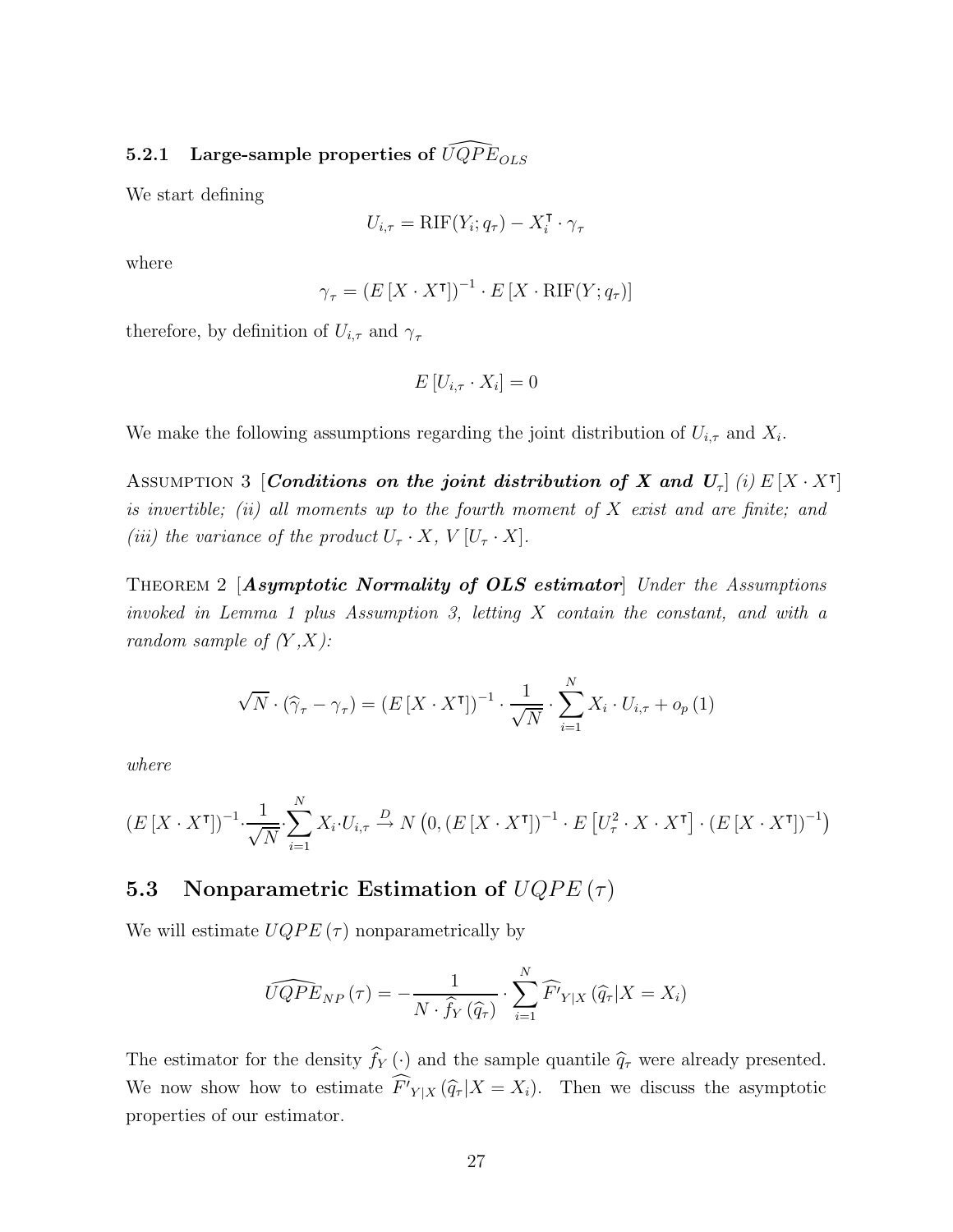#### 5.2.1 Large-sample properties of $\widehat{UQPE}_{OLS}$

We start defining

$$U_{i,\tau} = \text{RIF}(Y_i; q_\tau) - X_i^\intercal \cdot \gamma_\tau$$

where

$$\gamma_\tau = (E[X \cdot X^\intercal])^{-1} \cdot E[X \cdot \text{RIF}(Y; q_\tau)]$$

therefore, by definition of $U_{i,\tau}$ and $\gamma_\tau$

$$E[U_{i,\tau} \cdot X_i] = 0$$

We make the following assumptions regarding the joint distribution of $U_{i,\tau}$ and $X_i$.

Assumption 3 [***Conditions on the joint distribution of X and U***$_\tau$] *(i)* $E[X \cdot X^\intercal]$ *is invertible; (ii) all moments up to the fourth moment of* $X$ *exist and are finite; and (iii) the variance of the product* $U_\tau \cdot X$, $V[U_\tau \cdot X]$.

Theorem 2 [***Asymptotic Normality of OLS estimator***] *Under the Assumptions invoked in Lemma 1 plus Assumption 3, letting* $X$ *contain the constant, and with a random sample of (*$Y$,$X$*):*

$$\sqrt{N} \cdot (\widehat{\gamma}_\tau - \gamma_\tau) = (E[X \cdot X^\intercal])^{-1} \cdot \frac{1}{\sqrt{N}} \cdot \sum_{i=1}^{N} X_i \cdot U_{i,\tau} + o_p(1)$$

*where*

$$(E[X \cdot X^\intercal])^{-1} \cdot \frac{1}{\sqrt{N}} \cdot \sum_{i=1}^{N} X_i \cdot U_{i,\tau} \xrightarrow{D} N\left(0, (E[X \cdot X^\intercal])^{-1} \cdot E\left[U_\tau^2 \cdot X \cdot X^\intercal\right] \cdot (E[X \cdot X^\intercal])^{-1}\right)$$

## 5.3 Nonparametric Estimation of $UQPE(\tau)$

We will estimate $UQPE(\tau)$ nonparametrically by

$$\widehat{UQPE}_{NP}(\tau) = -\frac{1}{N \cdot \widehat{f}_Y(\widehat{q}_\tau)} \cdot \sum_{i=1}^{N} \widehat{F'}_{Y|X}(\widehat{q}_\tau | X = X_i)$$

The estimator for the density $\widehat{f}_Y(\cdot)$ and the sample quantile $\widehat{q}_\tau$ were already presented. We now show how to estimate $\widehat{F'}_{Y|X}(\widehat{q}_\tau | X = X_i)$. Then we discuss the asymptotic properties of our estimator.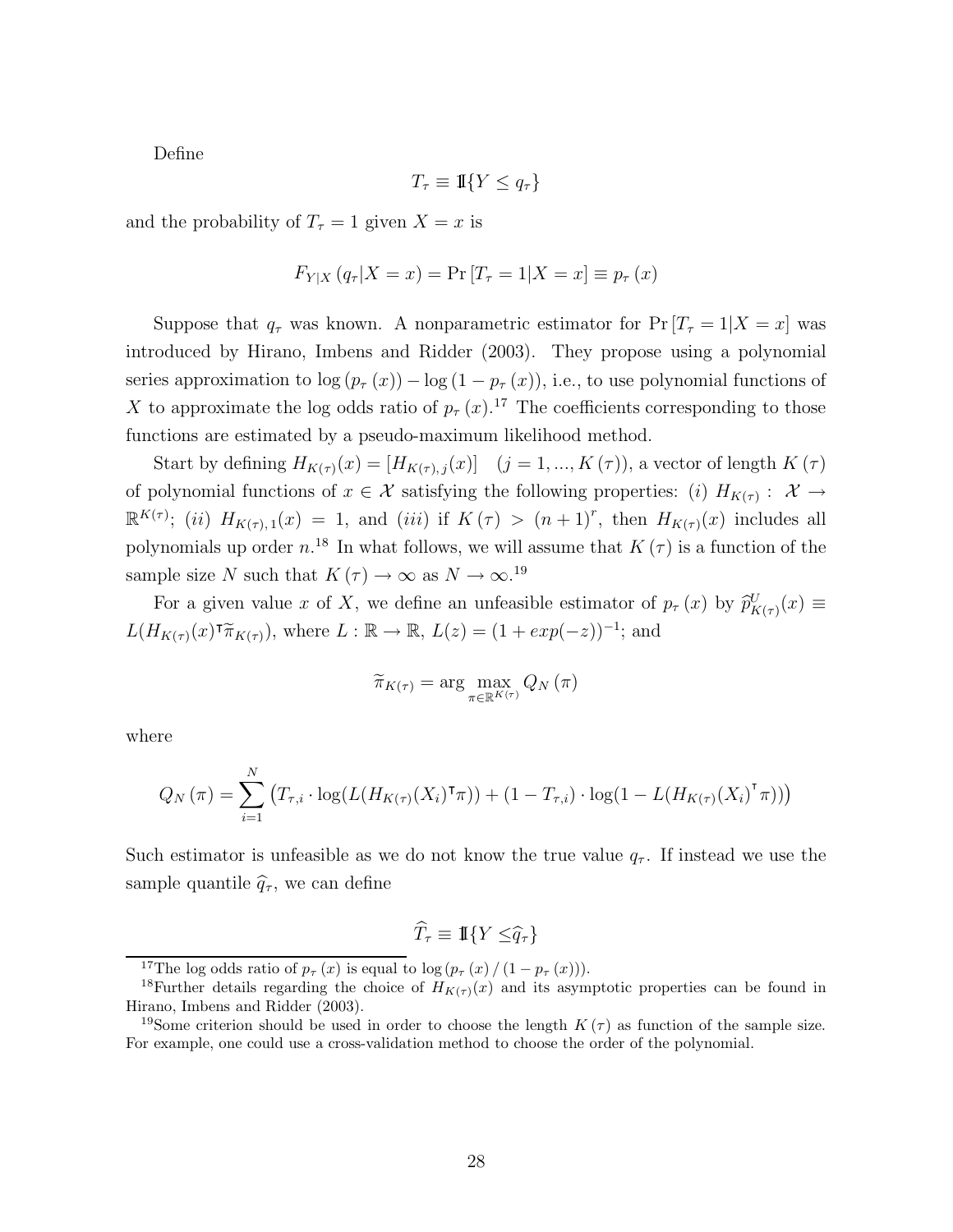Define

$$T_{\tau} \equiv \mathbb{1}\{Y \leq q_{\tau}\}$$

and the probability of $T_{\tau} = 1$ given $X = x$ is

$$F_{Y|X}\left(q_{\tau}|X = x\right) = \Pr\left[T_{\tau} = 1|X = x\right] \equiv p_{\tau}\left(x\right)$$

Suppose that $q_{\tau}$ was known. A nonparametric estimator for $\Pr\left[T_{\tau} = 1|X = x\right]$ was introduced by Hirano, Imbens and Ridder (2003). They propose using a polynomial series approximation to $\log\left(p_{\tau}\left(x\right)\right) - \log\left(1 - p_{\tau}\left(x\right)\right)$, i.e., to use polynomial functions of $X$ to approximate the log odds ratio of $p_{\tau}\left(x\right)$.[17] The coefficients corresponding to those functions are estimated by a pseudo-maximum likelihood method.

Start by defining $H_{K(\tau)}(x) = [H_{K(\tau),\,j}(x)] \quad (j = 1, ..., K\left(\tau\right))$, a vector of length $K\left(\tau\right)$ of polynomial functions of $x \in \mathcal{X}$ satisfying the following properties: $(i)$ $H_{K(\tau)} : \mathcal{X} \rightarrow \mathbb{R}^{K(\tau)}$; $(ii)$ $H_{K(\tau),\,1}(x) = 1$, and $(iii)$ if $K\left(\tau\right) > \left(n+1\right)^{r}$, then $H_{K(\tau)}(x)$ includes all polynomials up order $n$.[18] In what follows, we will assume that $K\left(\tau\right)$ is a function of the sample size $N$ such that $K\left(\tau\right) \rightarrow \infty$ as $N \rightarrow \infty$.[19]

For a given value $x$ of $X$, we define an unfeasible estimator of $p_{\tau}\left(x\right)$ by $\widehat{p}^{U}_{K(\tau)}(x) \equiv L(H_{K(\tau)}(x)^{\intercal}\widetilde{\pi}_{K(\tau)})$, where $L : \mathbb{R} \rightarrow \mathbb{R}$, $L(z) = (1 + exp(-z))^{-1}$; and

$$\widetilde{\pi}_{K(\tau)} = \arg \max_{\pi \in \mathbb{R}^{K(\tau)}} Q_N\left(\pi\right)$$

where

$$Q_N\left(\pi\right) = \sum_{i=1}^{N} \left(T_{\tau,i} \cdot \log(L(H_{K(\tau)}(X_i)^{\intercal}\pi)) + (1 - T_{\tau,i}) \cdot \log(1 - L(H_{K(\tau)}(X_i)^{\intercal}\pi))\right)$$

Such estimator is unfeasible as we do not know the true value $q_{\tau}$. If instead we use the sample quantile $\widehat{q}_{\tau}$, we can define

$$\widehat{T}_{\tau} \equiv \mathbb{1}\{Y \leq \widehat{q}_{\tau}\}$$

[17] The log odds ratio of $p_{\tau}\left(x\right)$ is equal to $\log\left(p_{\tau}\left(x\right) / \left(1 - p_{\tau}\left(x\right)\right)\right)$.

[18] Further details regarding the choice of $H_{K(\tau)}(x)$ and its asymptotic properties can be found in Hirano, Imbens and Ridder (2003).

[19] Some criterion should be used in order to choose the length $K\left(\tau\right)$ as function of the sample size. For example, one could use a cross-validation method to choose the order of the polynomial.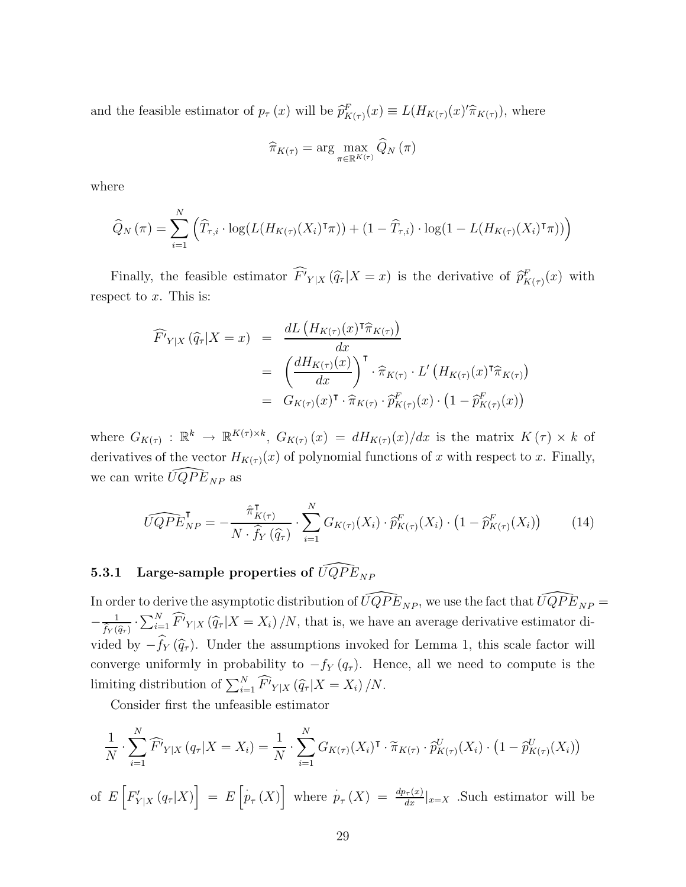and the feasible estimator of $p_\tau(x)$ will be $\widehat{p}^F_{K(\tau)}(x) \equiv L(H_{K(\tau)}(x)'\widehat{\pi}_{K(\tau)})$, where

$$\widehat{\pi}_{K(\tau)} = \arg \max_{\pi \in \mathbb{R}^{K(\tau)}} \widehat{Q}_N(\pi)$$

where

$$\widehat{Q}_N(\pi) = \sum_{i=1}^{N} \left( \widehat{T}_{\tau,i} \cdot \log(L(H_{K(\tau)}(X_i)^\intercal \pi)) + (1 - \widehat{T}_{\tau,i}) \cdot \log(1 - L(H_{K(\tau)}(X_i)^\intercal \pi)) \right)$$

Finally, the feasible estimator $\widehat{F'}_{Y|X}(\widehat{q}_\tau|X = x)$ is the derivative of $\widehat{p}^F_{K(\tau)}(x)$ with respect to $x$. This is:

$$\begin{aligned}
\widehat{F'}_{Y|X}(\widehat{q}_\tau|X = x) &= \frac{dL\left(H_{K(\tau)}(x)^\intercal \widehat{\pi}_{K(\tau)}\right)}{dx} \\
&= \left(\frac{dH_{K(\tau)}(x)}{dx}\right)^\intercal \cdot \widehat{\pi}_{K(\tau)} \cdot L'\left(H_{K(\tau)}(x)^\intercal \widehat{\pi}_{K(\tau)}\right) \\
&= G_{K(\tau)}(x)^\intercal \cdot \widehat{\pi}_{K(\tau)} \cdot \widehat{p}^F_{K(\tau)}(x) \cdot \left(1 - \widehat{p}^F_{K(\tau)}(x)\right)
\end{aligned}$$

where $G_{K(\tau)} : \mathbb{R}^k \to \mathbb{R}^{K(\tau) \times k}$, $G_{K(\tau)}(x) = dH_{K(\tau)}(x)/dx$ is the matrix $K(\tau) \times k$ of derivatives of the vector $H_{K(\tau)}(x)$ of polynomial functions of $x$ with respect to $x$. Finally, we can write $\widehat{UQPE}_{NP}$ as

$$\widehat{UQPE}^\intercal_{NP} = -\frac{\widehat{\pi}^\intercal_{K(\tau)}}{N \cdot \widehat{f}_Y(\widehat{q}_\tau)} \cdot \sum_{i=1}^{N} G_{K(\tau)}(X_i) \cdot \widehat{p}^F_{K(\tau)}(X_i) \cdot \left(1 - \widehat{p}^F_{K(\tau)}(X_i)\right) \tag{14}$$

### 5.3.1 Large-sample properties of $\widehat{UQPE}_{NP}$

In order to derive the asymptotic distribution of $\widehat{UQPE}_{NP}$, we use the fact that $\widehat{UQPE}_{NP} = -\frac{1}{\widehat{f}_Y(\widehat{q}_\tau)} \cdot \sum_{i=1}^{N} \widehat{F'}_{Y|X}(\widehat{q}_\tau|X = X_i)/N$, that is, we have an average derivative estimator divided by $-\widehat{f}_Y(\widehat{q}_\tau)$. Under the assumptions invoked for Lemma 1, this scale factor will converge uniformly in probability to $-f_Y(q_\tau)$. Hence, all we need to compute is the limiting distribution of $\sum_{i=1}^{N} \widehat{F'}_{Y|X}(\widehat{q}_\tau|X = X_i)/N$.

Consider first the unfeasible estimator

$$\frac{1}{N} \cdot \sum_{i=1}^{N} \widehat{F'}_{Y|X}(q_\tau|X = X_i) = \frac{1}{N} \cdot \sum_{i=1}^{N} G_{K(\tau)}(X_i)^\intercal \cdot \widetilde{\pi}_{K(\tau)} \cdot \widehat{p}^U_{K(\tau)}(X_i) \cdot \left(1 - \widehat{p}^U_{K(\tau)}(X_i)\right)$$

of $E\left[F'_{Y|X}(q_\tau|X)\right] = E\left[\dot{p}_\tau(X)\right]$ where $\dot{p}_\tau(X) = \frac{dp_\tau(x)}{dx}|_{x=X}$ .Such estimator will be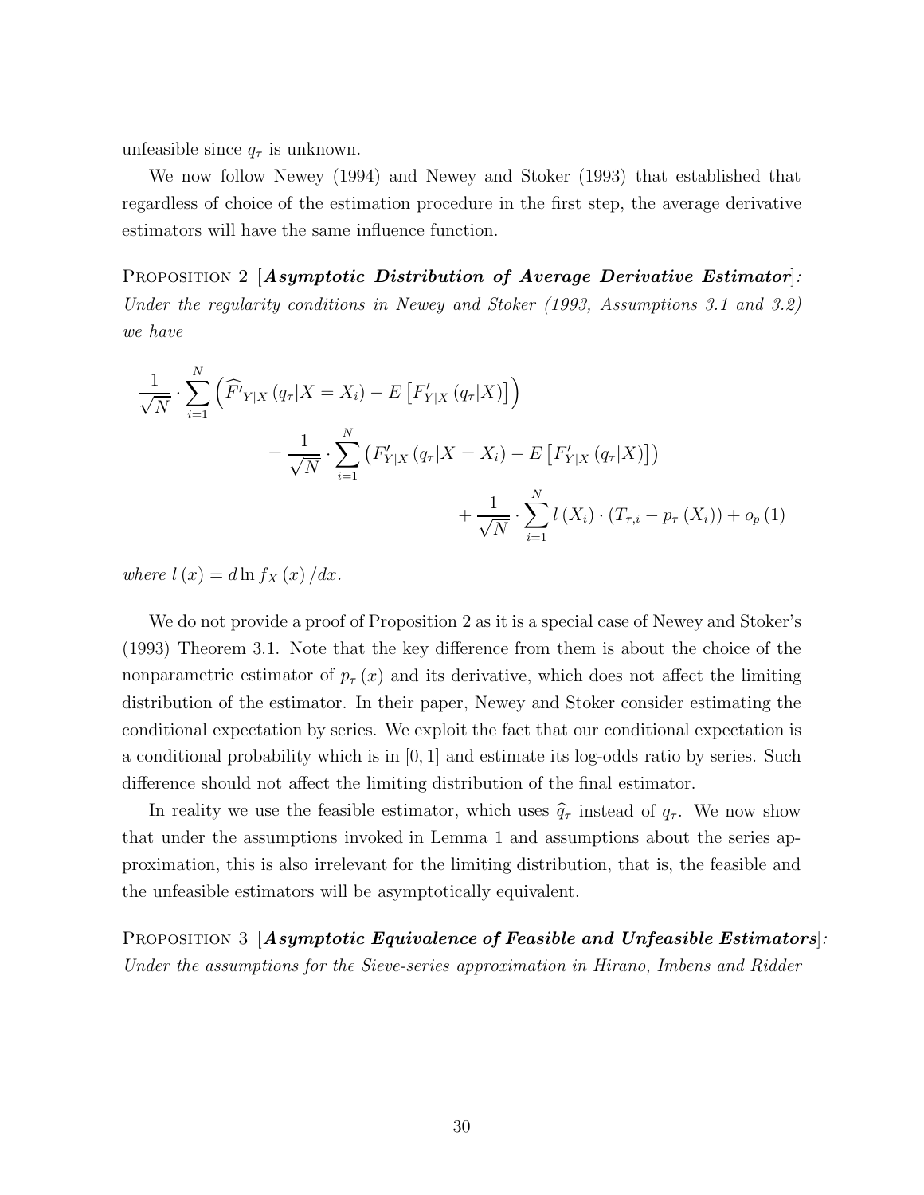unfeasible since $q_\tau$ is unknown.

We now follow Newey (1994) and Newey and Stoker (1993) that established that regardless of choice of the estimation procedure in the first step, the average derivative estimators will have the same influence function.

Proposition 2 [***Asymptotic Distribution of Average Derivative Estimator***]: *Under the regularity conditions in Newey and Stoker (1993, Assumptions 3.1 and 3.2) we have*

$$
\begin{aligned}
\frac{1}{\sqrt{N}} \cdot \sum_{i=1}^{N} \left( \widehat{F'}_{Y|X}\left(q_\tau | X = X_i\right) - E\left[F'_{Y|X}\left(q_\tau | X\right)\right] \right) \\
= \frac{1}{\sqrt{N}} \cdot \sum_{i=1}^{N} \left( F'_{Y|X}\left(q_\tau | X = X_i\right) - E\left[F'_{Y|X}\left(q_\tau | X\right)\right] \right) \\
+ \frac{1}{\sqrt{N}} \cdot \sum_{i=1}^{N} l\left(X_i\right) \cdot \left(T_{\tau,i} - p_\tau\left(X_i\right)\right) + o_p(1)
\end{aligned}
$$

*where* $l(x) = d \ln f_X(x) / dx$.

We do not provide a proof of Proposition 2 as it is a special case of Newey and Stoker's (1993) Theorem 3.1. Note that the key difference from them is about the choice of the nonparametric estimator of $p_\tau(x)$ and its derivative, which does not affect the limiting distribution of the estimator. In their paper, Newey and Stoker consider estimating the conditional expectation by series. We exploit the fact that our conditional expectation is a conditional probability which is in $[0, 1]$ and estimate its log-odds ratio by series. Such difference should not affect the limiting distribution of the final estimator.

In reality we use the feasible estimator, which uses $\widehat{q}_\tau$ instead of $q_\tau$. We now show that under the assumptions invoked in Lemma 1 and assumptions about the series approximation, this is also irrelevant for the limiting distribution, that is, the feasible and the unfeasible estimators will be asymptotically equivalent.

Proposition 3 [***Asymptotic Equivalence of Feasible and Unfeasible Estimators***]: *Under the assumptions for the Sieve-series approximation in Hirano, Imbens and Ridder*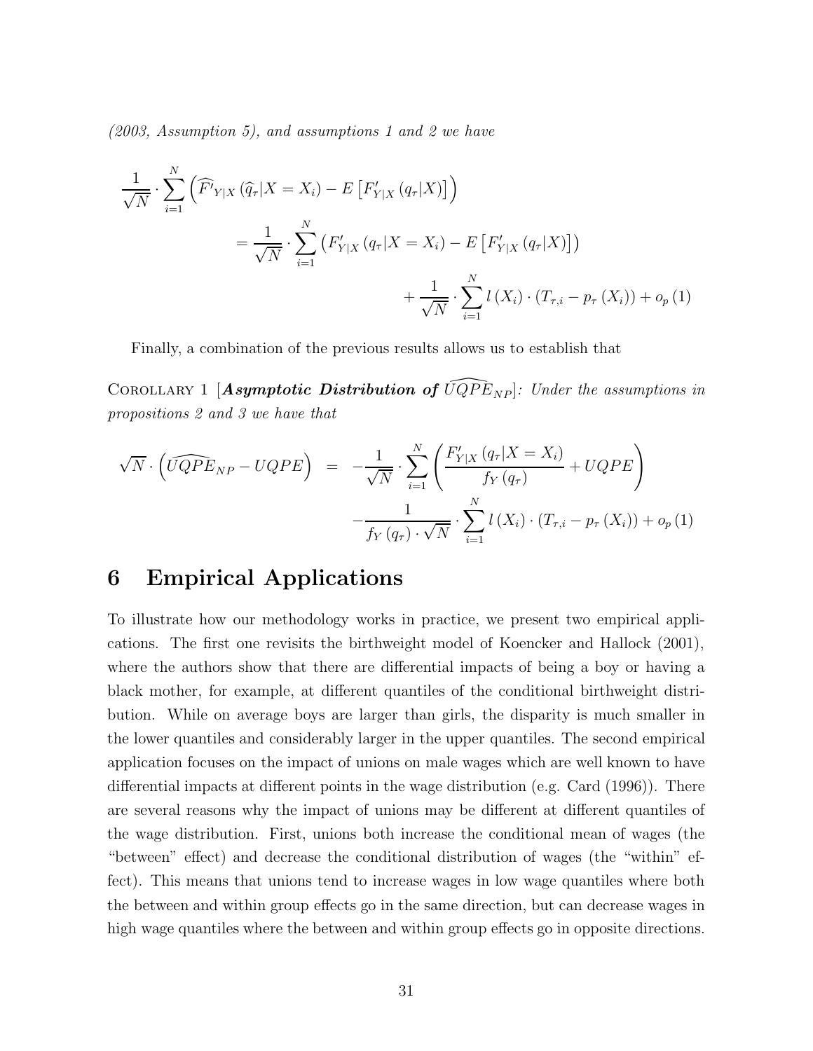*(2003, Assumption 5), and assumptions 1 and 2 we have*

$$
\begin{aligned}
\frac{1}{\sqrt{N}} \cdot \sum_{i=1}^{N} \left( \widehat{F'}_{Y|X}\left(\widehat{q}_\tau | X = X_i\right) - E\left[F'_{Y|X}\left(q_\tau | X\right)\right] \right) \\
= \frac{1}{\sqrt{N}} \cdot \sum_{i=1}^{N} \left( F'_{Y|X}\left(q_\tau | X = X_i\right) - E\left[F'_{Y|X}\left(q_\tau | X\right)\right] \right) \\
+ \frac{1}{\sqrt{N}} \cdot \sum_{i=1}^{N} l\left(X_i\right) \cdot \left(T_{\tau,i} - p_\tau\left(X_i\right)\right) + o_p(1)
\end{aligned}
$$

Finally, a combination of the previous results allows us to establish that

Corollary 1 [***Asymptotic Distribution of*** $\widehat{UQPE}_{NP}$]: *Under the assumptions in propositions 2 and 3 we have that*

$$
\begin{aligned}
\sqrt{N} \cdot \left( \widehat{UQPE}_{NP} - UQPE \right) &= -\frac{1}{\sqrt{N}} \cdot \sum_{i=1}^{N} \left( \frac{F'_{Y|X}\left(q_\tau | X = X_i\right)}{f_Y\left(q_\tau\right)} + UQPE \right) \\
&\quad - \frac{1}{f_Y\left(q_\tau\right) \cdot \sqrt{N}} \cdot \sum_{i=1}^{N} l\left(X_i\right) \cdot \left(T_{\tau,i} - p_\tau\left(X_i\right)\right) + o_p(1)
\end{aligned}
$$

# 6 Empirical Applications

To illustrate how our methodology works in practice, we present two empirical applications. The first one revisits the birthweight model of Koencker and Hallock (2001), where the authors show that there are differential impacts of being a boy or having a black mother, for example, at different quantiles of the conditional birthweight distribution. While on average boys are larger than girls, the disparity is much smaller in the lower quantiles and considerably larger in the upper quantiles. The second empirical application focuses on the impact of unions on male wages which are well known to have differential impacts at different points in the wage distribution (e.g. Card (1996)). There are several reasons why the impact of unions may be different at different quantiles of the wage distribution. First, unions both increase the conditional mean of wages (the "between" effect) and decrease the conditional distribution of wages (the "within" effect). This means that unions tend to increase wages in low wage quantiles where both the between and within group effects go in the same direction, but can decrease wages in high wage quantiles where the between and within group effects go in opposite directions.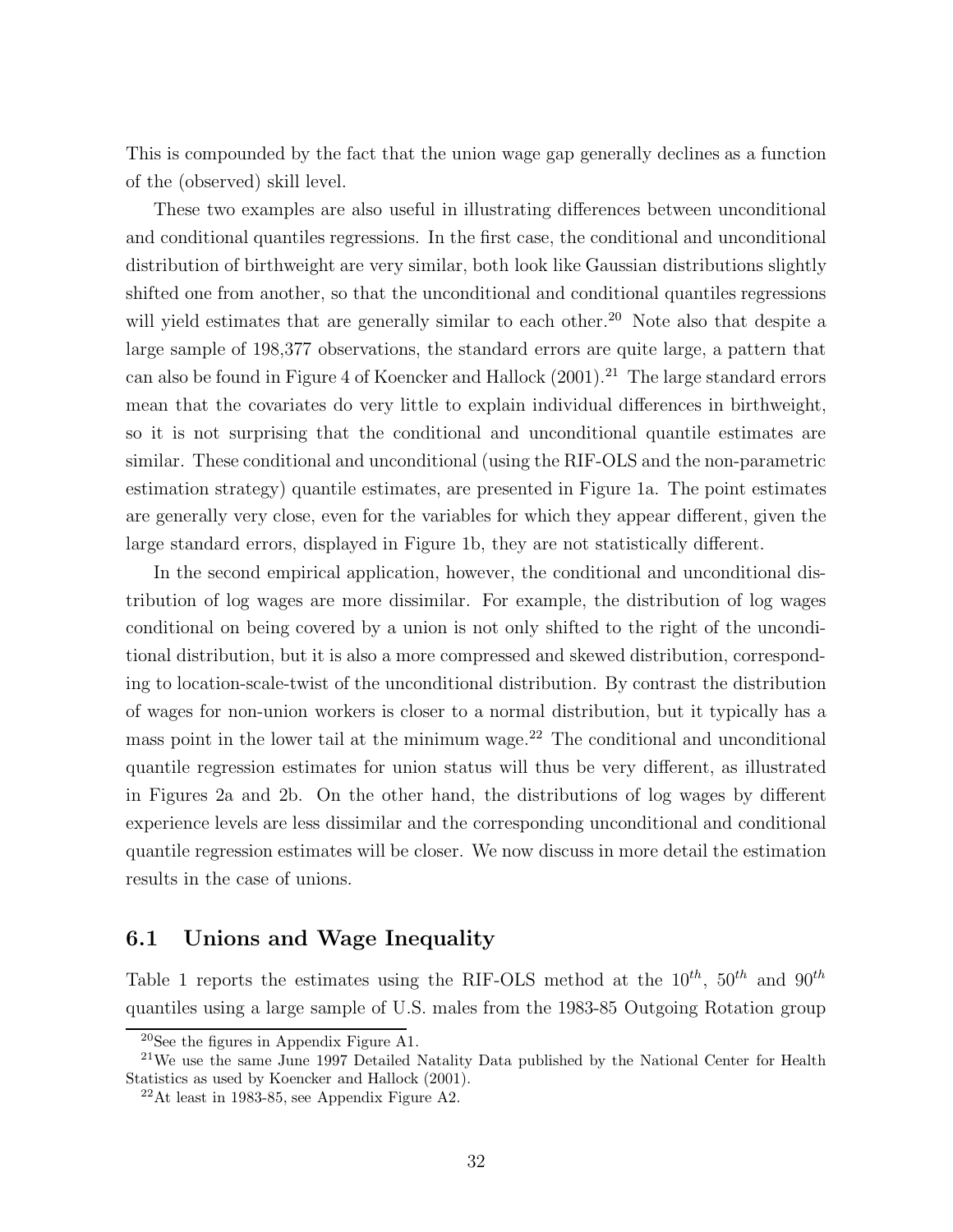This is compounded by the fact that the union wage gap generally declines as a function of the (observed) skill level.

These two examples are also useful in illustrating differences between unconditional and conditional quantiles regressions. In the first case, the conditional and unconditional distribution of birthweight are very similar, both look like Gaussian distributions slightly shifted one from another, so that the unconditional and conditional quantiles regressions will yield estimates that are generally similar to each other.[20] Note also that despite a large sample of 198,377 observations, the standard errors are quite large, a pattern that can also be found in Figure 4 of Koencker and Hallock (2001).[21] The large standard errors mean that the covariates do very little to explain individual differences in birthweight, so it is not surprising that the conditional and unconditional quantile estimates are similar. These conditional and unconditional (using the RIF-OLS and the non-parametric estimation strategy) quantile estimates, are presented in Figure 1a. The point estimates are generally very close, even for the variables for which they appear different, given the large standard errors, displayed in Figure 1b, they are not statistically different.

In the second empirical application, however, the conditional and unconditional distribution of log wages are more dissimilar. For example, the distribution of log wages conditional on being covered by a union is not only shifted to the right of the unconditional distribution, but it is also a more compressed and skewed distribution, corresponding to location-scale-twist of the unconditional distribution. By contrast the distribution of wages for non-union workers is closer to a normal distribution, but it typically has a mass point in the lower tail at the minimum wage.[22] The conditional and unconditional quantile regression estimates for union status will thus be very different, as illustrated in Figures 2a and 2b. On the other hand, the distributions of log wages by different experience levels are less dissimilar and the corresponding unconditional and conditional quantile regression estimates will be closer. We now discuss in more detail the estimation results in the case of unions.

## 6.1 Unions and Wage Inequality

Table 1 reports the estimates using the RIF-OLS method at the $10^{th}$, $50^{th}$ and $90^{th}$ quantiles using a large sample of U.S. males from the 1983-85 Outgoing Rotation group

[20] See the figures in Appendix Figure A1.

[21] We use the same June 1997 Detailed Natality Data published by the National Center for Health Statistics as used by Koencker and Hallock (2001).

[22] At least in 1983-85, see Appendix Figure A2.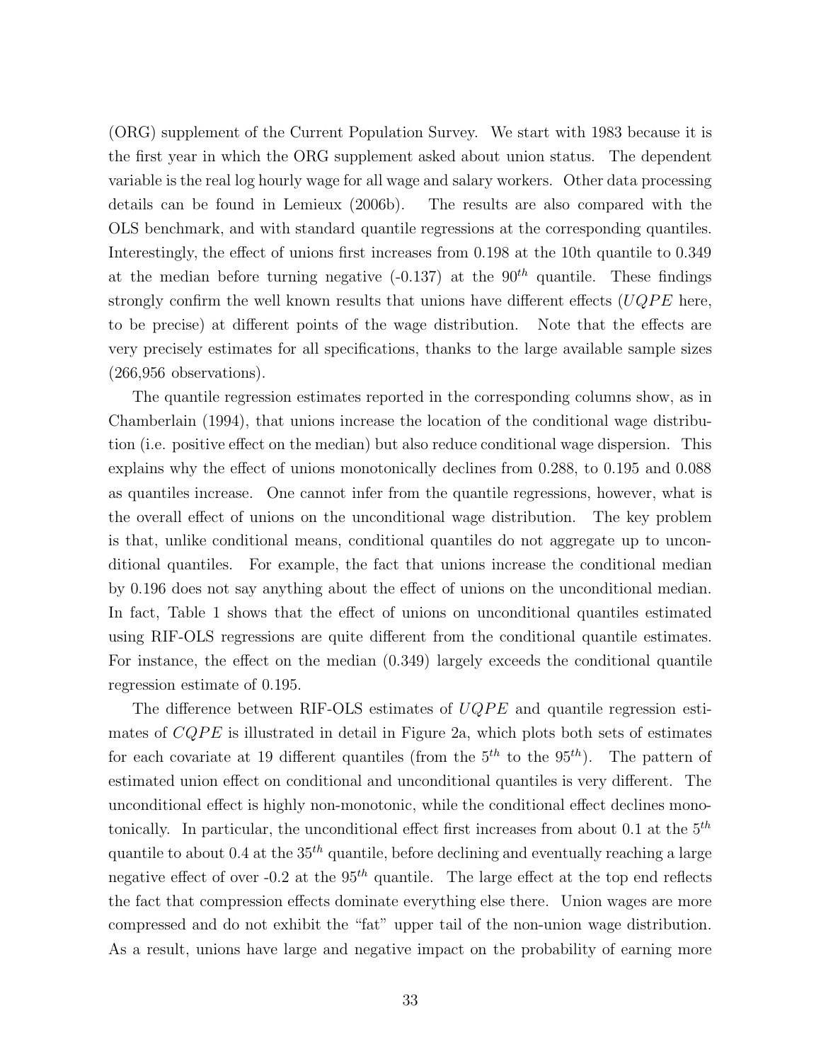(ORG) supplement of the Current Population Survey. We start with 1983 because it is the first year in which the ORG supplement asked about union status. The dependent variable is the real log hourly wage for all wage and salary workers. Other data processing details can be found in Lemieux (2006b). The results are also compared with the OLS benchmark, and with standard quantile regressions at the corresponding quantiles. Interestingly, the effect of unions first increases from 0.198 at the 10th quantile to 0.349 at the median before turning negative (-0.137) at the $90^{th}$ quantile. These findings strongly confirm the well known results that unions have different effects ($UQPE$ here, to be precise) at different points of the wage distribution. Note that the effects are very precisely estimates for all specifications, thanks to the large available sample sizes (266,956 observations).

The quantile regression estimates reported in the corresponding columns show, as in Chamberlain (1994), that unions increase the location of the conditional wage distribution (i.e. positive effect on the median) but also reduce conditional wage dispersion. This explains why the effect of unions monotonically declines from 0.288, to 0.195 and 0.088 as quantiles increase. One cannot infer from the quantile regressions, however, what is the overall effect of unions on the unconditional wage distribution. The key problem is that, unlike conditional means, conditional quantiles do not aggregate up to unconditional quantiles. For example, the fact that unions increase the conditional median by 0.196 does not say anything about the effect of unions on the unconditional median. In fact, Table 1 shows that the effect of unions on unconditional quantiles estimated using RIF-OLS regressions are quite different from the conditional quantile estimates. For instance, the effect on the median (0.349) largely exceeds the conditional quantile regression estimate of 0.195.

The difference between RIF-OLS estimates of $UQPE$ and quantile regression estimates of $CQPE$ is illustrated in detail in Figure 2a, which plots both sets of estimates for each covariate at 19 different quantiles (from the $5^{th}$ to the $95^{th}$). The pattern of estimated union effect on conditional and unconditional quantiles is very different. The unconditional effect is highly non-monotonic, while the conditional effect declines monotonically. In particular, the unconditional effect first increases from about 0.1 at the $5^{th}$ quantile to about 0.4 at the $35^{th}$ quantile, before declining and eventually reaching a large negative effect of over -0.2 at the $95^{th}$ quantile. The large effect at the top end reflects the fact that compression effects dominate everything else there. Union wages are more compressed and do not exhibit the "fat" upper tail of the non-union wage distribution. As a result, unions have large and negative impact on the probability of earning more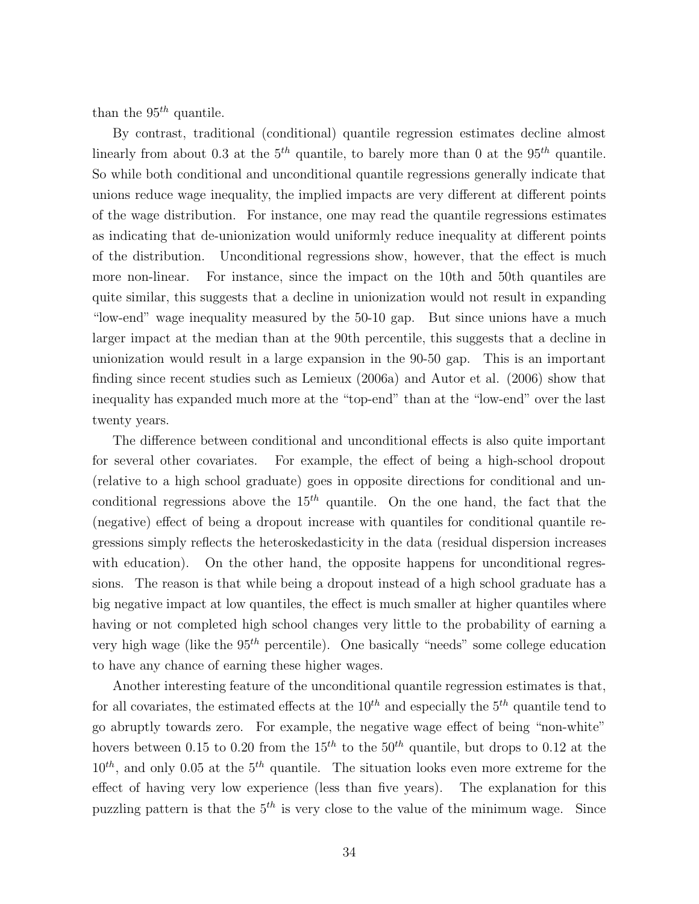than the $95^{th}$ quantile.

By contrast, traditional (conditional) quantile regression estimates decline almost linearly from about 0.3 at the $5^{th}$ quantile, to barely more than 0 at the $95^{th}$ quantile. So while both conditional and unconditional quantile regressions generally indicate that unions reduce wage inequality, the implied impacts are very different at different points of the wage distribution. For instance, one may read the quantile regressions estimates as indicating that de-unionization would uniformly reduce inequality at different points of the distribution. Unconditional regressions show, however, that the effect is much more non-linear. For instance, since the impact on the 10th and 50th quantiles are quite similar, this suggests that a decline in unionization would not result in expanding "low-end" wage inequality measured by the 50-10 gap. But since unions have a much larger impact at the median than at the 90th percentile, this suggests that a decline in unionization would result in a large expansion in the 90-50 gap. This is an important finding since recent studies such as Lemieux (2006a) and Autor et al. (2006) show that inequality has expanded much more at the "top-end" than at the "low-end" over the last twenty years.

The difference between conditional and unconditional effects is also quite important for several other covariates. For example, the effect of being a high-school dropout (relative to a high school graduate) goes in opposite directions for conditional and unconditional regressions above the $15^{th}$ quantile. On the one hand, the fact that the (negative) effect of being a dropout increase with quantiles for conditional quantile regressions simply reflects the heteroskedasticity in the data (residual dispersion increases with education). On the other hand, the opposite happens for unconditional regressions. The reason is that while being a dropout instead of a high school graduate has a big negative impact at low quantiles, the effect is much smaller at higher quantiles where having or not completed high school changes very little to the probability of earning a very high wage (like the $95^{th}$ percentile). One basically "needs" some college education to have any chance of earning these higher wages.

Another interesting feature of the unconditional quantile regression estimates is that, for all covariates, the estimated effects at the $10^{th}$ and especially the $5^{th}$ quantile tend to go abruptly towards zero. For example, the negative wage effect of being "non-white" hovers between 0.15 to 0.20 from the $15^{th}$ to the $50^{th}$ quantile, but drops to 0.12 at the $10^{th}$, and only 0.05 at the $5^{th}$ quantile. The situation looks even more extreme for the effect of having very low experience (less than five years). The explanation for this puzzling pattern is that the $5^{th}$ is very close to the value of the minimum wage. Since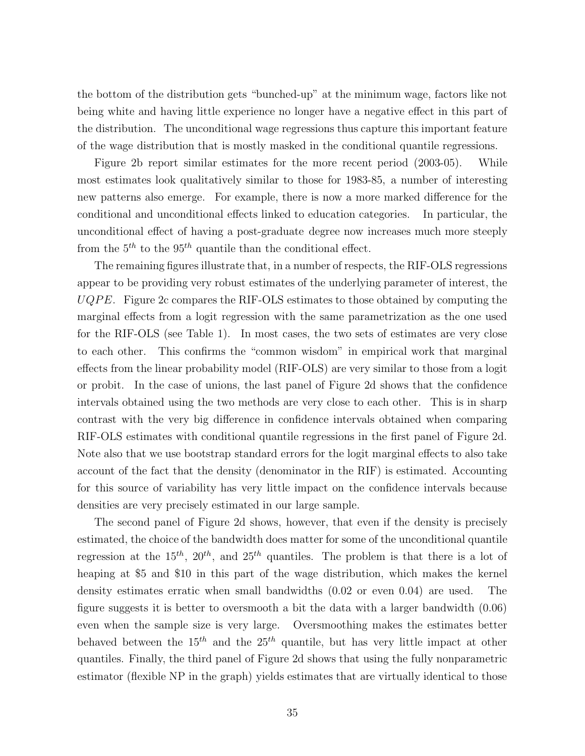the bottom of the distribution gets "bunched-up" at the minimum wage, factors like not being white and having little experience no longer have a negative effect in this part of the distribution. The unconditional wage regressions thus capture this important feature of the wage distribution that is mostly masked in the conditional quantile regressions.

Figure 2b report similar estimates for the more recent period (2003-05). While most estimates look qualitatively similar to those for 1983-85, a number of interesting new patterns also emerge. For example, there is now a more marked difference for the conditional and unconditional effects linked to education categories. In particular, the unconditional effect of having a post-graduate degree now increases much more steeply from the $5^{th}$ to the $95^{th}$ quantile than the conditional effect.

The remaining figures illustrate that, in a number of respects, the RIF-OLS regressions appear to be providing very robust estimates of the underlying parameter of interest, the $UQPE$. Figure 2c compares the RIF-OLS estimates to those obtained by computing the marginal effects from a logit regression with the same parametrization as the one used for the RIF-OLS (see Table 1). In most cases, the two sets of estimates are very close to each other. This confirms the "common wisdom" in empirical work that marginal effects from the linear probability model (RIF-OLS) are very similar to those from a logit or probit. In the case of unions, the last panel of Figure 2d shows that the confidence intervals obtained using the two methods are very close to each other. This is in sharp contrast with the very big difference in confidence intervals obtained when comparing RIF-OLS estimates with conditional quantile regressions in the first panel of Figure 2d. Note also that we use bootstrap standard errors for the logit marginal effects to also take account of the fact that the density (denominator in the RIF) is estimated. Accounting for this source of variability has very little impact on the confidence intervals because densities are very precisely estimated in our large sample.

The second panel of Figure 2d shows, however, that even if the density is precisely estimated, the choice of the bandwidth does matter for some of the unconditional quantile regression at the $15^{th}$, $20^{th}$, and $25^{th}$ quantiles. The problem is that there is a lot of heaping at $5 and $10 in this part of the wage distribution, which makes the kernel density estimates erratic when small bandwidths (0.02 or even 0.04) are used. The figure suggests it is better to oversmooth a bit the data with a larger bandwidth (0.06) even when the sample size is very large. Oversmoothing makes the estimates better behaved between the $15^{th}$ and the $25^{th}$ quantile, but has very little impact at other quantiles. Finally, the third panel of Figure 2d shows that using the fully nonparametric estimator (flexible NP in the graph) yields estimates that are virtually identical to those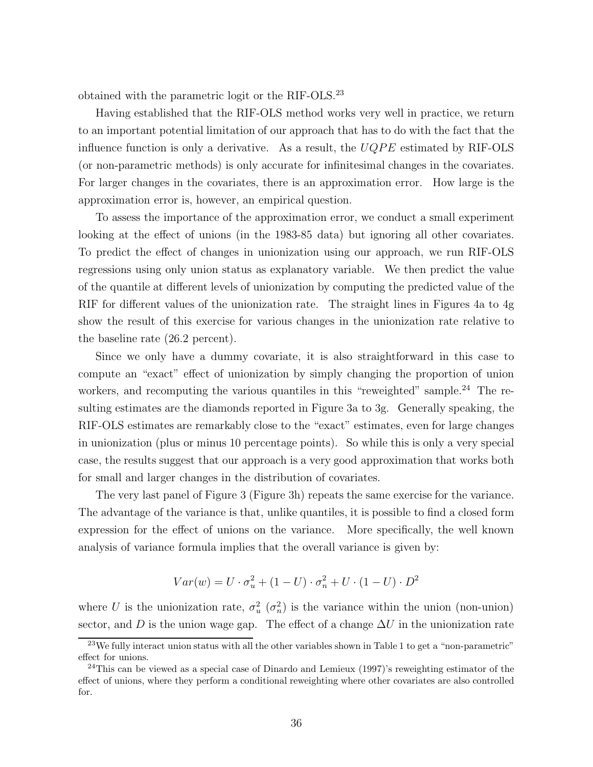obtained with the parametric logit or the RIF-OLS.[23]

Having established that the RIF-OLS method works very well in practice, we return to an important potential limitation of our approach that has to do with the fact that the influence function is only a derivative. As a result, the $UQPE$ estimated by RIF-OLS (or non-parametric methods) is only accurate for infinitesimal changes in the covariates. For larger changes in the covariates, there is an approximation error. How large is the approximation error is, however, an empirical question.

To assess the importance of the approximation error, we conduct a small experiment looking at the effect of unions (in the 1983-85 data) but ignoring all other covariates. To predict the effect of changes in unionization using our approach, we run RIF-OLS regressions using only union status as explanatory variable. We then predict the value of the quantile at different levels of unionization by computing the predicted value of the RIF for different values of the unionization rate. The straight lines in Figures 4a to 4g show the result of this exercise for various changes in the unionization rate relative to the baseline rate (26.2 percent).

Since we only have a dummy covariate, it is also straightforward in this case to compute an "exact" effect of unionization by simply changing the proportion of union workers, and recomputing the various quantiles in this "reweighted" sample.[24] The resulting estimates are the diamonds reported in Figure 3a to 3g. Generally speaking, the RIF-OLS estimates are remarkably close to the "exact" estimates, even for large changes in unionization (plus or minus 10 percentage points). So while this is only a very special case, the results suggest that our approach is a very good approximation that works both for small and larger changes in the distribution of covariates.

The very last panel of Figure 3 (Figure 3h) repeats the same exercise for the variance. The advantage of the variance is that, unlike quantiles, it is possible to find a closed form expression for the effect of unions on the variance. More specifically, the well known analysis of variance formula implies that the overall variance is given by:

$$Var(w) = U \cdot \sigma_u^2 + (1 - U) \cdot \sigma_n^2 + U \cdot (1 - U) \cdot D^2$$

where $U$ is the unionization rate, $\sigma_u^2$ ($\sigma_n^2$) is the variance within the union (non-union) sector, and $D$ is the union wage gap. The effect of a change $\Delta U$ in the unionization rate

[23] We fully interact union status with all the other variables shown in Table 1 to get a "non-parametric" effect for unions.

[24] This can be viewed as a special case of Dinardo and Lemieux (1997)'s reweighting estimator of the effect of unions, where they perform a conditional reweighting where other covariates are also controlled for.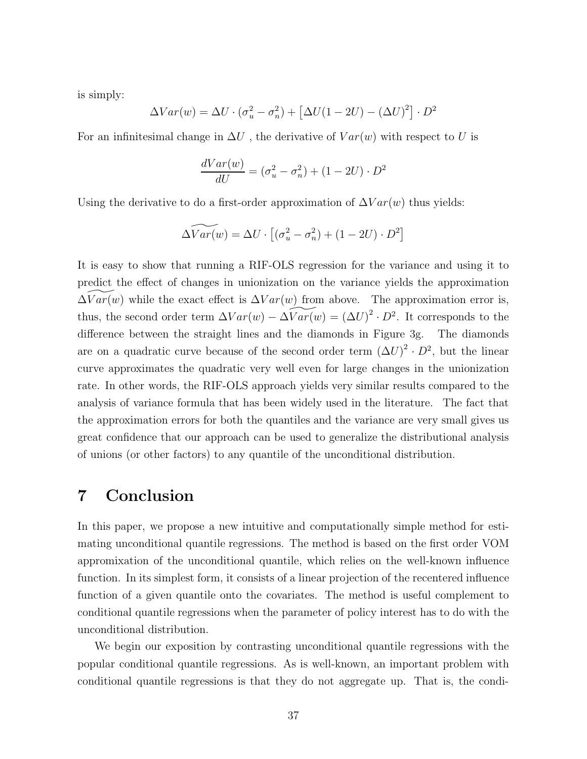is simply:

$$\Delta Var(w) = \Delta U \cdot (\sigma_u^2 - \sigma_n^2) + \left[\Delta U(1 - 2U) - (\Delta U)^2\right] \cdot D^2$$

For an infinitesimal change in $\Delta U$ , the derivative of $Var(w)$ with respect to $U$ is

$$\frac{dVar(w)}{dU} = (\sigma_u^2 - \sigma_n^2) + (1 - 2U) \cdot D^2$$

Using the derivative to do a first-order approximation of $\Delta Var(w)$ thus yields:

$$\widetilde{\Delta Var(w)} = \Delta U \cdot \left[(\sigma_u^2 - \sigma_n^2) + (1 - 2U) \cdot D^2\right]$$

It is easy to show that running a RIF-OLS regression for the variance and using it to predict the effect of changes in unionization on the variance yields the approximation $\widetilde{\Delta Var(w)}$ while the exact effect is $\Delta Var(w)$ from above. The approximation error is, thus, the second order term $\Delta Var(w) - \widetilde{\Delta Var(w)} = (\Delta U)^2 \cdot D^2$. It corresponds to the difference between the straight lines and the diamonds in Figure 3g. The diamonds are on a quadratic curve because of the second order term $(\Delta U)^2 \cdot D^2$, but the linear curve approximates the quadratic very well even for large changes in the unionization rate. In other words, the RIF-OLS approach yields very similar results compared to the analysis of variance formula that has been widely used in the literature. The fact that the approximation errors for both the quantiles and the variance are very small gives us great confidence that our approach can be used to generalize the distributional analysis of unions (or other factors) to any quantile of the unconditional distribution.

# 7 Conclusion

In this paper, we propose a new intuitive and computationally simple method for estimating unconditional quantile regressions. The method is based on the first order VOM appromixation of the unconditional quantile, which relies on the well-known influence function. In its simplest form, it consists of a linear projection of the recentered influence function of a given quantile onto the covariates. The method is useful complement to conditional quantile regressions when the parameter of policy interest has to do with the unconditional distribution.

We begin our exposition by contrasting unconditional quantile regressions with the popular conditional quantile regressions. As is well-known, an important problem with conditional quantile regressions is that they do not aggregate up. That is, the condi-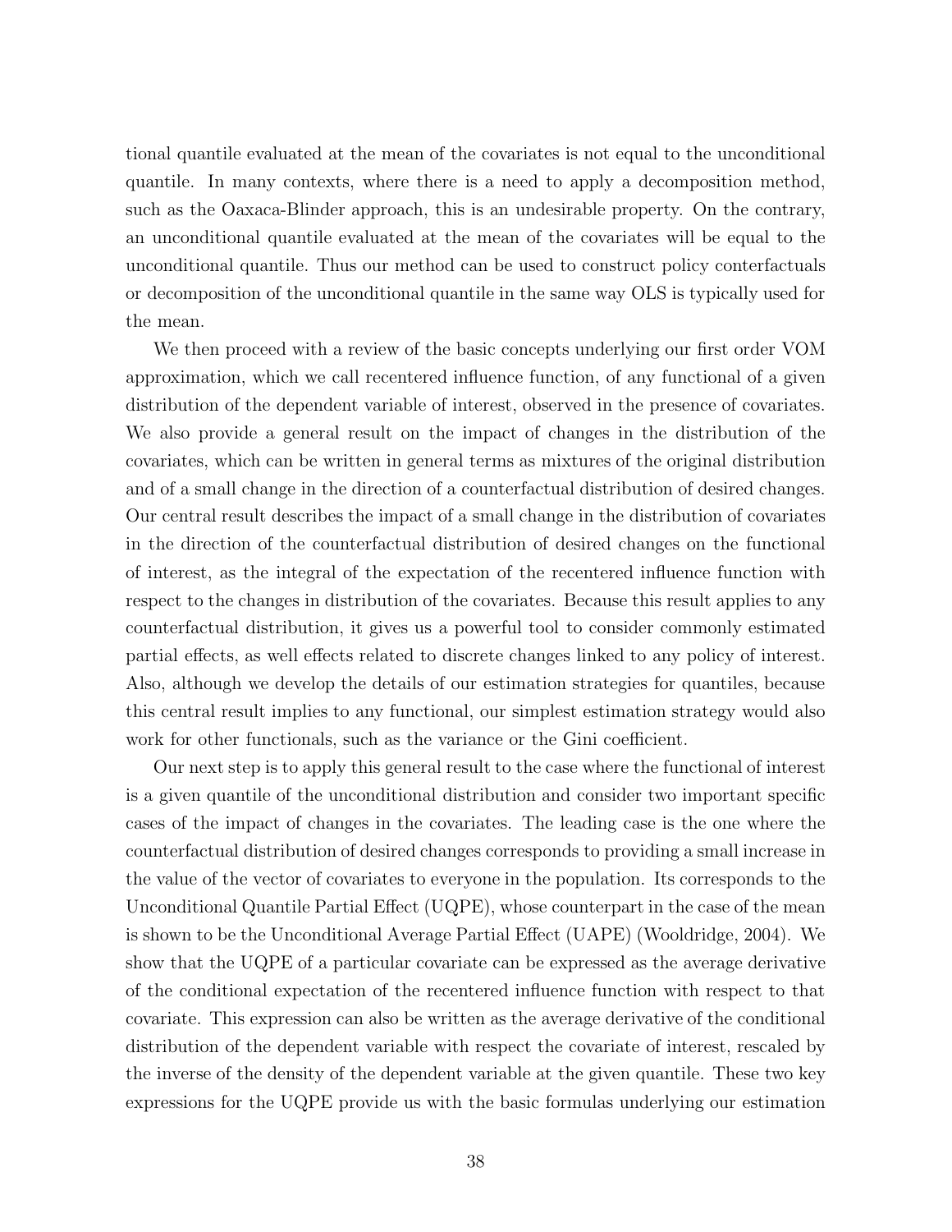tional quantile evaluated at the mean of the covariates is not equal to the unconditional quantile. In many contexts, where there is a need to apply a decomposition method, such as the Oaxaca-Blinder approach, this is an undesirable property. On the contrary, an unconditional quantile evaluated at the mean of the covariates will be equal to the unconditional quantile. Thus our method can be used to construct policy conterfactuals or decomposition of the unconditional quantile in the same way OLS is typically used for the mean.

We then proceed with a review of the basic concepts underlying our first order VOM approximation, which we call recentered influence function, of any functional of a given distribution of the dependent variable of interest, observed in the presence of covariates. We also provide a general result on the impact of changes in the distribution of the covariates, which can be written in general terms as mixtures of the original distribution and of a small change in the direction of a counterfactual distribution of desired changes. Our central result describes the impact of a small change in the distribution of covariates in the direction of the counterfactual distribution of desired changes on the functional of interest, as the integral of the expectation of the recentered influence function with respect to the changes in distribution of the covariates. Because this result applies to any counterfactual distribution, it gives us a powerful tool to consider commonly estimated partial effects, as well effects related to discrete changes linked to any policy of interest. Also, although we develop the details of our estimation strategies for quantiles, because this central result implies to any functional, our simplest estimation strategy would also work for other functionals, such as the variance or the Gini coefficient.

Our next step is to apply this general result to the case where the functional of interest is a given quantile of the unconditional distribution and consider two important specific cases of the impact of changes in the covariates. The leading case is the one where the counterfactual distribution of desired changes corresponds to providing a small increase in the value of the vector of covariates to everyone in the population. Its corresponds to the Unconditional Quantile Partial Effect (UQPE), whose counterpart in the case of the mean is shown to be the Unconditional Average Partial Effect (UAPE) (Wooldridge, 2004). We show that the UQPE of a particular covariate can be expressed as the average derivative of the conditional expectation of the recentered influence function with respect to that covariate. This expression can also be written as the average derivative of the conditional distribution of the dependent variable with respect the covariate of interest, rescaled by the inverse of the density of the dependent variable at the given quantile. These two key expressions for the UQPE provide us with the basic formulas underlying our estimation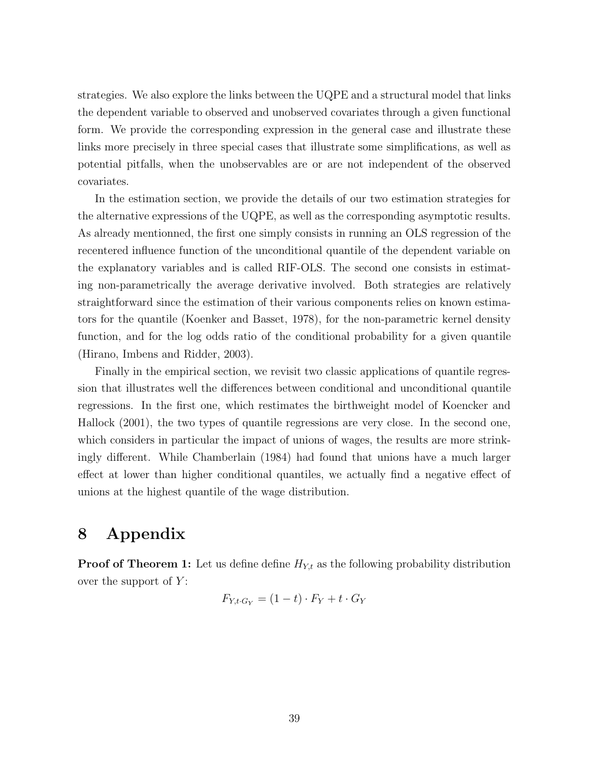strategies. We also explore the links between the UQPE and a structural model that links the dependent variable to observed and unobserved covariates through a given functional form. We provide the corresponding expression in the general case and illustrate these links more precisely in three special cases that illustrate some simplifications, as well as potential pitfalls, when the unobservables are or are not independent of the observed covariates.

In the estimation section, we provide the details of our two estimation strategies for the alternative expressions of the UQPE, as well as the corresponding asymptotic results. As already mentionned, the first one simply consists in running an OLS regression of the recentered influence function of the unconditional quantile of the dependent variable on the explanatory variables and is called RIF-OLS. The second one consists in estimating non-parametrically the average derivative involved. Both strategies are relatively straightforward since the estimation of their various components relies on known estimators for the quantile (Koenker and Basset, 1978), for the non-parametric kernel density function, and for the log odds ratio of the conditional probability for a given quantile (Hirano, Imbens and Ridder, 2003).

Finally in the empirical section, we revisit two classic applications of quantile regression that illustrates well the differences between conditional and unconditional quantile regressions. In the first one, which restimates the birthweight model of Koencker and Hallock (2001), the two types of quantile regressions are very close. In the second one, which considers in particular the impact of unions of wages, the results are more strinkingly different. While Chamberlain (1984) had found that unions have a much larger effect at lower than higher conditional quantiles, we actually find a negative effect of unions at the highest quantile of the wage distribution.

# 8 Appendix

**Proof of Theorem 1:** Let us define define $H_{Y,t}$ as the following probability distribution over the support of $Y$:

$$F_{Y,t \cdot G_Y} = (1-t) \cdot F_Y + t \cdot G_Y$$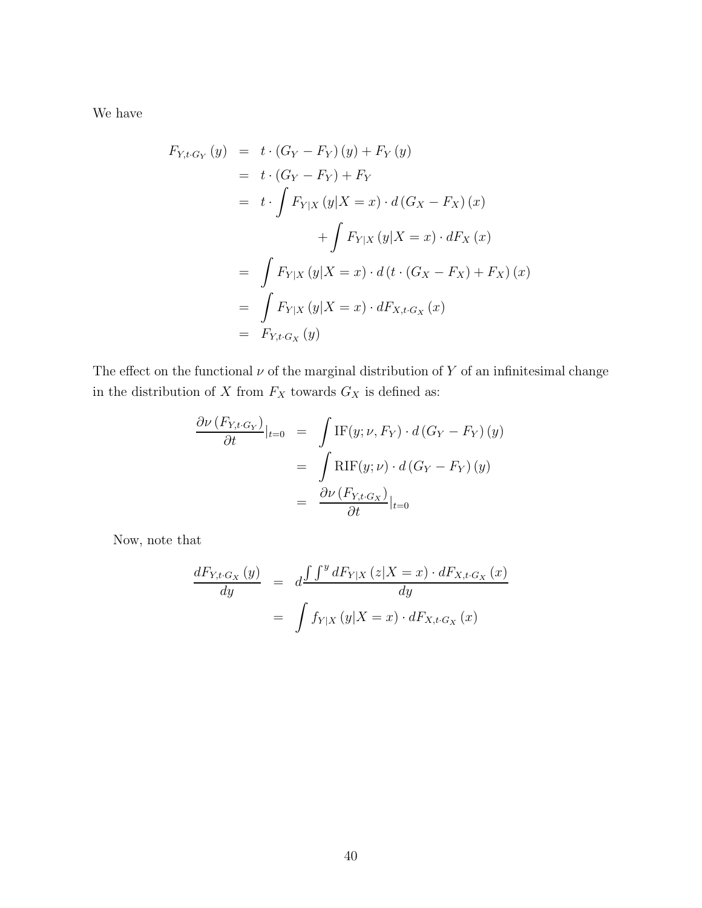We have

$$
\begin{aligned}
F_{Y,t\cdot G_Y}(y) &= t\cdot (G_Y - F_Y)(y) + F_Y(y) \\
&= t\cdot (G_Y - F_Y) + F_Y \\
&= t\cdot \int F_{Y|X}(y|X=x)\cdot d(G_X - F_X)(x) \\
&\qquad + \int F_{Y|X}(y|X=x)\cdot dF_X(x) \\
&= \int F_{Y|X}(y|X=x)\cdot d(t\cdot (G_X - F_X) + F_X)(x) \\
&= \int F_{Y|X}(y|X=x)\cdot dF_{X,t\cdot G_X}(x) \\
&= F_{Y,t\cdot G_X}(y)
\end{aligned}
$$

The effect on the functional $\nu$ of the marginal distribution of $Y$ of an infinitesimal change in the distribution of $X$ from $F_X$ towards $G_X$ is defined as:

$$
\begin{aligned}
\frac{\partial \nu(F_{Y,t\cdot G_Y})}{\partial t}|_{t=0} &= \int \text{IF}(y;\nu,F_Y)\cdot d(G_Y - F_Y)(y) \\
&= \int \text{RIF}(y;\nu)\cdot d(G_Y - F_Y)(y) \\
&= \frac{\partial \nu(F_{Y,t\cdot G_X})}{\partial t}|_{t=0}
\end{aligned}
$$

Now, note that

$$
\begin{aligned}
\frac{dF_{Y,t\cdot G_X}(y)}{dy} &= d\frac{\int\int^y dF_{Y|X}(z|X=x)\cdot dF_{X,t\cdot G_X}(x)}{dy} \\
&= \int f_{Y|X}(y|X=x)\cdot dF_{X,t\cdot G_X}(x)
\end{aligned}
$$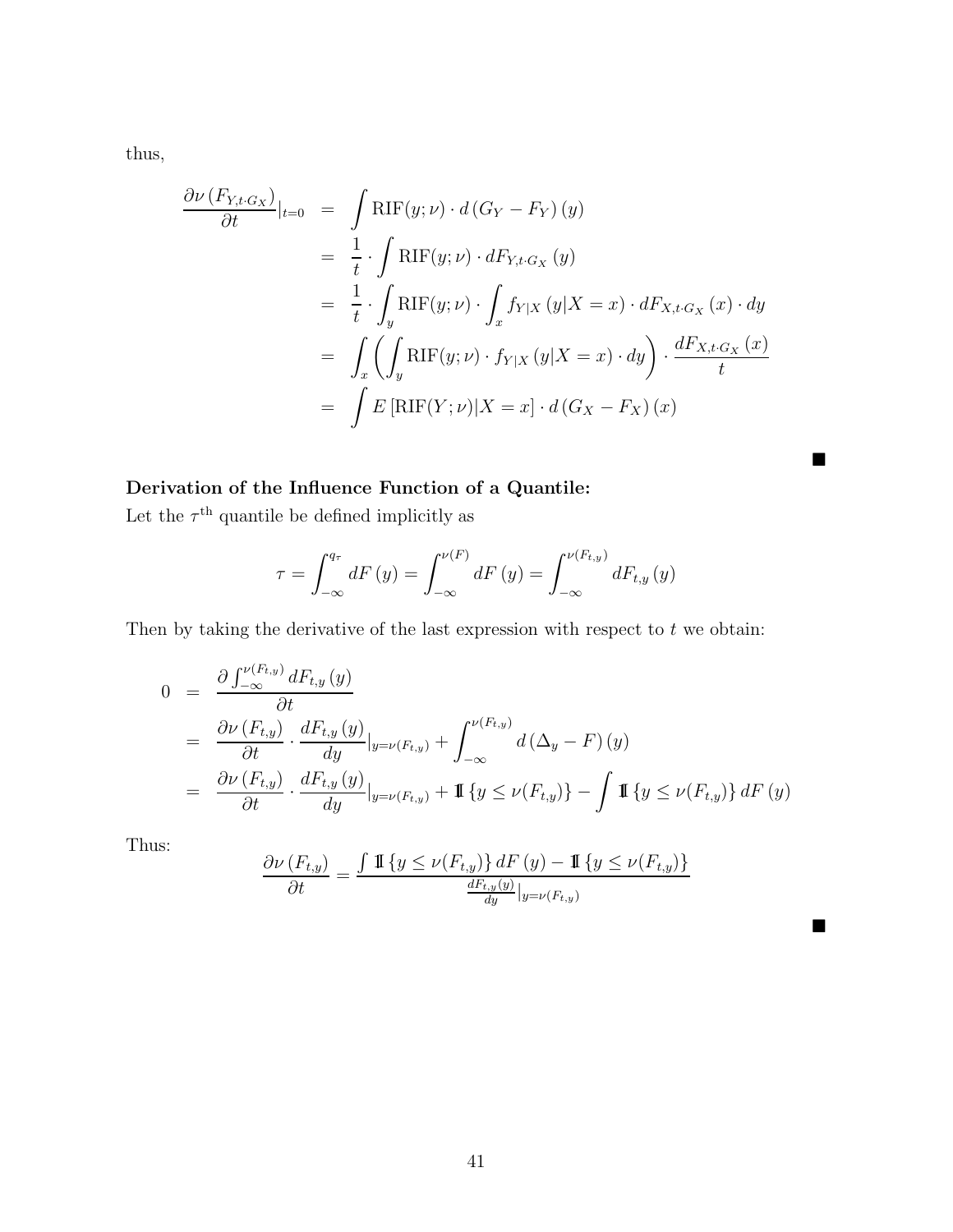thus,

$$
\begin{aligned}
\frac{\partial \nu \left(F_{Y,t\cdot G_X}\right)}{\partial t}|_{t=0} &= \int \mathrm{RIF}(y;\nu) \cdot d\left(G_Y - F_Y\right)(y) \\
&= \frac{1}{t} \cdot \int \mathrm{RIF}(y;\nu) \cdot dF_{Y,t\cdot G_X}(y) \\
&= \frac{1}{t} \cdot \int_y \mathrm{RIF}(y;\nu) \cdot \int_x f_{Y|X}\left(y|X=x\right) \cdot dF_{X,t\cdot G_X}(x) \cdot dy \\
&= \int_x \left( \int_y \mathrm{RIF}(y;\nu) \cdot f_{Y|X}\left(y|X=x\right) \cdot dy \right) \cdot \frac{dF_{X,t\cdot G_X}(x)}{t} \\
&= \int E\left[\mathrm{RIF}(Y;\nu)|X=x\right] \cdot d\left(G_X - F_X\right)(x)
\end{aligned}
$$

■

**Derivation of the Influence Function of a Quantile:**

Let the $\tau^{\text{th}}$ quantile be defined implicitly as

$$
\tau = \int_{-\infty}^{q_\tau} dF\left(y\right) = \int_{-\infty}^{\nu(F)} dF\left(y\right) = \int_{-\infty}^{\nu(F_{t,y})} dF_{t,y}\left(y\right)
$$

Then by taking the derivative of the last expression with respect to $t$ we obtain:

$$
\begin{aligned}
0 &= \frac{\partial \int_{-\infty}^{\nu(F_{t,y})} dF_{t,y}\left(y\right)}{\partial t} \\
&= \frac{\partial \nu\left(F_{t,y}\right)}{\partial t} \cdot \frac{dF_{t,y}\left(y\right)}{dy}|_{y=\nu(F_{t,y})} + \int_{-\infty}^{\nu(F_{t,y})} d\left(\Delta_y - F\right)(y) \\
&= \frac{\partial \nu\left(F_{t,y}\right)}{\partial t} \cdot \frac{dF_{t,y}\left(y\right)}{dy}|_{y=\nu(F_{t,y})} + \mathbb{1}\left\{y \leq \nu(F_{t,y})\right\} - \int \mathbb{1}\left\{y \leq \nu(F_{t,y})\right\} dF\left(y\right)
\end{aligned}
$$

Thus:

$$
\frac{\partial \nu\left(F_{t,y}\right)}{\partial t} = \frac{\int \mathbb{1}\left\{y \leq \nu(F_{t,y})\right\} dF\left(y\right) - \mathbb{1}\left\{y \leq \nu(F_{t,y})\right\}}{\frac{dF_{t,y}(y)}{dy}|_{y=\nu(F_{t,y})}}
$$

■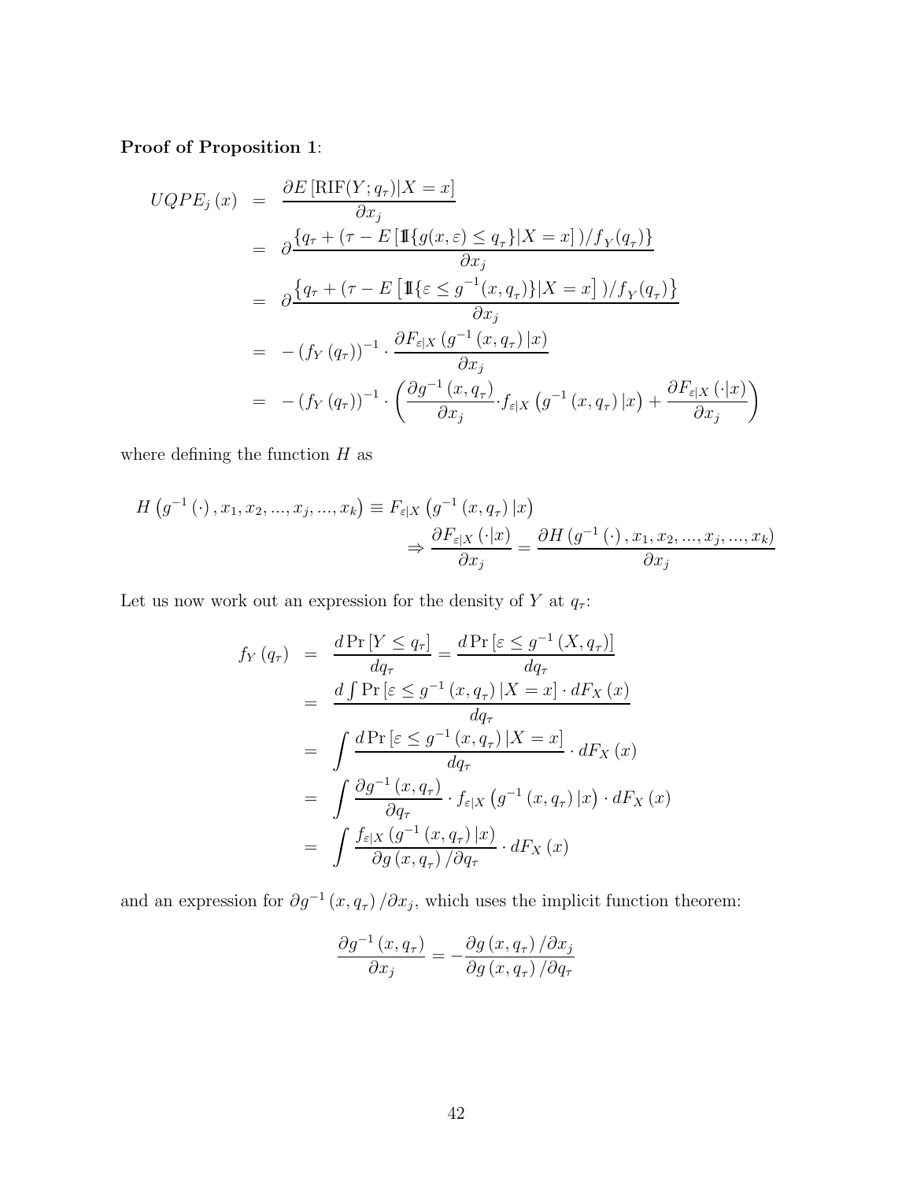**Proof of Proposition 1**:

$$
\begin{aligned}
UQPE_j(x) &= \frac{\partial E\left[\text{RIF}(Y;q_\tau)|X=x\right]}{\partial x_j} \\
&= \partial \frac{\left\{q_\tau + \left(\tau - E\left[1\!\!1\{g(x,\varepsilon)\le q_\tau\}|X=x\right]\right)/f_Y(q_\tau)\right\}}{\partial x_j} \\
&= \partial \frac{\left\{q_\tau + \left(\tau - E\left[1\!\!1\{\varepsilon\le g^{-1}(x,q_\tau)\}|X=x\right]\right)/f_Y(q_\tau)\right\}}{\partial x_j} \\
&= -\left(f_Y\left(q_\tau\right)\right)^{-1}\cdot\frac{\partial F_{\varepsilon|X}\left(g^{-1}\left(x,q_\tau\right)|x\right)}{\partial x_j} \\
&= -\left(f_Y\left(q_\tau\right)\right)^{-1}\cdot\left(\frac{\partial g^{-1}\left(x,q_\tau\right)}{\partial x_j}\cdot f_{\varepsilon|X}\left(g^{-1}\left(x,q_\tau\right)|x\right)+\frac{\partial F_{\varepsilon|X}\left(\cdot|x\right)}{\partial x_j}\right)
\end{aligned}
$$

where defining the function $H$ as

$$
H\left(g^{-1}\left(\cdot\right),x_1,x_2,...,x_j,...,x_k\right)\equiv F_{\varepsilon|X}\left(g^{-1}\left(x,q_\tau\right)|x\right)
\Rightarrow \frac{\partial F_{\varepsilon|X}\left(\cdot|x\right)}{\partial x_j}=\frac{\partial H\left(g^{-1}\left(\cdot\right),x_1,x_2,...,x_j,...,x_k\right)}{\partial x_j}
$$

Let us now work out an expression for the density of $Y$ at $q_\tau$:

$$
\begin{aligned}
f_Y\left(q_\tau\right) &= \frac{d\Pr\left[Y\le q_\tau\right]}{dq_\tau}=\frac{d\Pr\left[\varepsilon\le g^{-1}\left(X,q_\tau\right)\right]}{dq_\tau} \\
&= \frac{d\int\Pr\left[\varepsilon\le g^{-1}\left(x,q_\tau\right)|X=x\right]\cdot dF_X\left(x\right)}{dq_\tau} \\
&= \int\frac{d\Pr\left[\varepsilon\le g^{-1}\left(x,q_\tau\right)|X=x\right]}{dq_\tau}\cdot dF_X\left(x\right) \\
&= \int\frac{\partial g^{-1}\left(x,q_\tau\right)}{\partial q_\tau}\cdot f_{\varepsilon|X}\left(g^{-1}\left(x,q_\tau\right)|x\right)\cdot dF_X\left(x\right) \\
&= \int\frac{f_{\varepsilon|X}\left(g^{-1}\left(x,q_\tau\right)|x\right)}{\partial g\left(x,q_\tau\right)/\partial q_\tau}\cdot dF_X\left(x\right)
\end{aligned}
$$

and an expression for $\partial g^{-1}\left(x,q_\tau\right)/\partial x_j$, which uses the implicit function theorem:

$$
\frac{\partial g^{-1}\left(x,q_\tau\right)}{\partial x_j}=-\frac{\partial g\left(x,q_\tau\right)/\partial x_j}{\partial g\left(x,q_\tau\right)/\partial q_\tau}
$$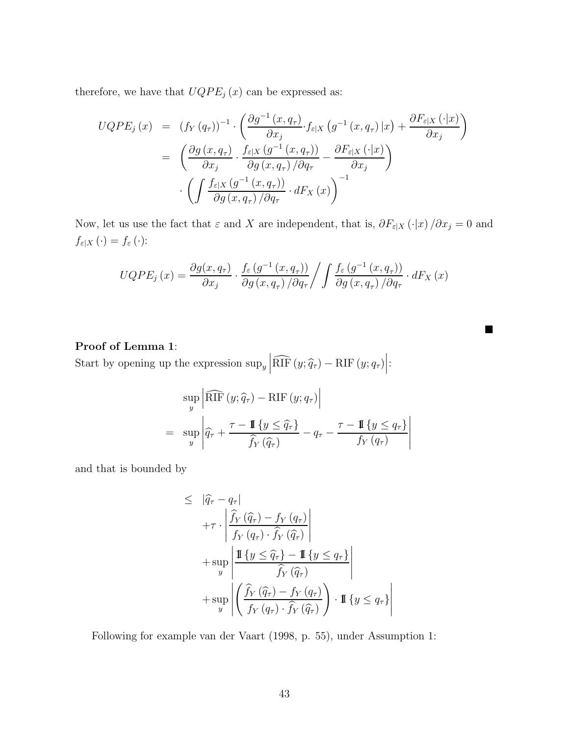therefore, we have that $UQPE_j(x)$ can be expressed as:

$$
\begin{aligned}
UQPE_j(x) &= (f_Y(q_\tau))^{-1} \cdot \left( \frac{\partial g^{-1}(x, q_\tau)}{\partial x_j} \cdot f_{\varepsilon|X}\left(g^{-1}(x, q_\tau)\,|x\right) + \frac{\partial F_{\varepsilon|X}(\cdot|x)}{\partial x_j} \right) \\
&= \left( \frac{\partial g(x, q_\tau)}{\partial x_j} \cdot \frac{f_{\varepsilon|X}\left(g^{-1}(x, q_\tau)\right)}{\partial g(x, q_\tau)/\partial q_\tau} - \frac{\partial F_{\varepsilon|X}(\cdot|x)}{\partial x_j} \right) \\
&\quad \cdot \left( \int \frac{f_{\varepsilon|X}\left(g^{-1}(x, q_\tau)\right)}{\partial g(x, q_\tau)/\partial q_\tau} \cdot dF_X(x) \right)^{-1}
\end{aligned}
$$

Now, let us use the fact that $\varepsilon$ and $X$ are independent, that is, $\partial F_{\varepsilon|X}(\cdot|x)/\partial x_j = 0$ and $f_{\varepsilon|X}(\cdot) = f_\varepsilon(\cdot)$:

$$
UQPE_j(x) = \frac{\partial g(x, q_\tau)}{\partial x_j} \cdot \frac{f_\varepsilon\left(g^{-1}(x, q_\tau)\right)}{\partial g(x, q_\tau)/\partial q_\tau} \Big/ \int \frac{f_\varepsilon\left(g^{-1}(x, q_\tau)\right)}{\partial g(x, q_\tau)/\partial q_\tau} \cdot dF_X(x)
$$

■

**Proof of Lemma 1**:
Start by opening up the expression $\sup_y \left| \widehat{\mathrm{RIF}}(y; \widehat{q}_\tau) - \mathrm{RIF}(y; q_\tau) \right|$:

$$
\begin{aligned}
&\sup_y \left| \widehat{\mathrm{RIF}}(y; \widehat{q}_\tau) - \mathrm{RIF}(y; q_\tau) \right| \\
=\ &\sup_y \left| \widehat{q}_\tau + \frac{\tau - 1\!\!1\{y \le \widehat{q}_\tau\}}{\widehat{f}_Y(\widehat{q}_\tau)} - q_\tau - \frac{\tau - 1\!\!1\{y \le q_\tau\}}{f_Y(q_\tau)} \right|
\end{aligned}
$$

and that is bounded by

$$
\begin{aligned}
\le\ & |\widehat{q}_\tau - q_\tau| \\
&+ \tau \cdot \left| \frac{\widehat{f}_Y(\widehat{q}_\tau) - f_Y(q_\tau)}{f_Y(q_\tau) \cdot \widehat{f}_Y(\widehat{q}_\tau)} \right| \\
&+ \sup_y \left| \frac{1\!\!1\{y \le \widehat{q}_\tau\} - 1\!\!1\{y \le q_\tau\}}{\widehat{f}_Y(\widehat{q}_\tau)} \right| \\
&+ \sup_y \left| \left( \frac{\widehat{f}_Y(\widehat{q}_\tau) - f_Y(q_\tau)}{f_Y(q_\tau) \cdot \widehat{f}_Y(\widehat{q}_\tau)} \right) \cdot 1\!\!1\{y \le q_\tau\} \right|
\end{aligned}
$$

Following for example van der Vaart (1998, p. 55), under Assumption 1: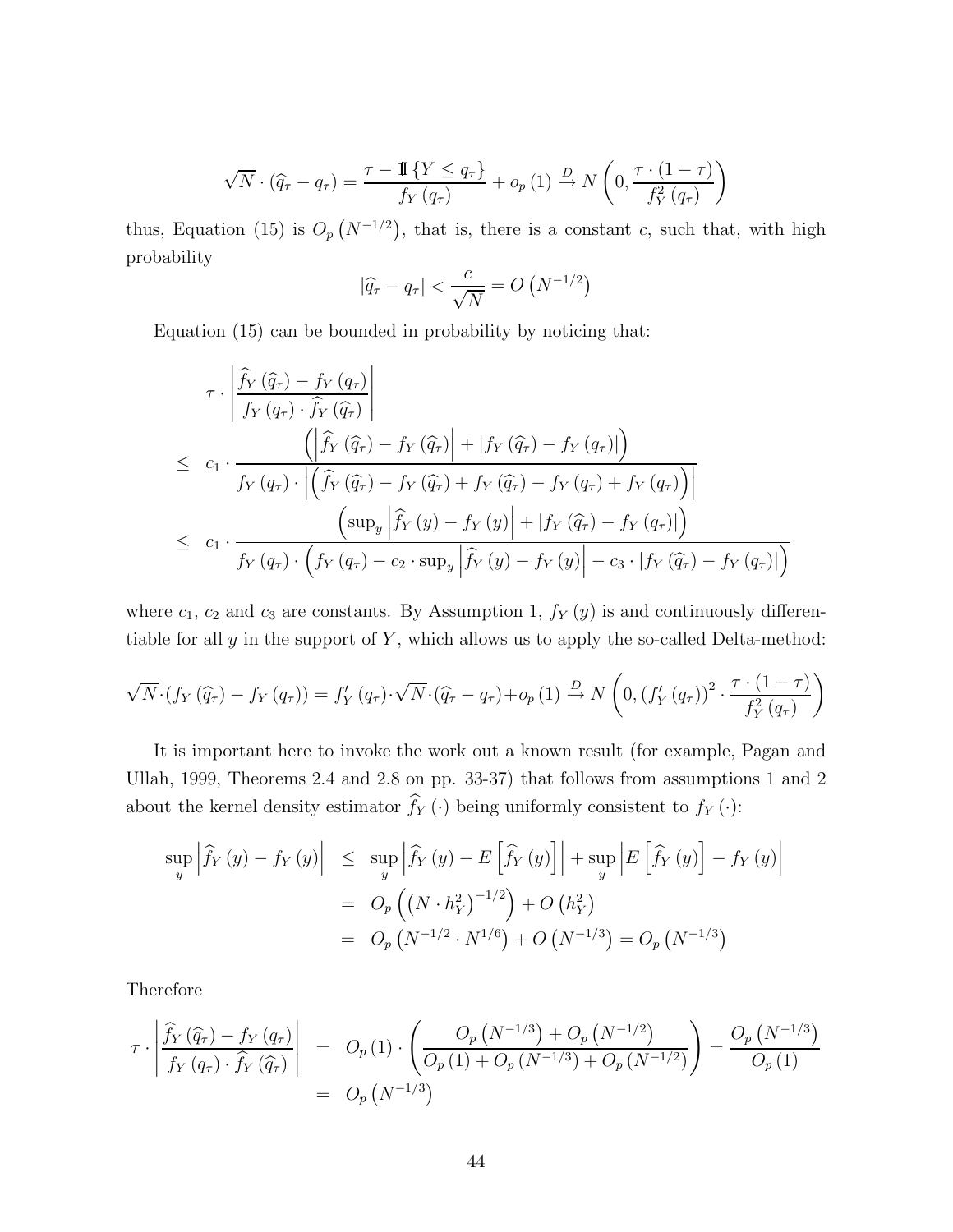$$\sqrt{N} \cdot (\widehat{q}_\tau - q_\tau) = \frac{\tau - 1\!\!1\{Y \leq q_\tau\}}{f_Y(q_\tau)} + o_p(1) \xrightarrow{D} N\left(0, \frac{\tau \cdot (1-\tau)}{f_Y^2(q_\tau)}\right)$$

thus, Equation (15) is $O_p\left(N^{-1/2}\right)$, that is, there is a constant $c$, such that, with high probability

$$|\widehat{q}_\tau - q_\tau| < \frac{c}{\sqrt{N}} = O\left(N^{-1/2}\right)$$

Equation (15) can be bounded in probability by noticing that:

$$\begin{aligned}
& \tau \cdot \left| \frac{\widehat{f}_Y(\widehat{q}_\tau) - f_Y(q_\tau)}{f_Y(q_\tau) \cdot \widehat{f}_Y(\widehat{q}_\tau)} \right| \\
\leq \quad & c_1 \cdot \frac{\left( \left| \widehat{f}_Y(\widehat{q}_\tau) - f_Y(\widehat{q}_\tau) \right| + \left| f_Y(\widehat{q}_\tau) - f_Y(q_\tau) \right| \right)}{f_Y(q_\tau) \cdot \left| \left( \widehat{f}_Y(\widehat{q}_\tau) - f_Y(\widehat{q}_\tau) + f_Y(\widehat{q}_\tau) - f_Y(q_\tau) + f_Y(q_\tau) \right) \right|} \\
\leq \quad & c_1 \cdot \frac{\left( \sup_y \left| \widehat{f}_Y(y) - f_Y(y) \right| + \left| f_Y(\widehat{q}_\tau) - f_Y(q_\tau) \right| \right)}{f_Y(q_\tau) \cdot \left( f_Y(q_\tau) - c_2 \cdot \sup_y \left| \widehat{f}_Y(y) - f_Y(y) \right| - c_3 \cdot \left| f_Y(\widehat{q}_\tau) - f_Y(q_\tau) \right| \right)}
\end{aligned}$$

where $c_1$, $c_2$ and $c_3$ are constants. By Assumption 1, $f_Y(y)$ is and continuously differentiable for all $y$ in the support of $Y$, which allows us to apply the so-called Delta-method:

$$\sqrt{N} \cdot (f_Y(\widehat{q}_\tau) - f_Y(q_\tau)) = f'_Y(q_\tau) \cdot \sqrt{N} \cdot (\widehat{q}_\tau - q_\tau) + o_p(1) \xrightarrow{D} N\left(0, (f'_Y(q_\tau))^2 \cdot \frac{\tau \cdot (1-\tau)}{f_Y^2(q_\tau)}\right)$$

It is important here to invoke the work out a known result (for example, Pagan and Ullah, 1999, Theorems 2.4 and 2.8 on pp. 33-37) that follows from assumptions 1 and 2 about the kernel density estimator $\widehat{f}_Y(\cdot)$ being uniformly consistent to $f_Y(\cdot)$:

$$\begin{aligned}
\sup_y \left| \widehat{f}_Y(y) - f_Y(y) \right| & \leq \sup_y \left| \widehat{f}_Y(y) - E\left[\widehat{f}_Y(y)\right] \right| + \sup_y \left| E\left[\widehat{f}_Y(y)\right] - f_Y(y) \right| \\
& = O_p\left( \left( N \cdot h_Y^2 \right)^{-1/2} \right) + O\left(h_Y^2\right) \\
& = O_p\left(N^{-1/2} \cdot N^{1/6}\right) + O\left(N^{-1/3}\right) = O_p\left(N^{-1/3}\right)
\end{aligned}$$

Therefore

$$\begin{aligned}
\tau \cdot \left| \frac{\widehat{f}_Y(\widehat{q}_\tau) - f_Y(q_\tau)}{f_Y(q_\tau) \cdot \widehat{f}_Y(\widehat{q}_\tau)} \right| & = O_p(1) \cdot \left( \frac{O_p\left(N^{-1/3}\right) + O_p\left(N^{-1/2}\right)}{O_p(1) + O_p\left(N^{-1/3}\right) + O_p\left(N^{-1/2}\right)} \right) = \frac{O_p\left(N^{-1/3}\right)}{O_p(1)} \\
& = O_p\left(N^{-1/3}\right)
\end{aligned}$$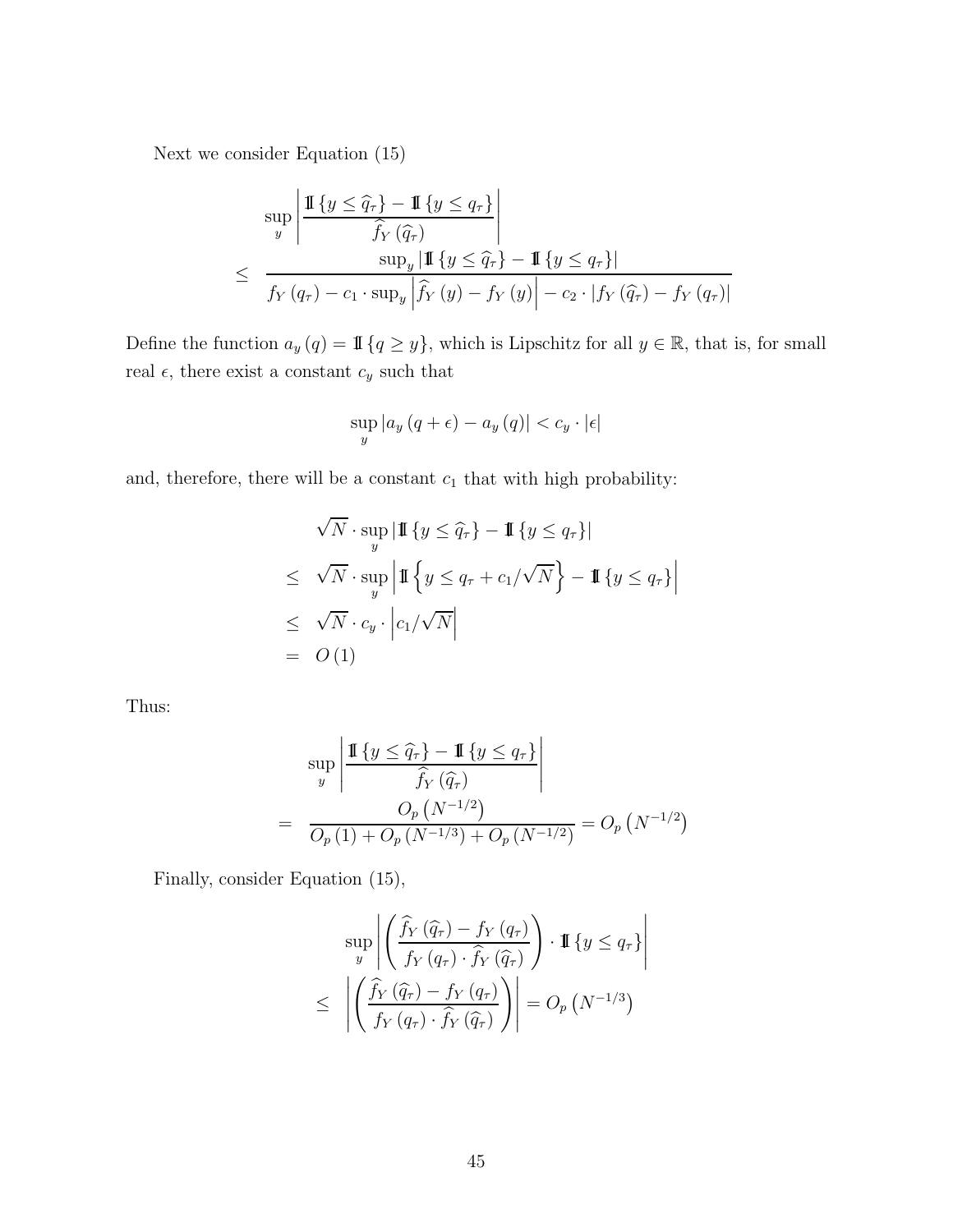Next we consider Equation (15)

$$
\begin{aligned}
& \sup_{y} \left| \frac{\mathbb{1}\{y \leq \widehat{q}_\tau\} - \mathbb{1}\{y \leq q_\tau\}}{\widehat{f}_Y(\widehat{q}_\tau)} \right| \\
\leq & \frac{\sup_y \left| \mathbb{1}\{y \leq \widehat{q}_\tau\} - \mathbb{1}\{y \leq q_\tau\} \right|}{f_Y(q_\tau) - c_1 \cdot \sup_y \left| \widehat{f}_Y(y) - f_Y(y) \right| - c_2 \cdot \left| f_Y(\widehat{q}_\tau) - f_Y(q_\tau) \right|}
\end{aligned}
$$

Define the function $a_y(q) = \mathbb{1}\{q \geq y\}$, which is Lipschitz for all $y \in \mathbb{R}$, that is, for small real $\epsilon$, there exist a constant $c_y$ such that

$$
\sup_y \left| a_y(q+\epsilon) - a_y(q) \right| < c_y \cdot |\epsilon|
$$

and, therefore, there will be a constant $c_1$ that with high probability:

$$
\begin{aligned}
& \sqrt{N} \cdot \sup_y \left| \mathbb{1}\{y \leq \widehat{q}_\tau\} - \mathbb{1}\{y \leq q_\tau\} \right| \\
\leq & \sqrt{N} \cdot \sup_y \left| \mathbb{1}\left\{y \leq q_\tau + c_1/\sqrt{N}\right\} - \mathbb{1}\{y \leq q_\tau\} \right| \\
\leq & \sqrt{N} \cdot c_y \cdot \left| c_1/\sqrt{N} \right| \\
= & O(1)
\end{aligned}
$$

Thus:

$$
\begin{aligned}
& \sup_y \left| \frac{\mathbb{1}\{y \leq \widehat{q}_\tau\} - \mathbb{1}\{y \leq q_\tau\}}{\widehat{f}_Y(\widehat{q}_\tau)} \right| \\
= & \frac{O_p\left(N^{-1/2}\right)}{O_p(1) + O_p\left(N^{-1/3}\right) + O_p\left(N^{-1/2}\right)} = O_p\left(N^{-1/2}\right)
\end{aligned}
$$

Finally, consider Equation (15),

$$
\begin{aligned}
& \sup_y \left| \left( \frac{\widehat{f}_Y(\widehat{q}_\tau) - f_Y(q_\tau)}{f_Y(q_\tau) \cdot \widehat{f}_Y(\widehat{q}_\tau)} \right) \cdot \mathbb{1}\{y \leq q_\tau\} \right| \\
\leq & \left| \left( \frac{\widehat{f}_Y(\widehat{q}_\tau) - f_Y(q_\tau)}{f_Y(q_\tau) \cdot \widehat{f}_Y(\widehat{q}_\tau)} \right) \right| = O_p\left(N^{-1/3}\right)
\end{aligned}
$$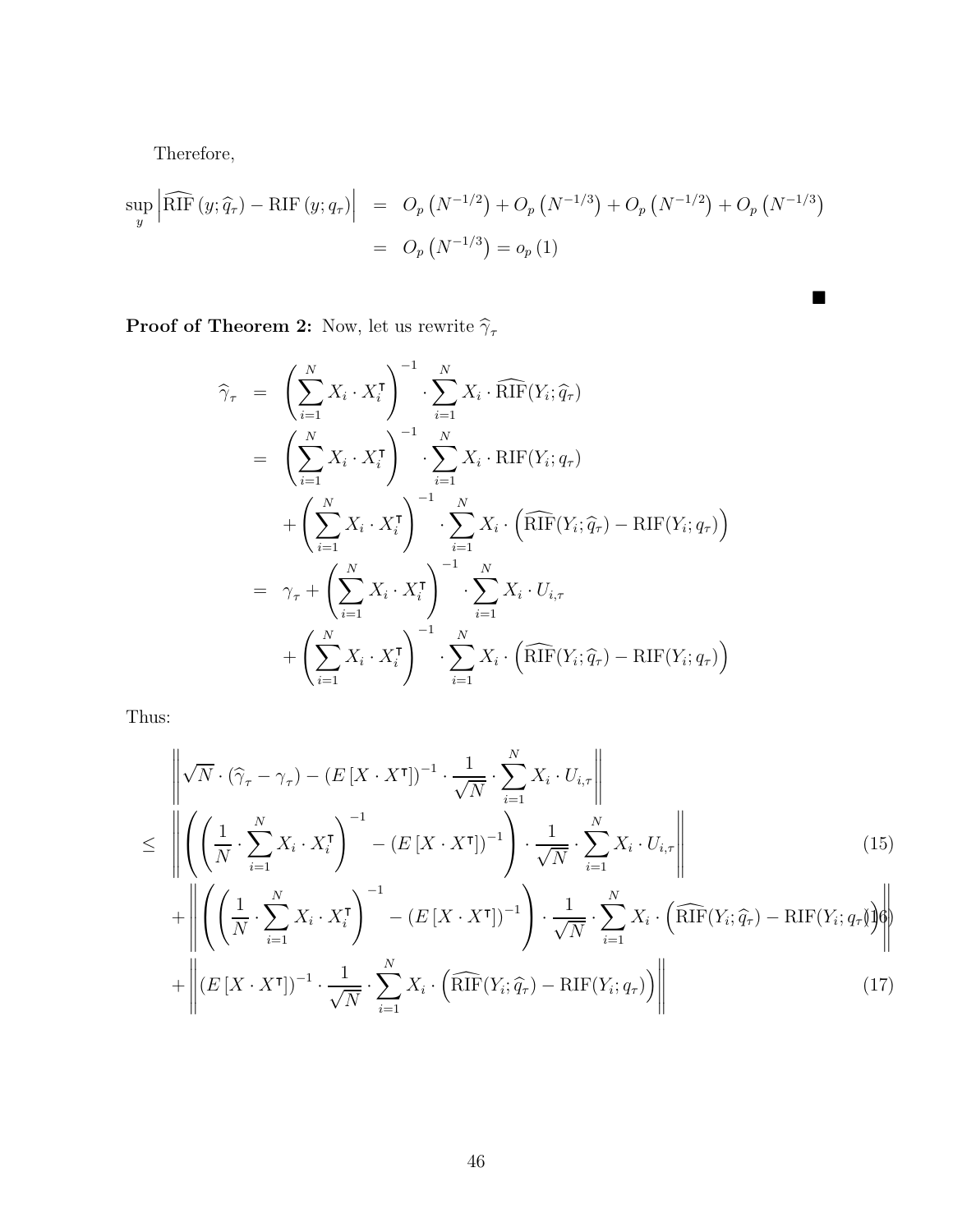Therefore,

$$
\begin{aligned}
\sup_{y} \left| \widehat{\mathrm{RIF}}\left(y; \widehat{q}_{\tau}\right) - \mathrm{RIF}\left(y; q_{\tau}\right) \right| &= O_p\left(N^{-1/2}\right) + O_p\left(N^{-1/3}\right) + O_p\left(N^{-1/2}\right) + O_p\left(N^{-1/3}\right) \\
&= O_p\left(N^{-1/3}\right) = o_p\left(1\right)
\end{aligned}
$$

■

**Proof of Theorem 2:** Now, let us rewrite $\widehat{\gamma}_{\tau}$

$$
\begin{aligned}
\widehat{\gamma}_{\tau} &= \left( \sum_{i=1}^{N} X_i \cdot X_i^{\intercal} \right)^{-1} \cdot \sum_{i=1}^{N} X_i \cdot \widehat{\mathrm{RIF}}(Y_i; \widehat{q}_{\tau}) \\
&= \left( \sum_{i=1}^{N} X_i \cdot X_i^{\intercal} \right)^{-1} \cdot \sum_{i=1}^{N} X_i \cdot \mathrm{RIF}(Y_i; q_{\tau}) \\
&\quad + \left( \sum_{i=1}^{N} X_i \cdot X_i^{\intercal} \right)^{-1} \cdot \sum_{i=1}^{N} X_i \cdot \left( \widehat{\mathrm{RIF}}(Y_i; \widehat{q}_{\tau}) - \mathrm{RIF}(Y_i; q_{\tau}) \right) \\
&= \gamma_{\tau} + \left( \sum_{i=1}^{N} X_i \cdot X_i^{\intercal} \right)^{-1} \cdot \sum_{i=1}^{N} X_i \cdot U_{i,\tau} \\
&\quad + \left( \sum_{i=1}^{N} X_i \cdot X_i^{\intercal} \right)^{-1} \cdot \sum_{i=1}^{N} X_i \cdot \left( \widehat{\mathrm{RIF}}(Y_i; \widehat{q}_{\tau}) - \mathrm{RIF}(Y_i; q_{\tau}) \right)
\end{aligned}
$$

Thus:

$$
\begin{aligned}
& \left\| \sqrt{N} \cdot \left( \widehat{\gamma}_{\tau} - \gamma_{\tau} \right) - \left( E\left[ X \cdot X^{\intercal} \right] \right)^{-1} \cdot \frac{1}{\sqrt{N}} \cdot \sum_{i=1}^{N} X_i \cdot U_{i,\tau} \right\| \\
\leq\ & \left\| \left( \left( \frac{1}{N} \cdot \sum_{i=1}^{N} X_i \cdot X_i^{\intercal} \right)^{-1} - \left( E\left[ X \cdot X^{\intercal} \right] \right)^{-1} \right) \cdot \frac{1}{\sqrt{N}} \cdot \sum_{i=1}^{N} X_i \cdot U_{i,\tau} \right\| \qquad (15) \\
& + \left\| \left( \left( \frac{1}{N} \cdot \sum_{i=1}^{N} X_i \cdot X_i^{\intercal} \right)^{-1} - \left( E\left[ X \cdot X^{\intercal} \right] \right)^{-1} \right) \cdot \frac{1}{\sqrt{N}} \cdot \sum_{i=1}^{N} X_i \cdot \left( \widehat{\mathrm{RIF}}(Y_i; \widehat{q}_{\tau}) - \mathrm{RIF}(Y_i; q_{\tau}) \right) \right\| \qquad (16) \\
& + \left\| \left( E\left[ X \cdot X^{\intercal} \right] \right)^{-1} \cdot \frac{1}{\sqrt{N}} \cdot \sum_{i=1}^{N} X_i \cdot \left( \widehat{\mathrm{RIF}}(Y_i; \widehat{q}_{\tau}) - \mathrm{RIF}(Y_i; q_{\tau}) \right) \right\| \qquad (17)
\end{aligned}
$$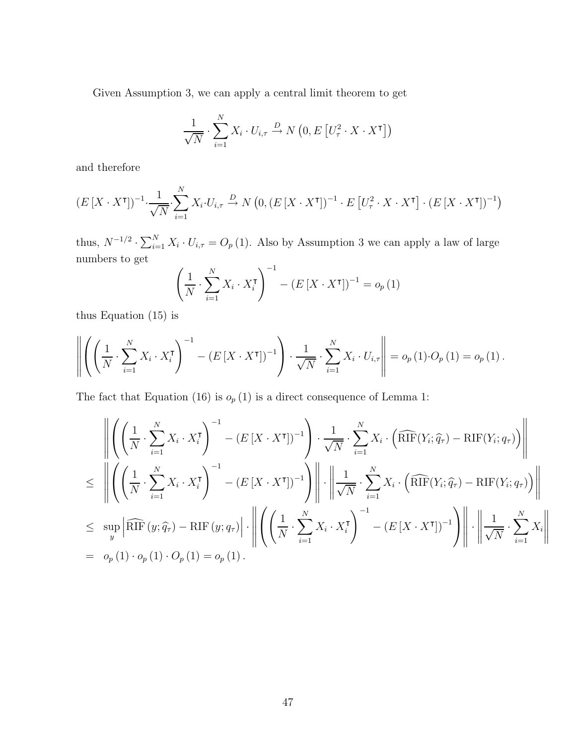Given Assumption 3, we can apply a central limit theorem to get

$$\frac{1}{\sqrt{N}} \cdot \sum_{i=1}^{N} X_i \cdot U_{i,\tau} \xrightarrow{D} N\left(0, E\left[U_\tau^2 \cdot X \cdot X^\intercal\right]\right)$$

and therefore

$$\left(E\left[X \cdot X^\intercal\right]\right)^{-1} \cdot \frac{1}{\sqrt{N}} \cdot \sum_{i=1}^{N} X_i \cdot U_{i,\tau} \xrightarrow{D} N\left(0, \left(E\left[X \cdot X^\intercal\right]\right)^{-1} \cdot E\left[U_\tau^2 \cdot X \cdot X^\intercal\right] \cdot \left(E\left[X \cdot X^\intercal\right]\right)^{-1}\right)$$

thus, $N^{-1/2} \cdot \sum_{i=1}^{N} X_i \cdot U_{i,\tau} = O_p(1)$. Also by Assumption 3 we can apply a law of large numbers to get

$$\left(\frac{1}{N} \cdot \sum_{i=1}^{N} X_i \cdot X_i^\intercal\right)^{-1} - \left(E\left[X \cdot X^\intercal\right]\right)^{-1} = o_p(1)$$

thus Equation (15) is

$$\left\| \left( \left(\frac{1}{N} \cdot \sum_{i=1}^{N} X_i \cdot X_i^\intercal\right)^{-1} - \left(E\left[X \cdot X^\intercal\right]\right)^{-1} \right) \cdot \frac{1}{\sqrt{N}} \cdot \sum_{i=1}^{N} X_i \cdot U_{i,\tau} \right\| = o_p(1) \cdot O_p(1) = o_p(1).$$

The fact that Equation (16) is $o_p(1)$ is a direct consequence of Lemma 1:

$$\begin{aligned}
& \left\| \left( \left(\frac{1}{N} \cdot \sum_{i=1}^{N} X_i \cdot X_i^\intercal\right)^{-1} - \left(E\left[X \cdot X^\intercal\right]\right)^{-1} \right) \cdot \frac{1}{\sqrt{N}} \cdot \sum_{i=1}^{N} X_i \cdot \left(\widehat{\mathrm{RIF}}(Y_i; \widehat{q}_\tau) - \mathrm{RIF}(Y_i; q_\tau)\right) \right\| \\
\leq \; & \left\| \left( \left(\frac{1}{N} \cdot \sum_{i=1}^{N} X_i \cdot X_i^\intercal\right)^{-1} - \left(E\left[X \cdot X^\intercal\right]\right)^{-1} \right) \right\| \cdot \left\| \frac{1}{\sqrt{N}} \cdot \sum_{i=1}^{N} X_i \cdot \left(\widehat{\mathrm{RIF}}(Y_i; \widehat{q}_\tau) - \mathrm{RIF}(Y_i; q_\tau)\right) \right\| \\
\leq \; & \sup_y \left| \widehat{\mathrm{RIF}}(y; \widehat{q}_\tau) - \mathrm{RIF}(y; q_\tau) \right| \cdot \left\| \left( \left(\frac{1}{N} \cdot \sum_{i=1}^{N} X_i \cdot X_i^\intercal\right)^{-1} - \left(E\left[X \cdot X^\intercal\right]\right)^{-1} \right) \right\| \cdot \left\| \frac{1}{\sqrt{N}} \cdot \sum_{i=1}^{N} X_i \right\| \\
= \; & o_p(1) \cdot o_p(1) \cdot O_p(1) = o_p(1).
\end{aligned}$$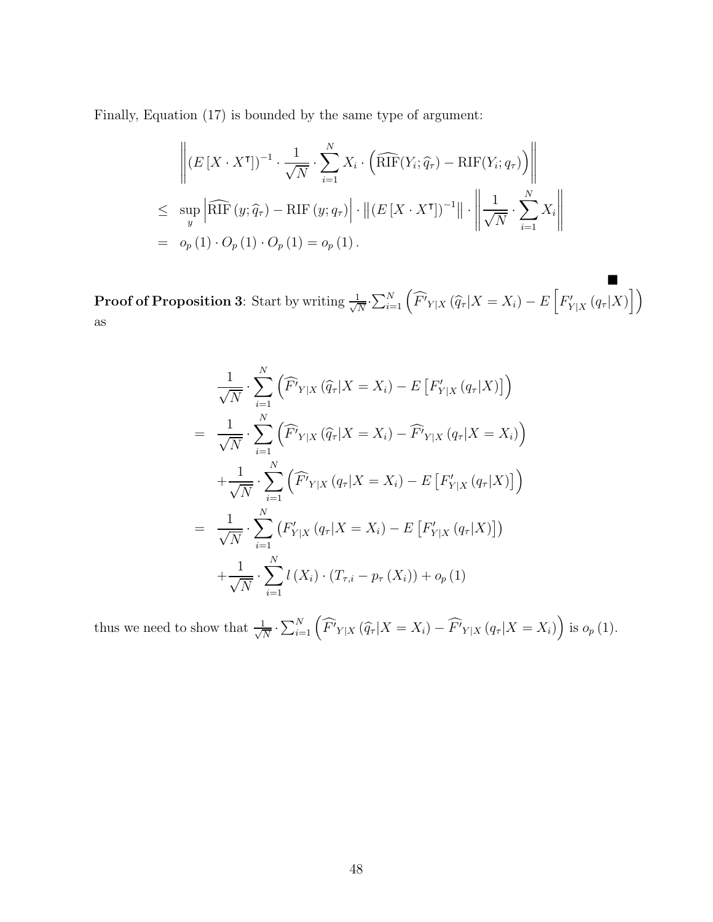Finally, Equation (17) is bounded by the same type of argument:

$$
\begin{aligned}
& \left\| \left(E\left[X \cdot X^{\intercal}\right]\right)^{-1} \cdot \frac{1}{\sqrt{N}} \cdot \sum_{i=1}^{N} X_i \cdot \left(\widehat{\mathrm{RIF}}(Y_i; \widehat{q}_\tau) - \mathrm{RIF}(Y_i; q_\tau)\right) \right\| \\
\leq \ & \sup_{y} \left| \widehat{\mathrm{RIF}}\left(y; \widehat{q}_\tau\right) - \mathrm{RIF}\left(y; q_\tau\right) \right| \cdot \left\| \left(E\left[X \cdot X^{\intercal}\right]\right)^{-1} \right\| \cdot \left\| \frac{1}{\sqrt{N}} \cdot \sum_{i=1}^{N} X_i \right\| \\
= \ & o_p\left(1\right) \cdot O_p\left(1\right) \cdot O_p\left(1\right) = o_p\left(1\right).
\end{aligned}
$$

■

**Proof of Proposition 3**: Start by writing $\frac{1}{\sqrt{N}} \cdot \sum_{i=1}^{N} \left( \widehat{F'}_{Y|X}\left(\widehat{q}_\tau | X = X_i\right) - E\left[F'_{Y|X}\left(q_\tau | X\right)\right] \right)$ as

$$
\begin{aligned}
& \frac{1}{\sqrt{N}} \cdot \sum_{i=1}^{N} \left( \widehat{F'}_{Y|X}\left(\widehat{q}_\tau | X = X_i\right) - E\left[F'_{Y|X}\left(q_\tau | X\right)\right] \right) \\
= \ & \frac{1}{\sqrt{N}} \cdot \sum_{i=1}^{N} \left( \widehat{F'}_{Y|X}\left(\widehat{q}_\tau | X = X_i\right) - \widehat{F'}_{Y|X}\left(q_\tau | X = X_i\right) \right) \\
& + \frac{1}{\sqrt{N}} \cdot \sum_{i=1}^{N} \left( \widehat{F'}_{Y|X}\left(q_\tau | X = X_i\right) - E\left[F'_{Y|X}\left(q_\tau | X\right)\right] \right) \\
= \ & \frac{1}{\sqrt{N}} \cdot \sum_{i=1}^{N} \left( F'_{Y|X}\left(q_\tau | X = X_i\right) - E\left[F'_{Y|X}\left(q_\tau | X\right)\right] \right) \\
& + \frac{1}{\sqrt{N}} \cdot \sum_{i=1}^{N} l\left(X_i\right) \cdot \left(T_{\tau,i} - p_\tau\left(X_i\right)\right) + o_p\left(1\right)
\end{aligned}
$$

thus we need to show that $\frac{1}{\sqrt{N}} \cdot \sum_{i=1}^{N} \left( \widehat{F'}_{Y|X}\left(\widehat{q}_\tau | X = X_i\right) - \widehat{F'}_{Y|X}\left(q_\tau | X = X_i\right) \right)$ is $o_p\left(1\right)$.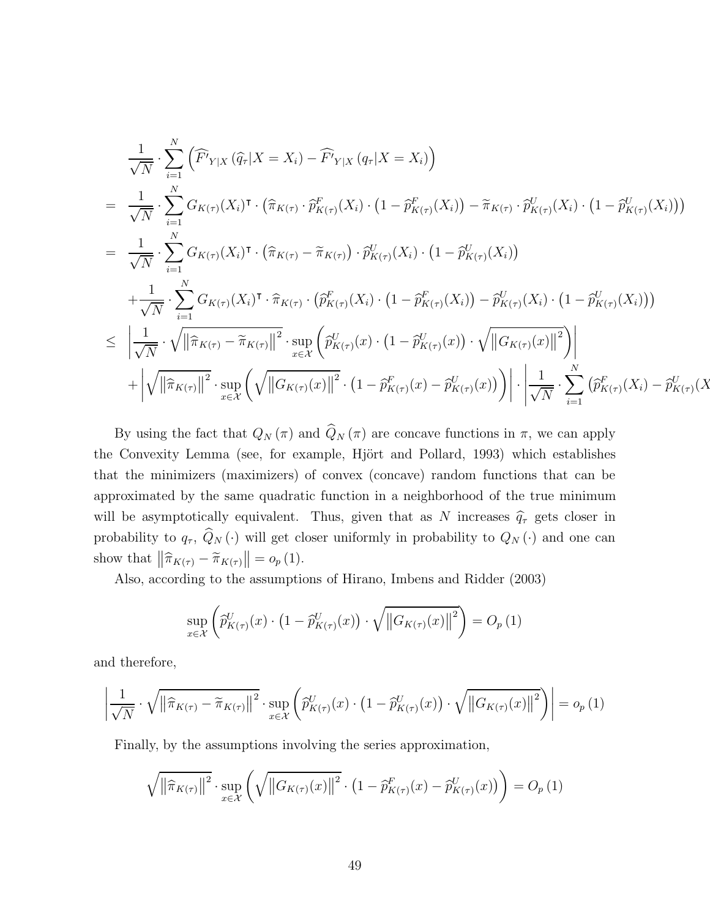$$
\begin{aligned}
&\frac{1}{\sqrt{N}} \cdot \sum_{i=1}^{N} \left( \widehat{F'}_{Y|X} \left( \widehat{q}_\tau | X = X_i \right) - \widehat{F'}_{Y|X} \left( q_\tau | X = X_i \right) \right) \\
= \;& \frac{1}{\sqrt{N}} \cdot \sum_{i=1}^{N} G_{K(\tau)}(X_i)^\intercal \cdot \left( \widehat{\pi}_{K(\tau)} \cdot \widehat{p}^F_{K(\tau)}(X_i) \cdot \left(1 - \widehat{p}^F_{K(\tau)}(X_i)\right) - \widetilde{\pi}_{K(\tau)} \cdot \widehat{p}^U_{K(\tau)}(X_i) \cdot \left(1 - \widehat{p}^U_{K(\tau)}(X_i)\right) \right) \\
= \;& \frac{1}{\sqrt{N}} \cdot \sum_{i=1}^{N} G_{K(\tau)}(X_i)^\intercal \cdot \left( \widehat{\pi}_{K(\tau)} - \widetilde{\pi}_{K(\tau)} \right) \cdot \widehat{p}^U_{K(\tau)}(X_i) \cdot \left(1 - \widehat{p}^U_{K(\tau)}(X_i)\right) \\
& + \frac{1}{\sqrt{N}} \cdot \sum_{i=1}^{N} G_{K(\tau)}(X_i)^\intercal \cdot \widehat{\pi}_{K(\tau)} \cdot \left( \widehat{p}^F_{K(\tau)}(X_i) \cdot \left(1 - \widehat{p}^F_{K(\tau)}(X_i)\right) - \widehat{p}^U_{K(\tau)}(X_i) \cdot \left(1 - \widehat{p}^U_{K(\tau)}(X_i)\right) \right) \\
\leq \;& \left| \frac{1}{\sqrt{N}} \cdot \sqrt{\left\| \widehat{\pi}_{K(\tau)} - \widetilde{\pi}_{K(\tau)} \right\|^2} \cdot \sup_{x \in \mathcal{X}} \left( \widehat{p}^U_{K(\tau)}(x) \cdot \left(1 - \widehat{p}^U_{K(\tau)}(x)\right) \cdot \sqrt{\left\| G_{K(\tau)}(x) \right\|^2} \right) \right| \\
& + \left| \sqrt{\left\| \widehat{\pi}_{K(\tau)} \right\|^2} \cdot \sup_{x \in \mathcal{X}} \left( \sqrt{\left\| G_{K(\tau)}(x) \right\|^2} \cdot \left(1 - \widehat{p}^F_{K(\tau)}(x) - \widehat{p}^U_{K(\tau)}(x)\right) \right) \right| \cdot \left| \frac{1}{\sqrt{N}} \cdot \sum_{i=1}^{N} \left( \widehat{p}^F_{K(\tau)}(X_i) - \widehat{p}^U_{K(\tau)}(X \right. \right.
\end{aligned}
$$

By using the fact that $Q_N(\pi)$ and $\widehat{Q}_N(\pi)$ are concave functions in $\pi$, we can apply the Convexity Lemma (see, for example, Hjört and Pollard, 1993) which establishes that the minimizers (maximizers) of convex (concave) random functions that can be approximated by the same quadratic function in a neighborhood of the true minimum will be asymptotically equivalent. Thus, given that as $N$ increases $\widehat{q}_\tau$ gets closer in probability to $q_\tau$, $\widehat{Q}_N(\cdot)$ will get closer uniformly in probability to $Q_N(\cdot)$ and one can show that $\left\| \widehat{\pi}_{K(\tau)} - \widetilde{\pi}_{K(\tau)} \right\| = o_p(1)$.

Also, according to the assumptions of Hirano, Imbens and Ridder (2003)

$$
\sup_{x \in \mathcal{X}} \left( \widehat{p}^U_{K(\tau)}(x) \cdot \left(1 - \widehat{p}^U_{K(\tau)}(x)\right) \cdot \sqrt{\left\| G_{K(\tau)}(x) \right\|^2} \right) = O_p(1)
$$

and therefore,

$$
\left| \frac{1}{\sqrt{N}} \cdot \sqrt{\left\| \widehat{\pi}_{K(\tau)} - \widetilde{\pi}_{K(\tau)} \right\|^2} \cdot \sup_{x \in \mathcal{X}} \left( \widehat{p}^U_{K(\tau)}(x) \cdot \left(1 - \widehat{p}^U_{K(\tau)}(x)\right) \cdot \sqrt{\left\| G_{K(\tau)}(x) \right\|^2} \right) \right| = o_p(1)
$$

Finally, by the assumptions involving the series approximation,

$$
\sqrt{\left\| \widehat{\pi}_{K(\tau)} \right\|^2} \cdot \sup_{x \in \mathcal{X}} \left( \sqrt{\left\| G_{K(\tau)}(x) \right\|^2} \cdot \left(1 - \widehat{p}^F_{K(\tau)}(x) - \widehat{p}^U_{K(\tau)}(x)\right) \right) = O_p(1)
$$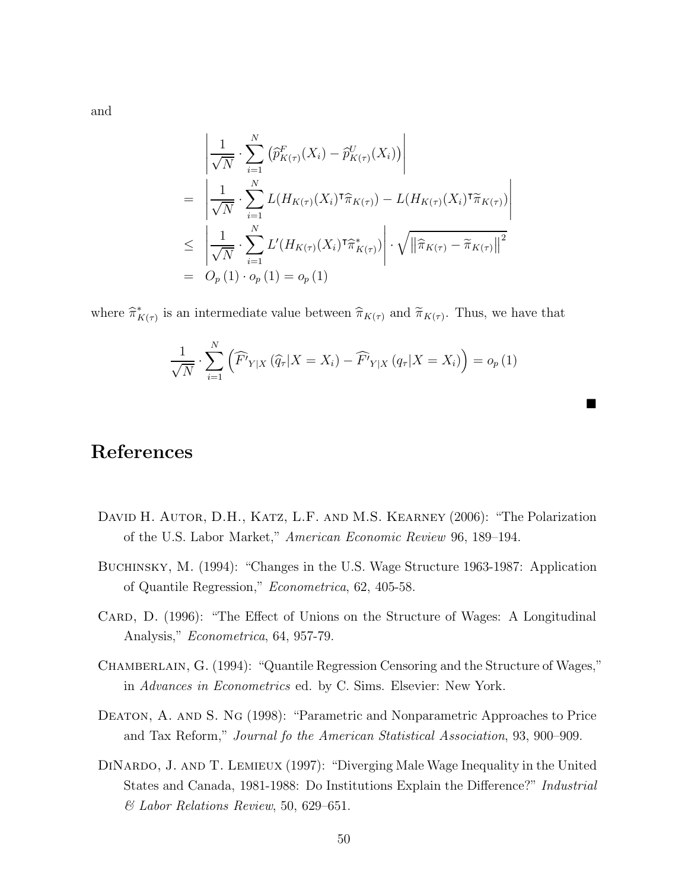and

$$
\begin{aligned}
& \left| \frac{1}{\sqrt{N}} \cdot \sum_{i=1}^{N} \left( \widehat{p}^{F}_{K(\tau)}(X_i) - \widehat{p}^{U}_{K(\tau)}(X_i) \right) \right| \\
= & \left| \frac{1}{\sqrt{N}} \cdot \sum_{i=1}^{N} L(H_{K(\tau)}(X_i)^{\intercal} \widehat{\pi}_{K(\tau)}) - L(H_{K(\tau)}(X_i)^{\intercal} \widetilde{\pi}_{K(\tau)}) \right| \\
\leq & \left| \frac{1}{\sqrt{N}} \cdot \sum_{i=1}^{N} L'(H_{K(\tau)}(X_i)^{\intercal} \widehat{\pi}^{*}_{K(\tau)}) \right| \cdot \sqrt{\left\| \widehat{\pi}_{K(\tau)} - \widetilde{\pi}_{K(\tau)} \right\|^{2}} \\
= & \; O_p(1) \cdot o_p(1) = o_p(1)
\end{aligned}
$$

where $\widehat{\pi}^{*}_{K(\tau)}$ is an intermediate value between $\widehat{\pi}_{K(\tau)}$ and $\widetilde{\pi}_{K(\tau)}$. Thus, we have that

$$
\frac{1}{\sqrt{N}} \cdot \sum_{i=1}^{N} \left( \widehat{F'}_{Y|X} \left( \widehat{q}_{\tau} | X = X_i \right) - \widehat{F'}_{Y|X} \left( q_{\tau} | X = X_i \right) \right) = o_p(1)
$$

■

# References

David H. Autor, D.H., Katz, L.F. and M.S. Kearney (2006): "The Polarization of the U.S. Labor Market," *American Economic Review* 96, 189–194.

Buchinsky, M. (1994): "Changes in the U.S. Wage Structure 1963-1987: Application of Quantile Regression," *Econometrica*, 62, 405-58.

Card, D. (1996): "The Effect of Unions on the Structure of Wages: A Longitudinal Analysis," *Econometrica*, 64, 957-79.

Chamberlain, G. (1994): "Quantile Regression Censoring and the Structure of Wages," in *Advances in Econometrics* ed. by C. Sims. Elsevier: New York.

Deaton, A. and S. Ng (1998): "Parametric and Nonparametric Approaches to Price and Tax Reform," *Journal fo the American Statistical Association*, 93, 900–909.

DiNardo, J. and T. Lemieux (1997): "Diverging Male Wage Inequality in the United States and Canada, 1981-1988: Do Institutions Explain the Difference?" *Industrial & Labor Relations Review*, 50, 629–651.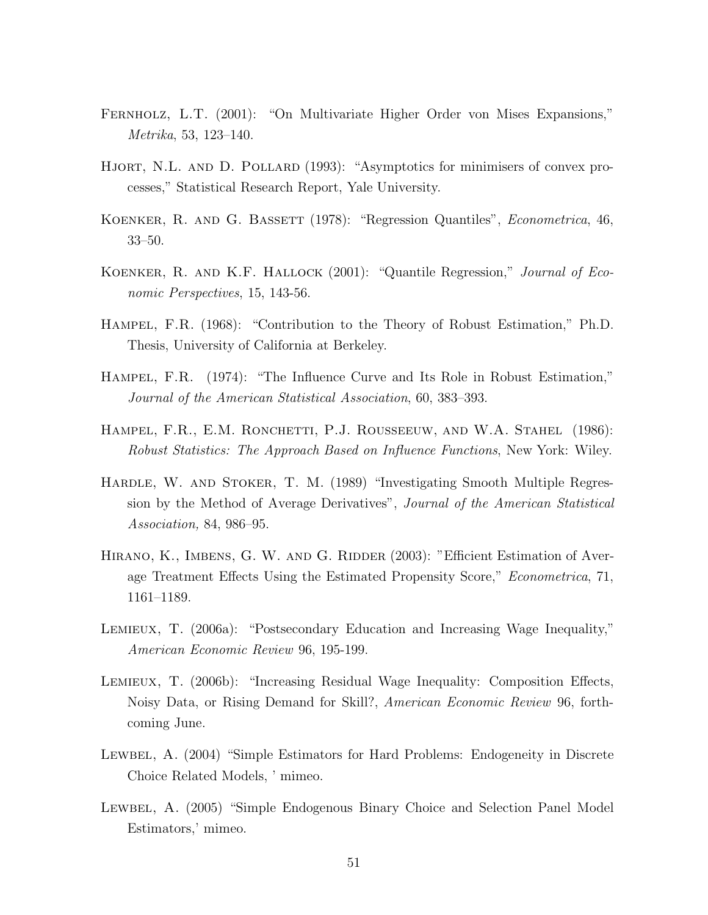Fernholz, L.T. (2001): "On Multivariate Higher Order von Mises Expansions," *Metrika*, 53, 123–140.

Hjort, N.L. and D. Pollard (1993): "Asymptotics for minimisers of convex processes," Statistical Research Report, Yale University.

Koenker, R. and G. Bassett (1978): "Regression Quantiles", *Econometrica*, 46, 33–50.

Koenker, R. and K.F. Hallock (2001): "Quantile Regression," *Journal of Economic Perspectives*, 15, 143-56.

Hampel, F.R. (1968): "Contribution to the Theory of Robust Estimation," Ph.D. Thesis, University of California at Berkeley.

Hampel, F.R. (1974): "The Influence Curve and Its Role in Robust Estimation," *Journal of the American Statistical Association*, 60, 383–393.

Hampel, F.R., E.M. Ronchetti, P.J. Rousseeuw, and W.A. Stahel (1986): *Robust Statistics: The Approach Based on Influence Functions*, New York: Wiley.

Hardle, W. and Stoker, T. M. (1989) "Investigating Smooth Multiple Regression by the Method of Average Derivatives", *Journal of the American Statistical Association,* 84, 986–95.

Hirano, K., Imbens, G. W. and G. Ridder (2003): "Efficient Estimation of Average Treatment Effects Using the Estimated Propensity Score," *Econometrica*, 71, 1161–1189.

Lemieux, T. (2006a): "Postsecondary Education and Increasing Wage Inequality," *American Economic Review* 96, 195-199.

Lemieux, T. (2006b): "Increasing Residual Wage Inequality: Composition Effects, Noisy Data, or Rising Demand for Skill?, *American Economic Review* 96, forthcoming June.

Lewbel, A. (2004) "Simple Estimators for Hard Problems: Endogeneity in Discrete Choice Related Models, ' mimeo.

Lewbel, A. (2005) "Simple Endogenous Binary Choice and Selection Panel Model Estimators,' mimeo.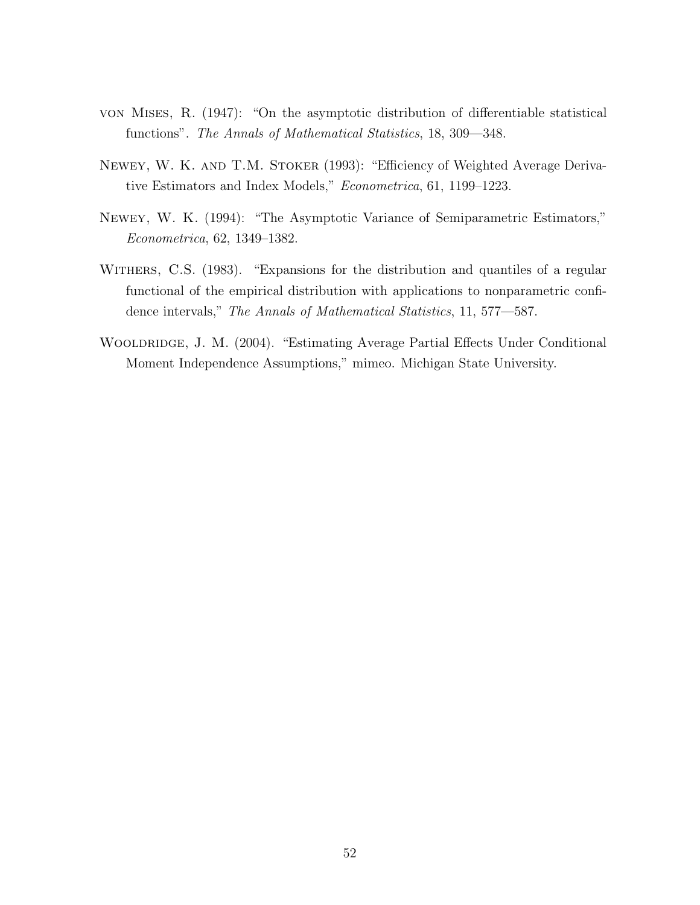von Mises, R. (1947): "On the asymptotic distribution of differentiable statistical functions". *The Annals of Mathematical Statistics*, 18, 309—348.

Newey, W. K. and T.M. Stoker (1993): "Efficiency of Weighted Average Derivative Estimators and Index Models," *Econometrica*, 61, 1199–1223.

Newey, W. K. (1994): "The Asymptotic Variance of Semiparametric Estimators," *Econometrica*, 62, 1349–1382.

Withers, C.S. (1983). "Expansions for the distribution and quantiles of a regular functional of the empirical distribution with applications to nonparametric confidence intervals," *The Annals of Mathematical Statistics*, 11, 577—587.

Wooldridge, J. M. (2004). "Estimating Average Partial Effects Under Conditional Moment Independence Assumptions," mimeo. Michigan State University.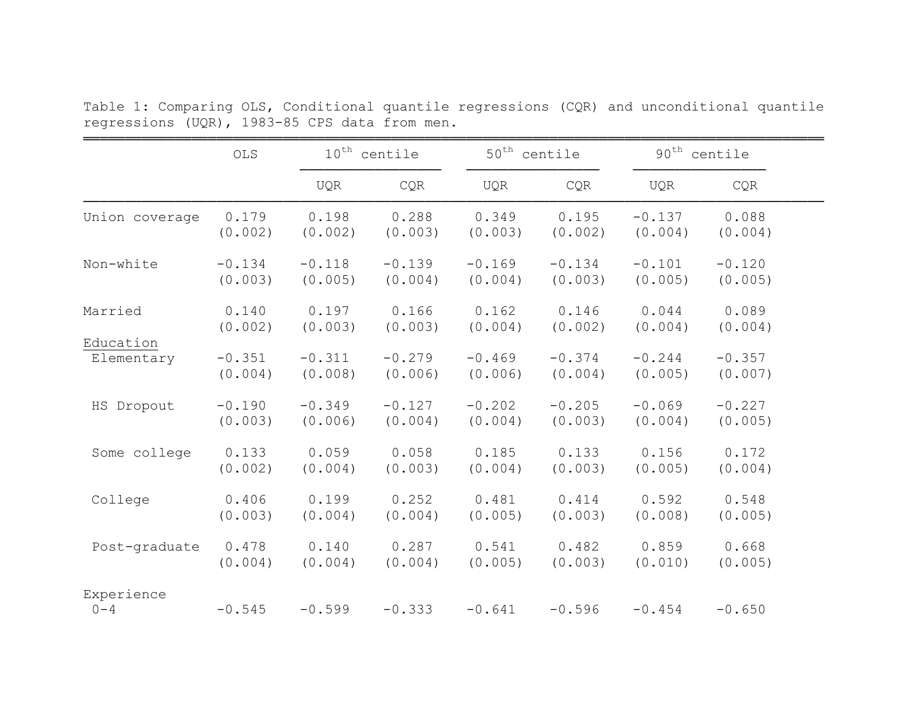Table 1: Comparing OLS, Conditional quantile regressions (CQR) and unconditional quantile regressions (UQR), 1983-85 CPS data from men.

| | OLS | 10th centile | | 50th centile | | 90th centile | |
|---|---|---|---|---|---|---|---|
| | | UQR | CQR | UQR | CQR | UQR | CQR |
| Union coverage | 0.179 | 0.198 | 0.288 | 0.349 | 0.195 | -0.137 | 0.088 |
| | (0.002) | (0.002) | (0.003) | (0.003) | (0.002) | (0.004) | (0.004) |
| Non-white | -0.134 | -0.118 | -0.139 | -0.169 | -0.134 | -0.101 | -0.120 |
| | (0.003) | (0.005) | (0.004) | (0.004) | (0.003) | (0.005) | (0.005) |
| Married | 0.140 | 0.197 | 0.166 | 0.162 | 0.146 | 0.044 | 0.089 |
| | (0.002) | (0.003) | (0.003) | (0.004) | (0.002) | (0.004) | (0.004) |
| Education | | | | | | | |
| Elementary | -0.351 | -0.311 | -0.279 | -0.469 | -0.374 | -0.244 | -0.357 |
| | (0.004) | (0.008) | (0.006) | (0.006) | (0.004) | (0.005) | (0.007) |
| HS Dropout | -0.190 | -0.349 | -0.127 | -0.202 | -0.205 | -0.069 | -0.227 |
| | (0.003) | (0.006) | (0.004) | (0.004) | (0.003) | (0.004) | (0.005) |
| Some college | 0.133 | 0.059 | 0.058 | 0.185 | 0.133 | 0.156 | 0.172 |
| | (0.002) | (0.004) | (0.003) | (0.004) | (0.003) | (0.005) | (0.004) |
| College | 0.406 | 0.199 | 0.252 | 0.481 | 0.414 | 0.592 | 0.548 |
| | (0.003) | (0.004) | (0.004) | (0.005) | (0.003) | (0.008) | (0.005) |
| Post-graduate | 0.478 | 0.140 | 0.287 | 0.541 | 0.482 | 0.859 | 0.668 |
| | (0.004) | (0.004) | (0.004) | (0.005) | (0.003) | (0.010) | (0.005) |
| Experience | | | | | | | |
| 0-4 | -0.545 | -0.599 | -0.333 | -0.641 | -0.596 | -0.454 | -0.650 |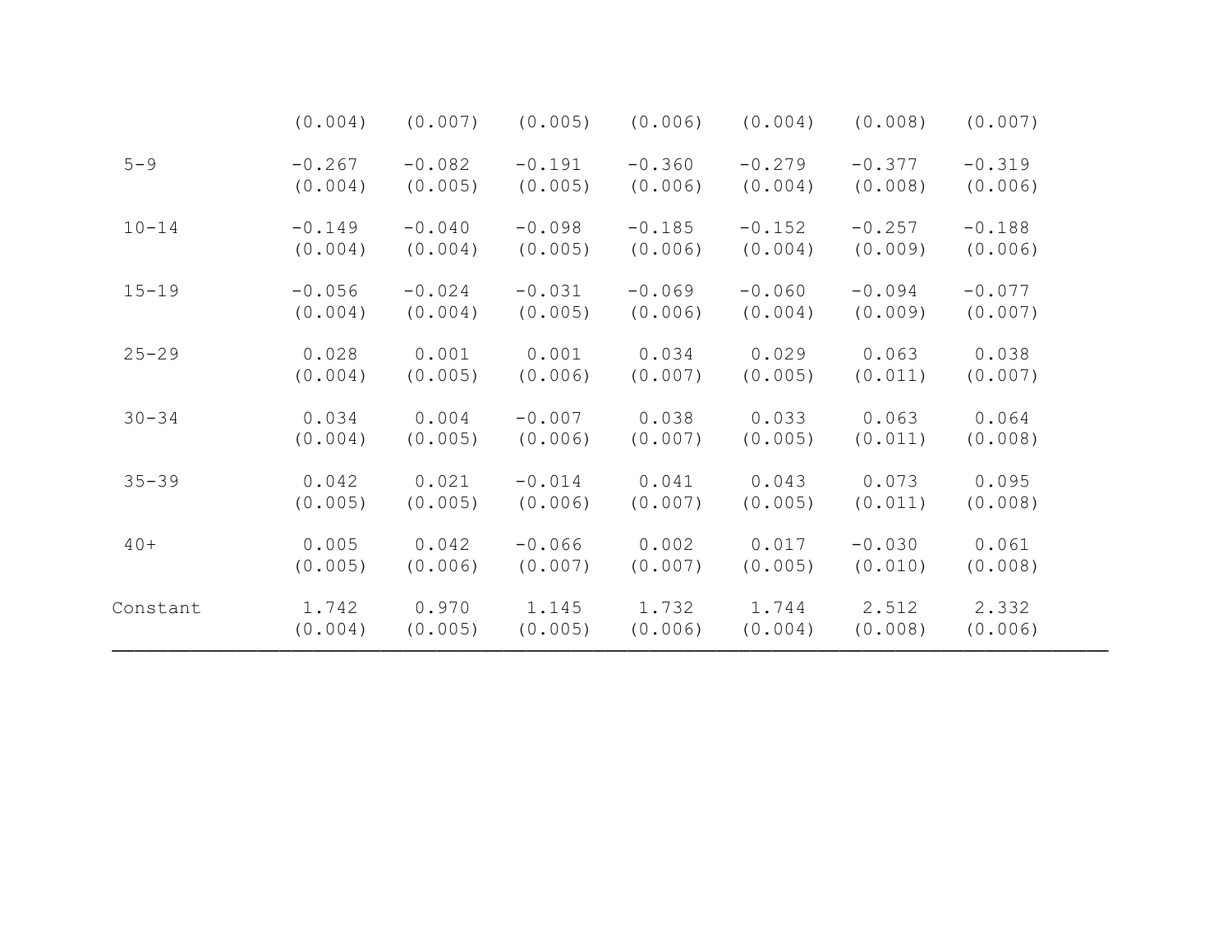| | | | | | | | |
|---|---|---|---|---|---|---|---|
| | (0.004) | (0.007) | (0.005) | (0.006) | (0.004) | (0.008) | (0.007) |
| 5-9 | -0.267 | -0.082 | -0.191 | -0.360 | -0.279 | -0.377 | -0.319 |
| | (0.004) | (0.005) | (0.005) | (0.006) | (0.004) | (0.008) | (0.006) |
| 10-14 | -0.149 | -0.040 | -0.098 | -0.185 | -0.152 | -0.257 | -0.188 |
| | (0.004) | (0.004) | (0.005) | (0.006) | (0.004) | (0.009) | (0.006) |
| 15-19 | -0.056 | -0.024 | -0.031 | -0.069 | -0.060 | -0.094 | -0.077 |
| | (0.004) | (0.004) | (0.005) | (0.006) | (0.004) | (0.009) | (0.007) |
| 25-29 | 0.028 | 0.001 | 0.001 | 0.034 | 0.029 | 0.063 | 0.038 |
| | (0.004) | (0.005) | (0.006) | (0.007) | (0.005) | (0.011) | (0.007) |
| 30-34 | 0.034 | 0.004 | -0.007 | 0.038 | 0.033 | 0.063 | 0.064 |
| | (0.004) | (0.005) | (0.006) | (0.007) | (0.005) | (0.011) | (0.008) |
| 35-39 | 0.042 | 0.021 | -0.014 | 0.041 | 0.043 | 0.073 | 0.095 |
| | (0.005) | (0.005) | (0.006) | (0.007) | (0.005) | (0.011) | (0.008) |
| 40+ | 0.005 | 0.042 | -0.066 | 0.002 | 0.017 | -0.030 | 0.061 |
| | (0.005) | (0.006) | (0.007) | (0.007) | (0.005) | (0.010) | (0.008) |
| Constant | 1.742 | 0.970 | 1.145 | 1.732 | 1.744 | 2.512 | 2.332 |
| | (0.004) | (0.005) | (0.005) | (0.006) | (0.004) | (0.008) | (0.006) |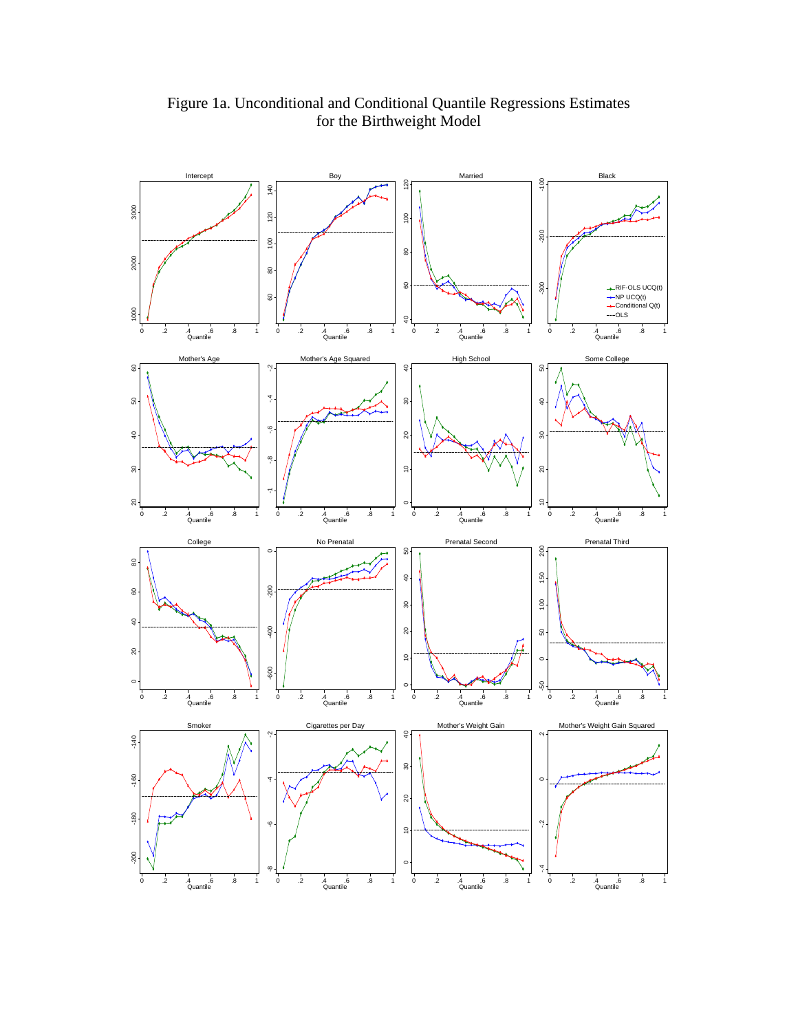# Figure 1a. Unconditional and Conditional Quantile Regressions Estimates for the Birthweight Model

Intercept

Boy

Married

Black

RIF-OLS UCQ(t)
NP UCQ(t)
Conditional Q(t)
OLS

Mother's Age

Mother's Age Squared

High School

Some College

College

No Prenatal

Prenatal Second

Prenatal Third

Smoker

Cigarettes per Day

Mother's Weight Gain

Mother's Weight Gain Squared

Quantile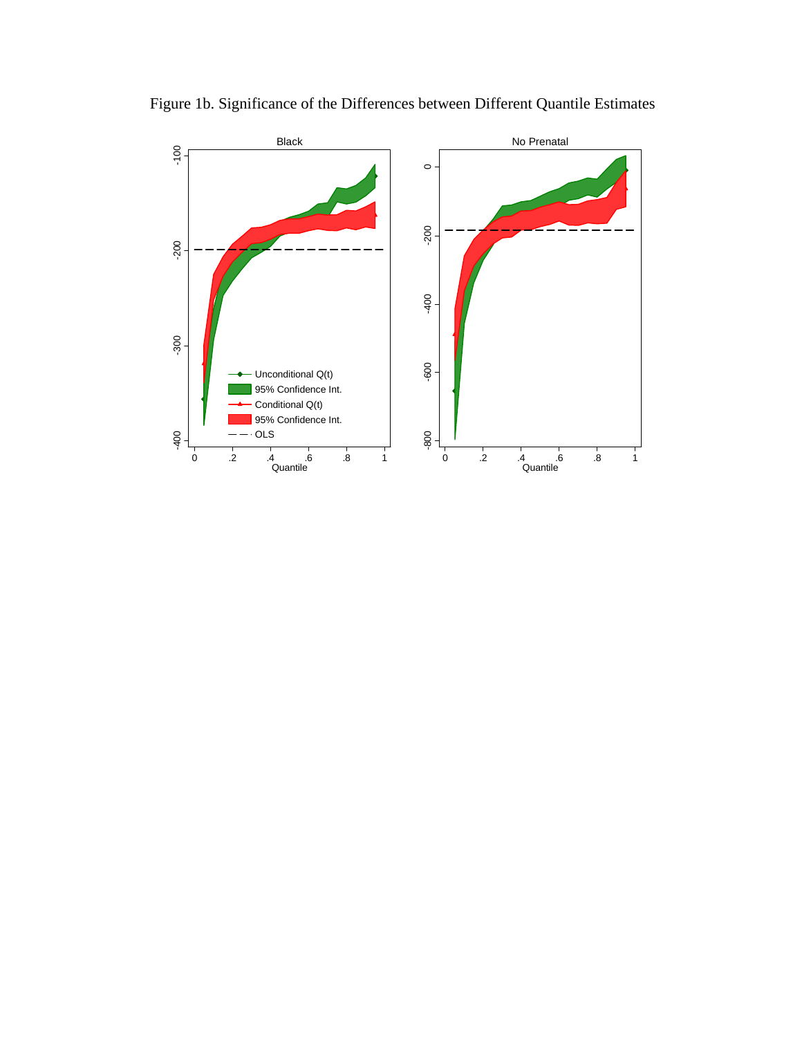Figure 1b. Significance of the Differences between Different Quantile Estimates

Black

-100
-200
-300
-400

0 .2 .4 .6 .8 1
Quantile

Unconditional Q(t)
95% Confidence Int.
Conditional Q(t)
95% Confidence Int.
OLS

No Prenatal

0
-200
-400
-600
-800

0 .2 .4 .6 .8 1
Quantile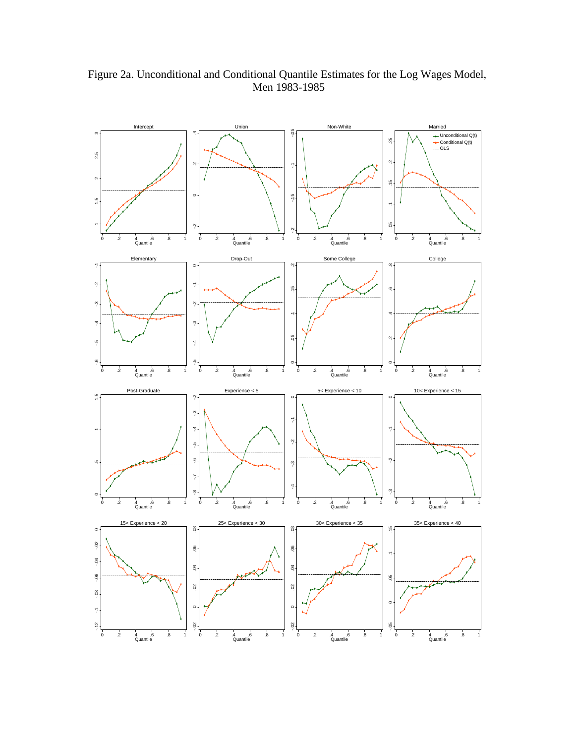Figure 2a. Unconditional and Conditional Quantile Estimates for the Log Wages Model, Men 1983-1985

Intercept

Union

Non-White

Married

Unconditional Q(t)
Conditional Q(t)
OLS

Elementary

Drop-Out

Some College

College

Post-Graduate

Experience < 5

5< Experience < 10

10< Experience < 15

15< Experience < 20

25< Experience < 30

30< Experience < 35

35< Experience < 40

Quantile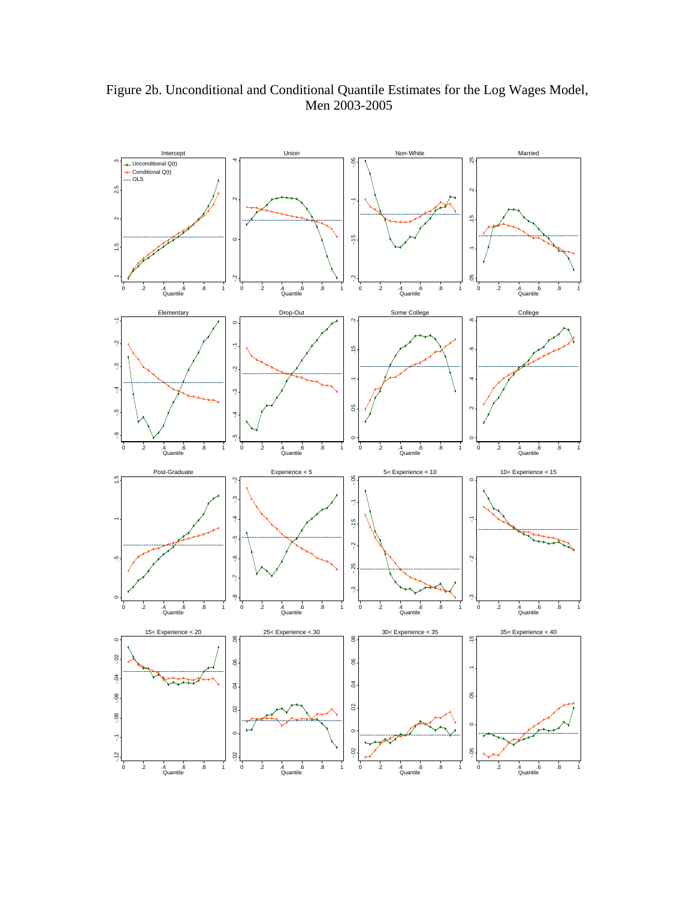Figure 2b. Unconditional and Conditional Quantile Estimates for the Log Wages Model, Men 2003-2005

Intercept

Unconditional Q(t)
Conditional Q(t)
OLS

3
2.5
2
1.5
1
0 .2 .4 .6 .8 1
Quantile

Union

.4
.2
0
-.2
0 .2 .4 .6 .8 1
Quantile

Non-White

-.05
-.1
-.15
-.2
0 .2 .4 .6 .8 1
Quantile

Married

.25
.2
.15
.1
.05
0 .2 .4 .6 .8 1
Quantile

Elementary

-.1
-.2
-.3
-.4
-.5
-.6
0 .2 .4 .6 .8 1
Quantile

Drop-Out

0
-.1
-.2
-.3
-.4
-.5
0 .2 .4 .6 .8 1
Quantile

Some College

.2
.15
.1
.05
0
0 .2 .4 .6 .8 1
Quantile

College

.8
.6
.4
.2
0
0 .2 .4 .6 .8 1
Quantile

Post-Graduate

1.5
1
.5
0
0 .2 .4 .6 .8 1
Quantile

Experience < 5

-.2
-.3
-.4
-.5
-.6
-.7
-.8
0 .2 .4 .6 .8 1
Quantile

5< Experience < 10

-.05
-.1
-.15
-.2
-.25
-.3
0 .2 .4 .6 .8 1
Quantile

10< Experience < 15

0
-.1
-.2
-.3
0 .2 .4 .6 .8 1
Quantile

15< Experience < 20

0
-.02
-.04
-.06
-.08
-.1
-.12
0 .2 .4 .6 .8 1
Quantile

25< Experience < 30

.08
.06
.04
.02
0
-.02
0 .2 .4 .6 .8 1
Quantile

30< Experience < 35

.08
.06
.04
.02
0
-.02
0 .2 .4 .6 .8 1
Quantile

35< Experience < 40

.15
.1
.05
0
-.05
0 .2 .4 .6 .8 1
Quantile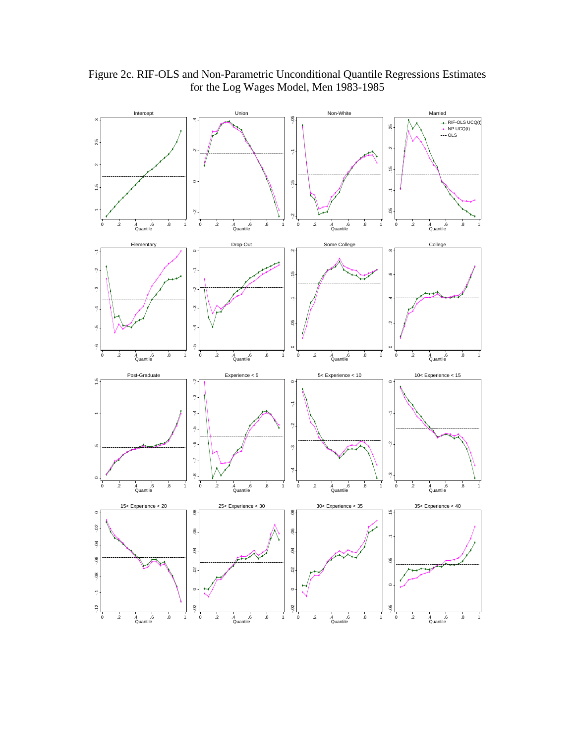Figure 2c. RIF-OLS and Non-Parametric Unconditional Quantile Regressions Estimates for the Log Wages Model, Men 1983-1985

Intercept

Union

Non-White

Married

RIF-OLS UCQ(t)

NP UCQ(t)

OLS

Elementary

Drop-Out

Some College

College

Post-Graduate

Experience < 5

5< Experience < 10

10< Experience < 15

15< Experience < 20

25< Experience < 30

30< Experience < 35

35< Experience < 40

Quantile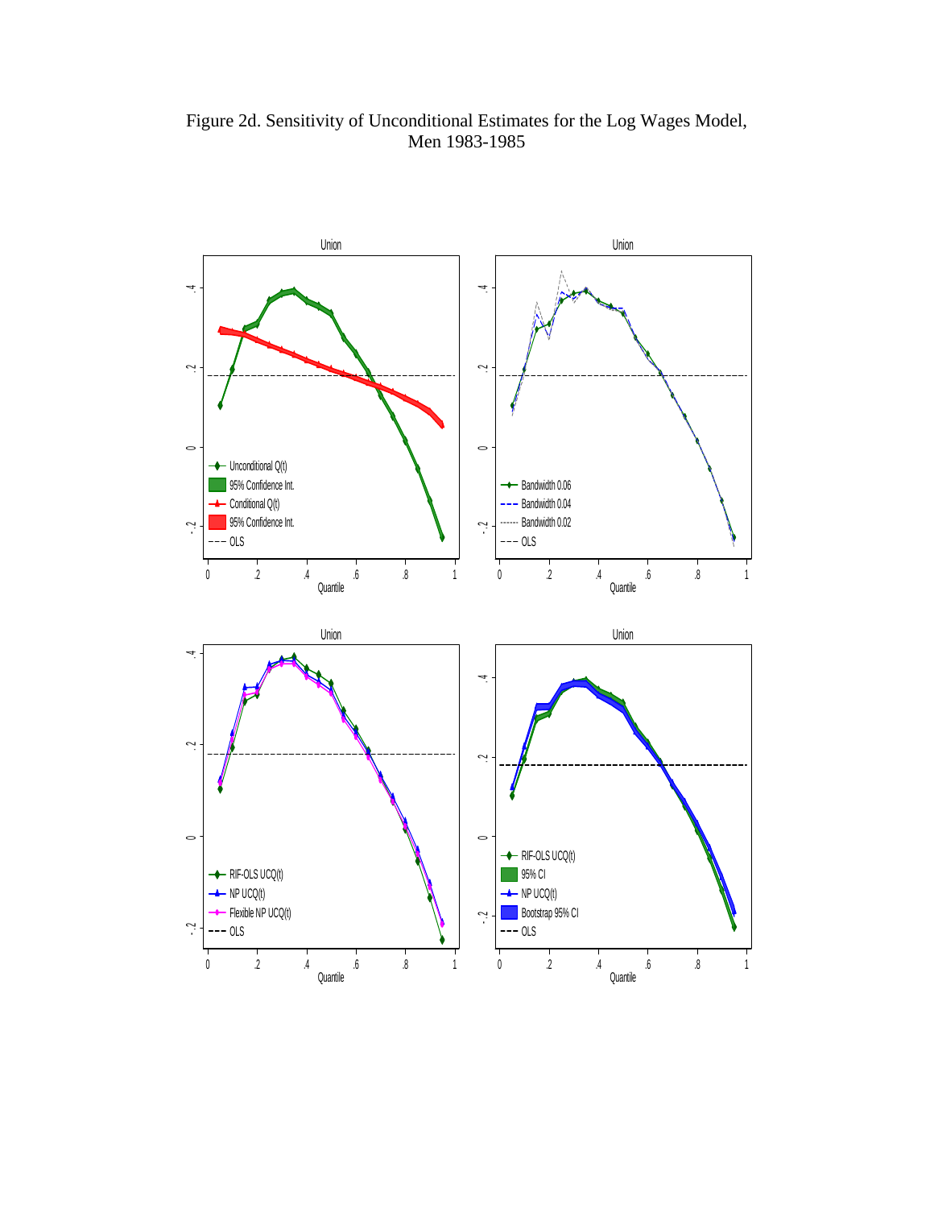Figure 2d. Sensitivity of Unconditional Estimates for the Log Wages Model, Men 1983-1985

Union

.4
.2
0
-.2

0 .2 .4 .6 .8 1
Quantile

Unconditional Q(t)
95% Confidence Int.
Conditional Q(t)
95% Confidence Int.
OLS

Union

.4
.2
0
-.2

0 .2 .4 .6 .8 1
Quantile

Bandwidth 0.06
Bandwidth 0.04
Bandwidth 0.02
OLS

Union

.4
.2
0
-.2

0 .2 .4 .6 .8 1
Quantile

RIF-OLS UCQ(t)
NP UCQ(t)
Flexible NP UCQ(t)
OLS

Union

.4
.2
0
-.2

0 .2 .4 .6 .8 1
Quantile

RIF-OLS UCQ(t)
95% CI
NP UCQ(t)
Bootstrap 95% CI
OLS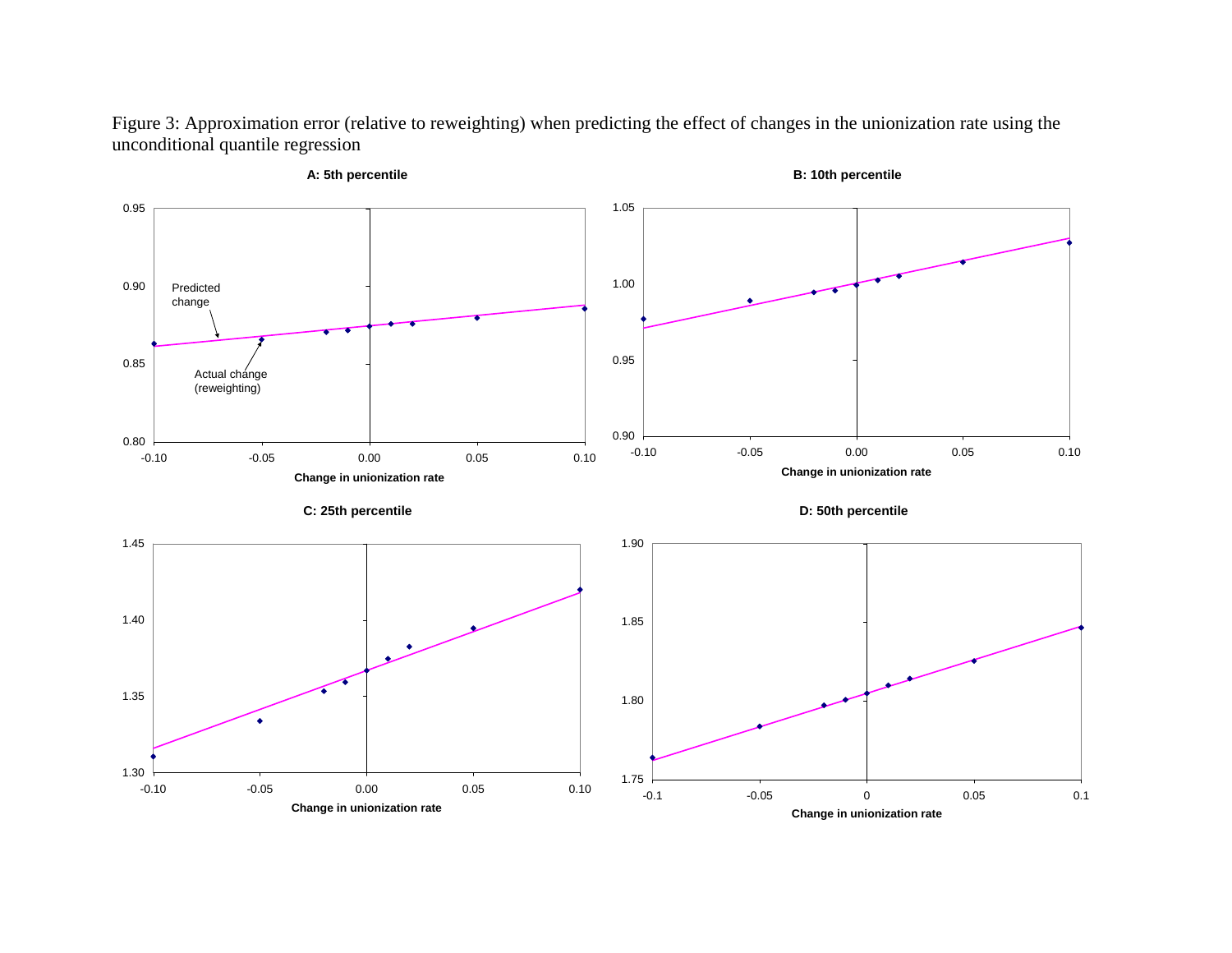Figure 3: Approximation error (relative to reweighting) when predicting the effect of changes in the unionization rate using the unconditional quantile regression

**A: 5th percentile**

0.95
0.90
0.85
0.80

Predicted change

Actual change (reweighting)

-0.10 -0.05 0.00 0.05 0.10

**Change in unionization rate**

**B: 10th percentile**

1.05
1.00
0.95
0.90

-0.10 -0.05 0.00 0.05 0.10

**Change in unionization rate**

**C: 25th percentile**

1.45
1.40
1.35
1.30

-0.10 -0.05 0.00 0.05 0.10

**Change in unionization rate**

**D: 50th percentile**

1.90
1.85
1.80
1.75

-0.1 -0.05 0 0.05 0.1

**Change in unionization rate**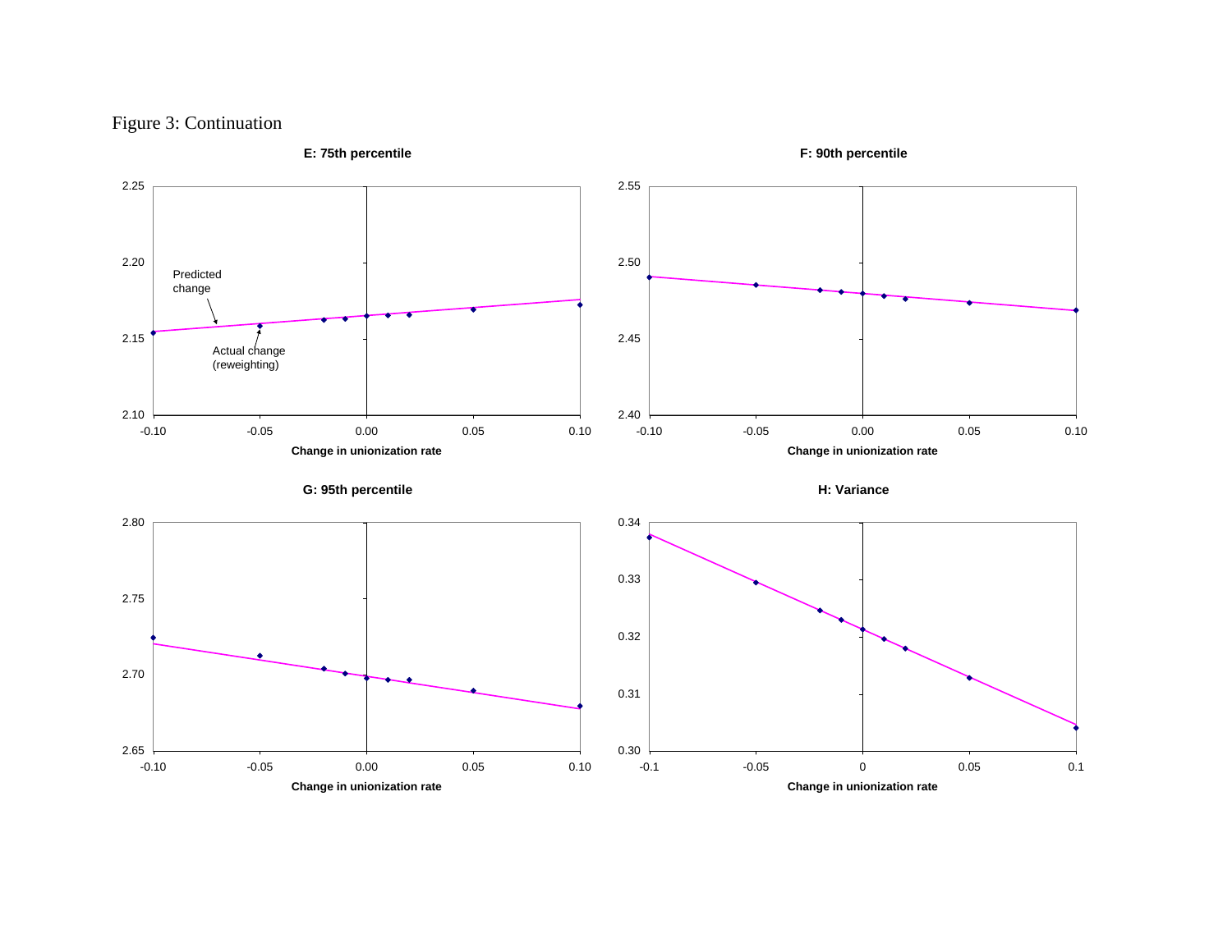Figure 3: Continuation

**E: 75th percentile**

2.25
2.20
2.15
2.10

Predicted change

Actual change (reweighting)

-0.10 -0.05 0.00 0.05 0.10

Change in unionization rate

**F: 90th percentile**

2.55
2.50
2.45
2.40

-0.10 -0.05 0.00 0.05 0.10

Change in unionization rate

**G: 95th percentile**

2.80
2.75
2.70
2.65

-0.10 -0.05 0.00 0.05 0.10

Change in unionization rate

**H: Variance**

0.34
0.33
0.32
0.31
0.30

-0.1 -0.05 0 0.05 0.1

Change in unionization rate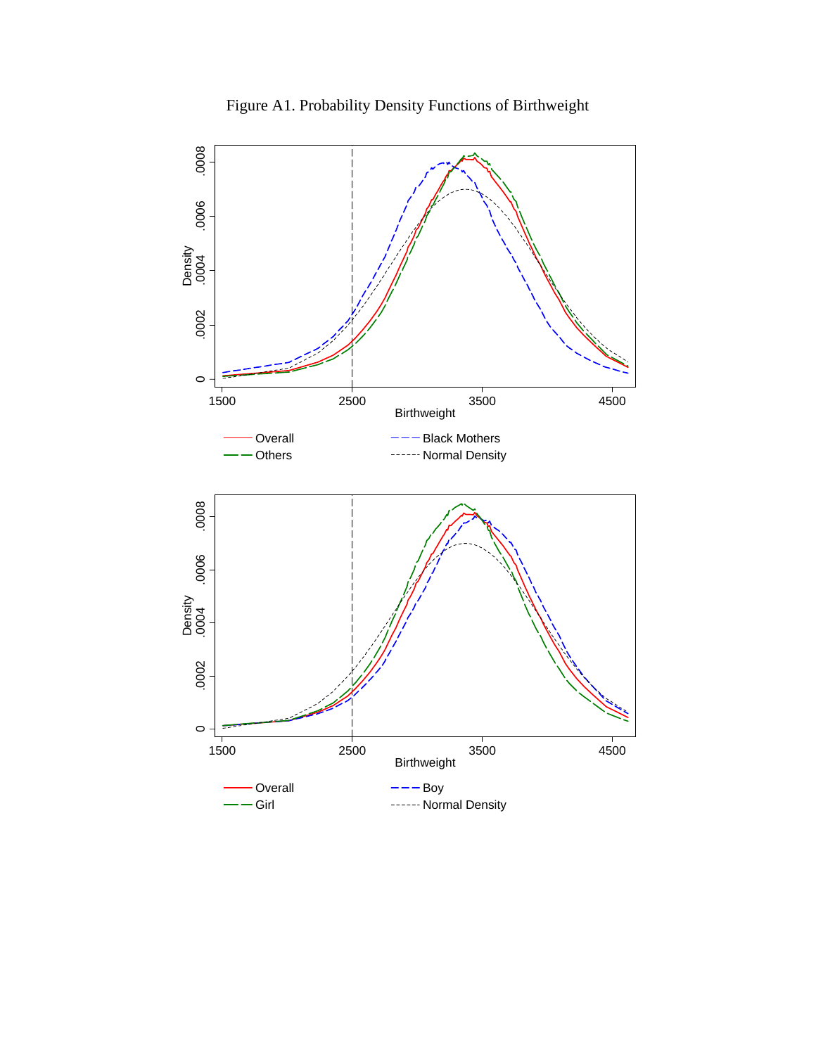Figure A1. Probability Density Functions of Birthweight

Density

0 .0002 .0004 .0006 .0008

1500 2500 3500 4500

Birthweight

Overall

Black Mothers

Others

Normal Density

Density

0 .0002 .0004 .0006 .0008

1500 2500 3500 4500

Birthweight

Overall

Boy

Girl

Normal Density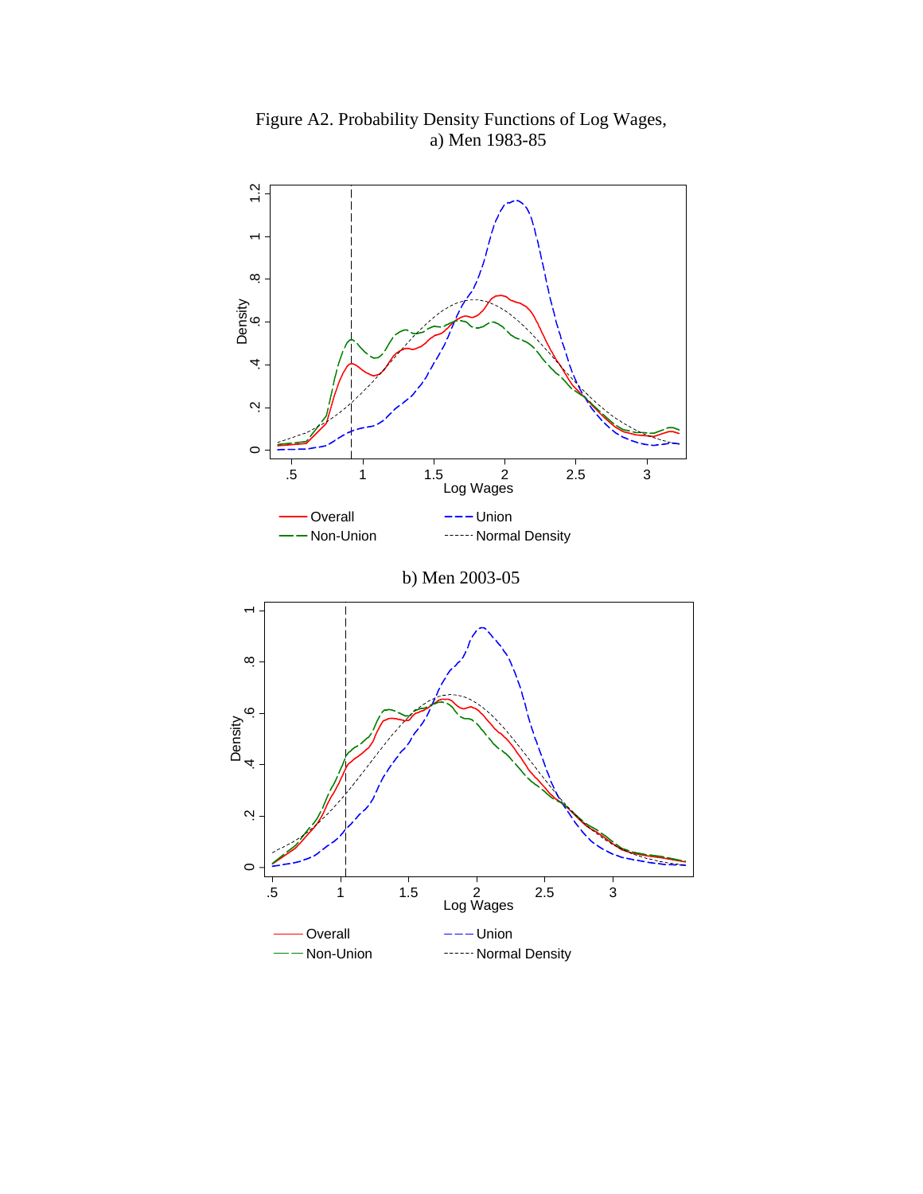Figure A2. Probability Density Functions of Log Wages,
a) Men 1983-85

Density

0
.2
.4
.6
.8
1
1.2

.5
1
1.5
2
2.5
3

Log Wages

Overall
Union
Non-Union
Normal Density

b) Men 2003-05

Density

0
.2
.4
.6
.8
1

.5
1
1.5
2
2.5
3

Log Wages

Overall
Union
Non-Union
Normal Density